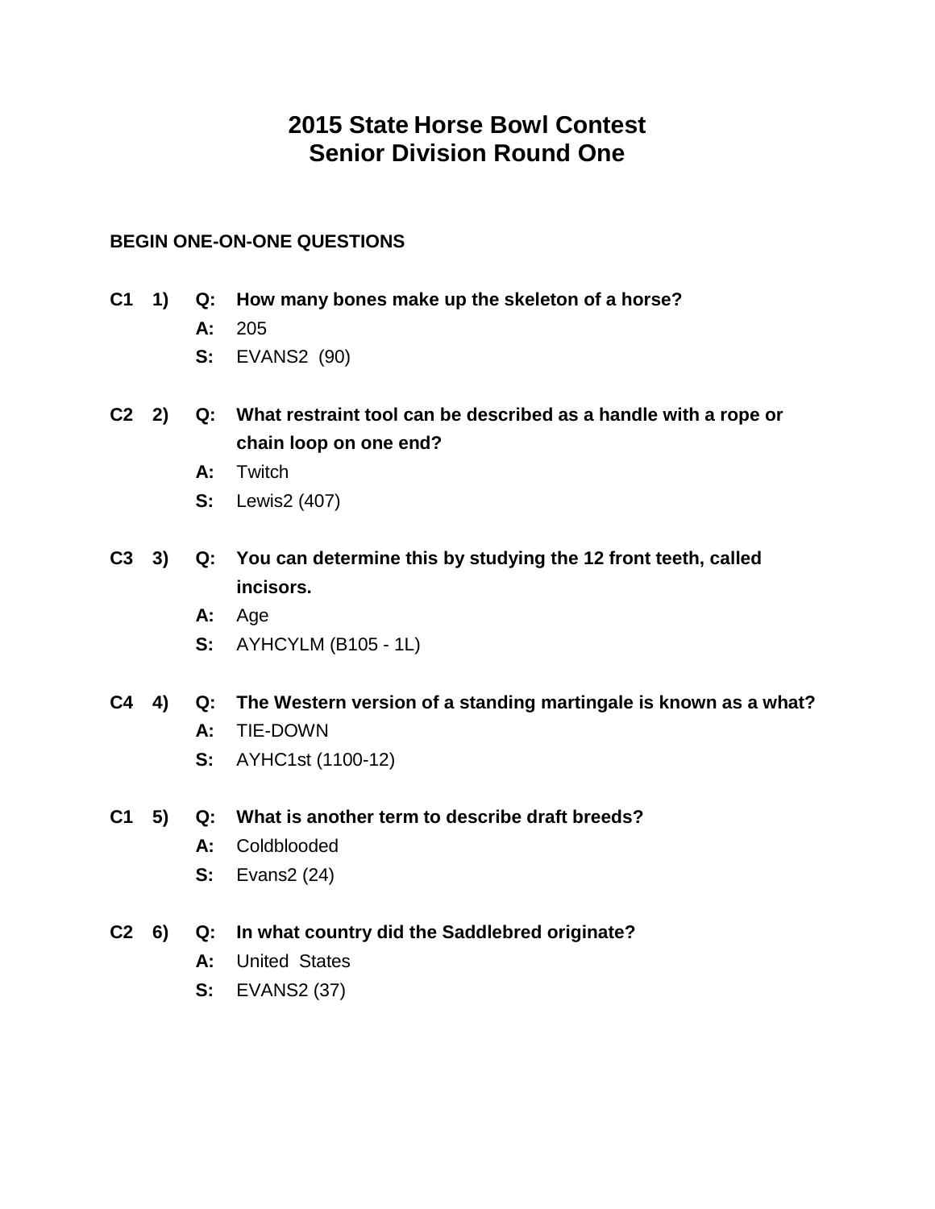# 2015 State Horse Bowl Contest
# Senior Division Round One

**BEGIN ONE-ON-ONE QUESTIONS**

**C1 1) Q: How many bones make up the skeleton of a horse?**
A: 205
S: EVANS2 (90)

**C2 2) Q: What restraint tool can be described as a handle with a rope or chain loop on one end?**
A: Twitch
S: Lewis2 (407)

**C3 3) Q: You can determine this by studying the 12 front teeth, called incisors.**
A: Age
S: AYHCYLM (B105 - 1L)

**C4 4) Q: The Western version of a standing martingale is known as a what?**
A: TIE-DOWN
S: AYHC1st (1100-12)

**C1 5) Q: What is another term to describe draft breeds?**
A: Coldblooded
S: Evans2 (24)

**C2 6) Q: In what country did the Saddlebred originate?**
A: United States
S: EVANS2 (37)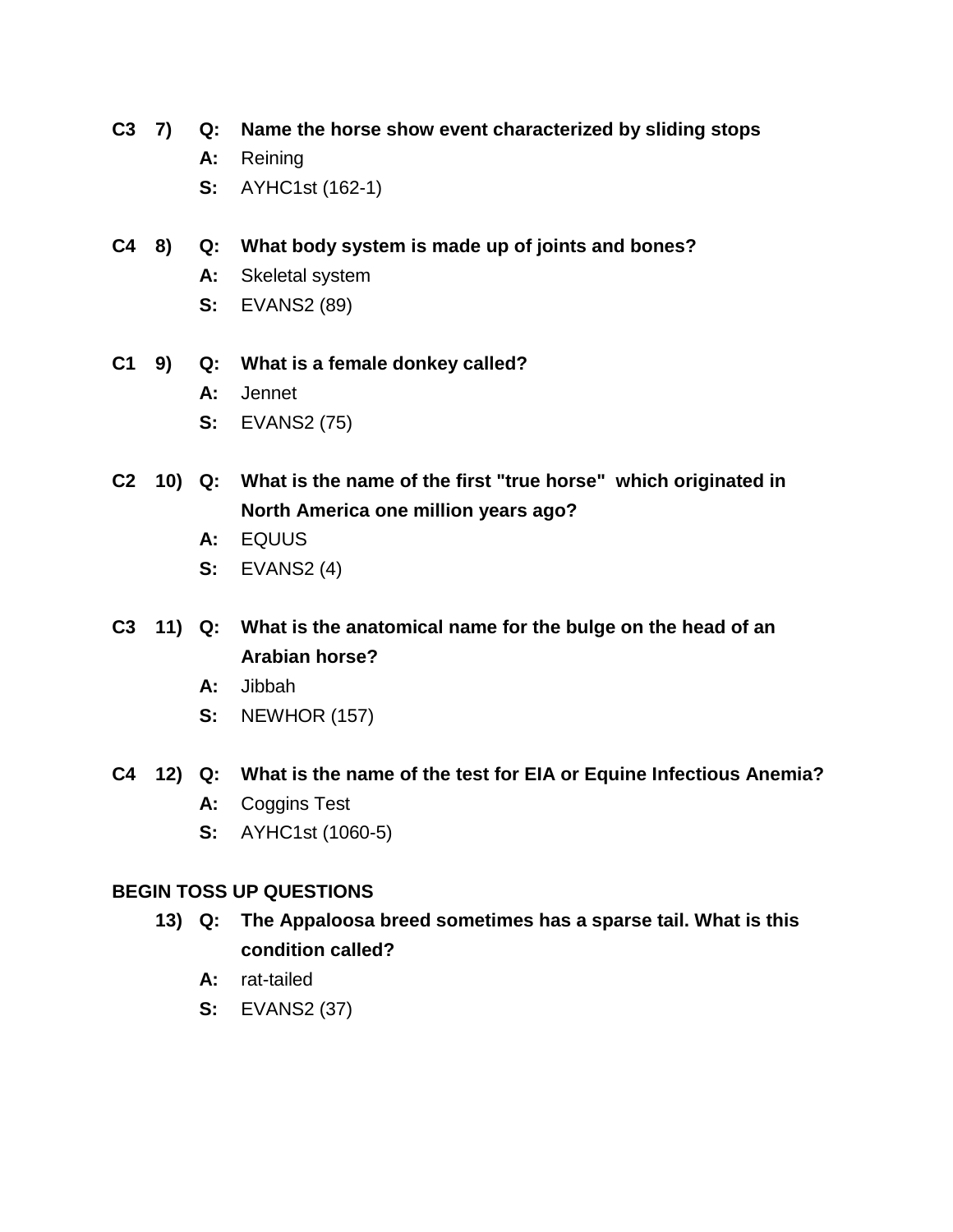**C3 7) Q: Name the horse show event characterized by sliding stops**

**A:** Reining

**S:** AYHC1st (162-1)

**C4 8) Q: What body system is made up of joints and bones?**

**A:** Skeletal system

**S:** EVANS2 (89)

**C1 9) Q: What is a female donkey called?**

**A:** Jennet

**S:** EVANS2 (75)

**C2 10) Q: What is the name of the first "true horse" which originated in North America one million years ago?**

**A:** EQUUS

**S:** EVANS2 (4)

**C3 11) Q: What is the anatomical name for the bulge on the head of an Arabian horse?**

**A:** Jibbah

**S:** NEWHOR (157)

**C4 12) Q: What is the name of the test for EIA or Equine Infectious Anemia?**

**A:** Coggins Test

**S:** AYHC1st (1060-5)

**BEGIN TOSS UP QUESTIONS**

**13) Q: The Appaloosa breed sometimes has a sparse tail. What is this condition called?**

**A:** rat-tailed

**S:** EVANS2 (37)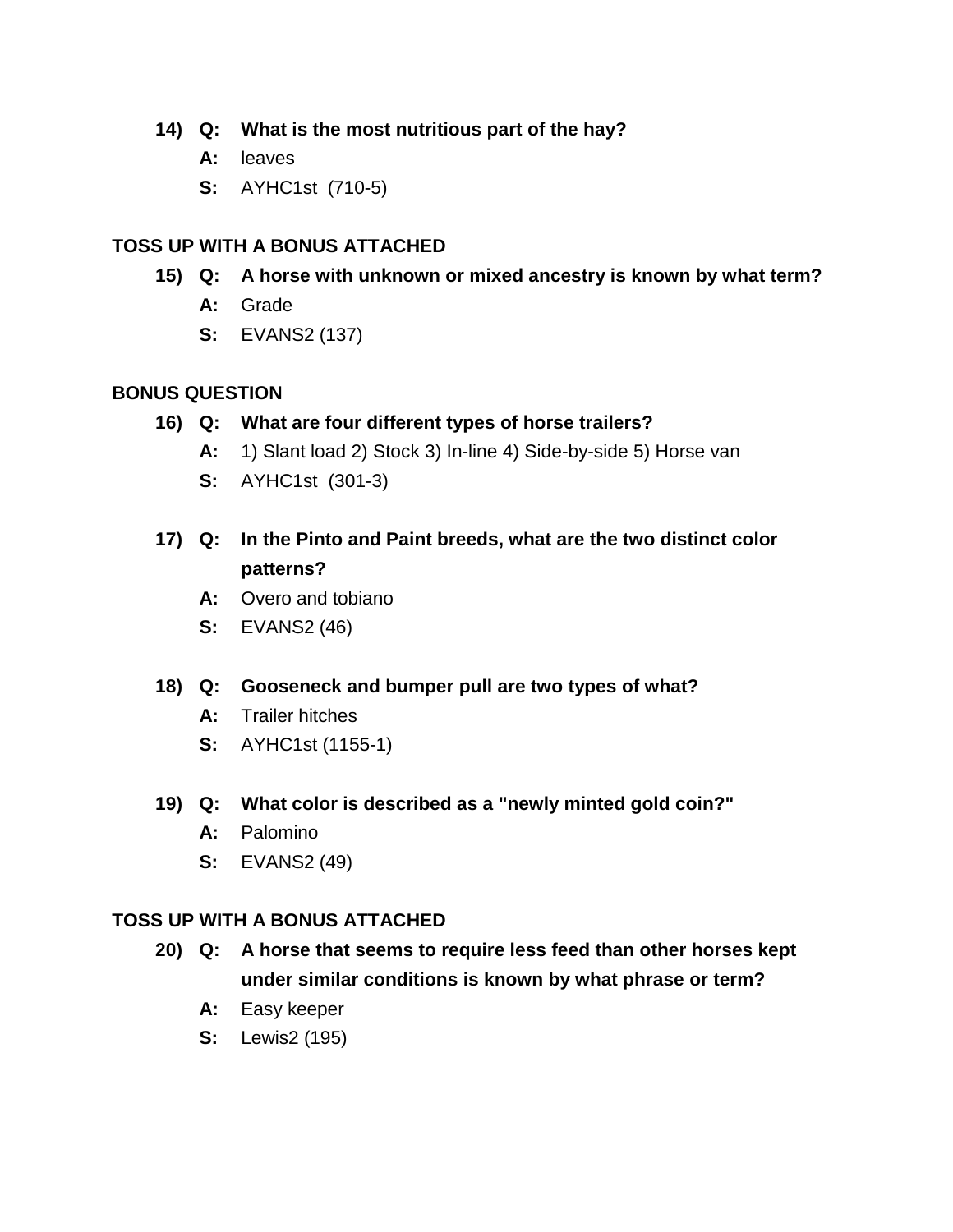14) **Q:** **What is the most nutritious part of the hay?**
    **A:** leaves
    **S:** AYHC1st (710-5)

**TOSS UP WITH A BONUS ATTACHED**

15) **Q:** **A horse with unknown or mixed ancestry is known by what term?**
    **A:** Grade
    **S:** EVANS2 (137)

**BONUS QUESTION**

16) **Q:** **What are four different types of horse trailers?**
    **A:** 1) Slant load 2) Stock 3) In-line 4) Side-by-side 5) Horse van
    **S:** AYHC1st (301-3)

17) **Q:** **In the Pinto and Paint breeds, what are the two distinct color patterns?**
    **A:** Overo and tobiano
    **S:** EVANS2 (46)

18) **Q:** **Gooseneck and bumper pull are two types of what?**
    **A:** Trailer hitches
    **S:** AYHC1st (1155-1)

19) **Q:** **What color is described as a "newly minted gold coin?"**
    **A:** Palomino
    **S:** EVANS2 (49)

**TOSS UP WITH A BONUS ATTACHED**

20) **Q:** **A horse that seems to require less feed than other horses kept under similar conditions is known by what phrase or term?**
    **A:** Easy keeper
    **S:** Lewis2 (195)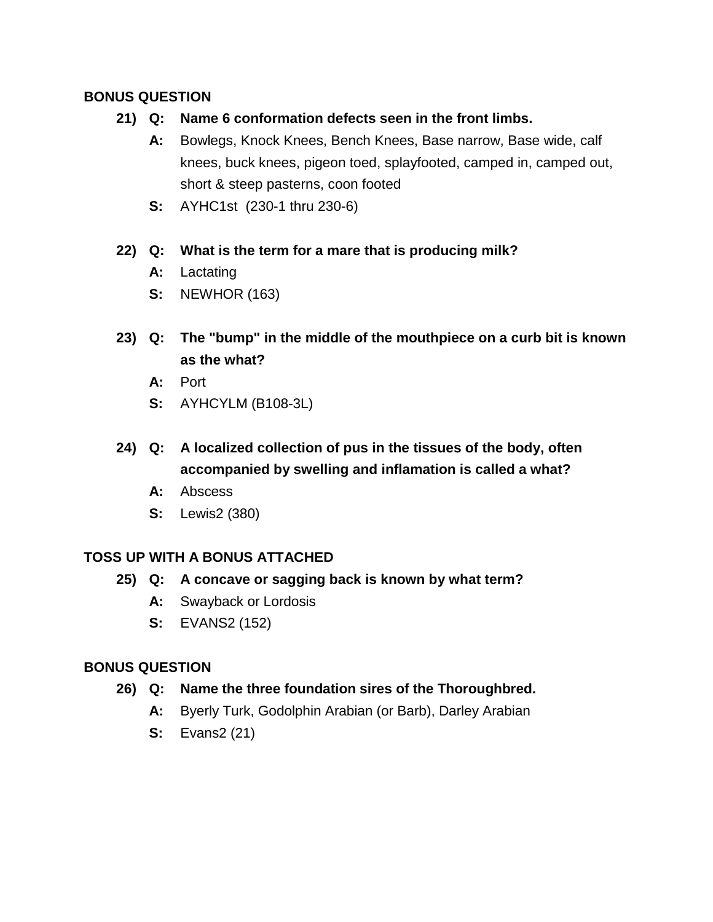**BONUS QUESTION**

**21) Q: Name 6 conformation defects seen in the front limbs.**

**A:** Bowlegs, Knock Knees, Bench Knees, Base narrow, Base wide, calf knees, buck knees, pigeon toed, splayfooted, camped in, camped out, short & steep pasterns, coon footed

**S:** AYHC1st (230-1 thru 230-6)

**22) Q: What is the term for a mare that is producing milk?**

**A:** Lactating

**S:** NEWHOR (163)

**23) Q: The "bump" in the middle of the mouthpiece on a curb bit is known as the what?**

**A:** Port

**S:** AYHCYLM (B108-3L)

**24) Q: A localized collection of pus in the tissues of the body, often accompanied by swelling and inflamation is called a what?**

**A:** Abscess

**S:** Lewis2 (380)

**TOSS UP WITH A BONUS ATTACHED**

**25) Q: A concave or sagging back is known by what term?**

**A:** Swayback or Lordosis

**S:** EVANS2 (152)

**BONUS QUESTION**

**26) Q: Name the three foundation sires of the Thoroughbred.**

**A:** Byerly Turk, Godolphin Arabian (or Barb), Darley Arabian

**S:** Evans2 (21)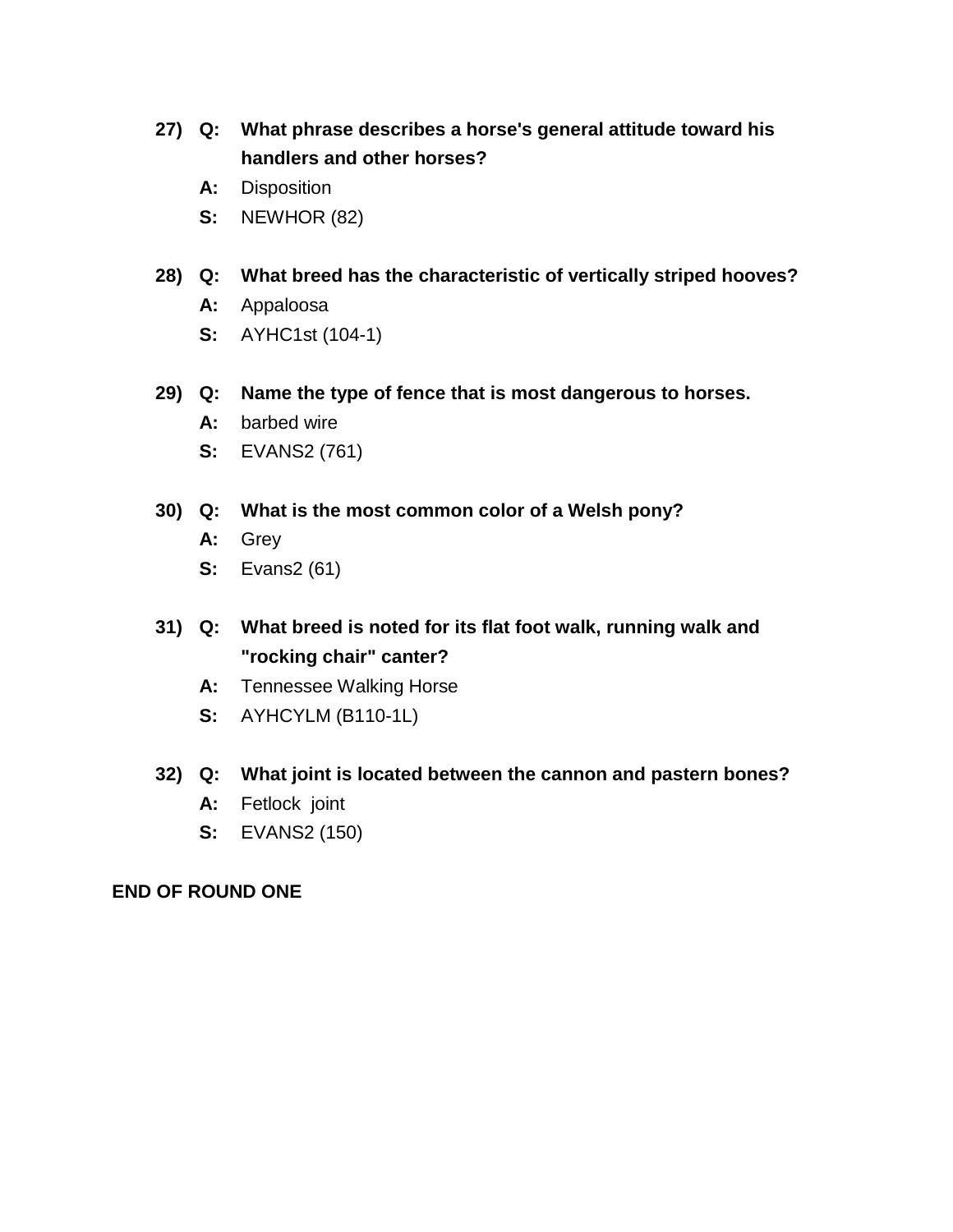27) **Q: What phrase describes a horse's general attitude toward his handlers and other horses?**

**A:** Disposition

**S:** NEWHOR (82)

28) **Q: What breed has the characteristic of vertically striped hooves?**

**A:** Appaloosa

**S:** AYHC1st (104-1)

29) **Q: Name the type of fence that is most dangerous to horses.**

**A:** barbed wire

**S:** EVANS2 (761)

30) **Q: What is the most common color of a Welsh pony?**

**A:** Grey

**S:** Evans2 (61)

31) **Q: What breed is noted for its flat foot walk, running walk and "rocking chair" canter?**

**A:** Tennessee Walking Horse

**S:** AYHCYLM (B110-1L)

32) **Q: What joint is located between the cannon and pastern bones?**

**A:** Fetlock joint

**S:** EVANS2 (150)

**END OF ROUND ONE**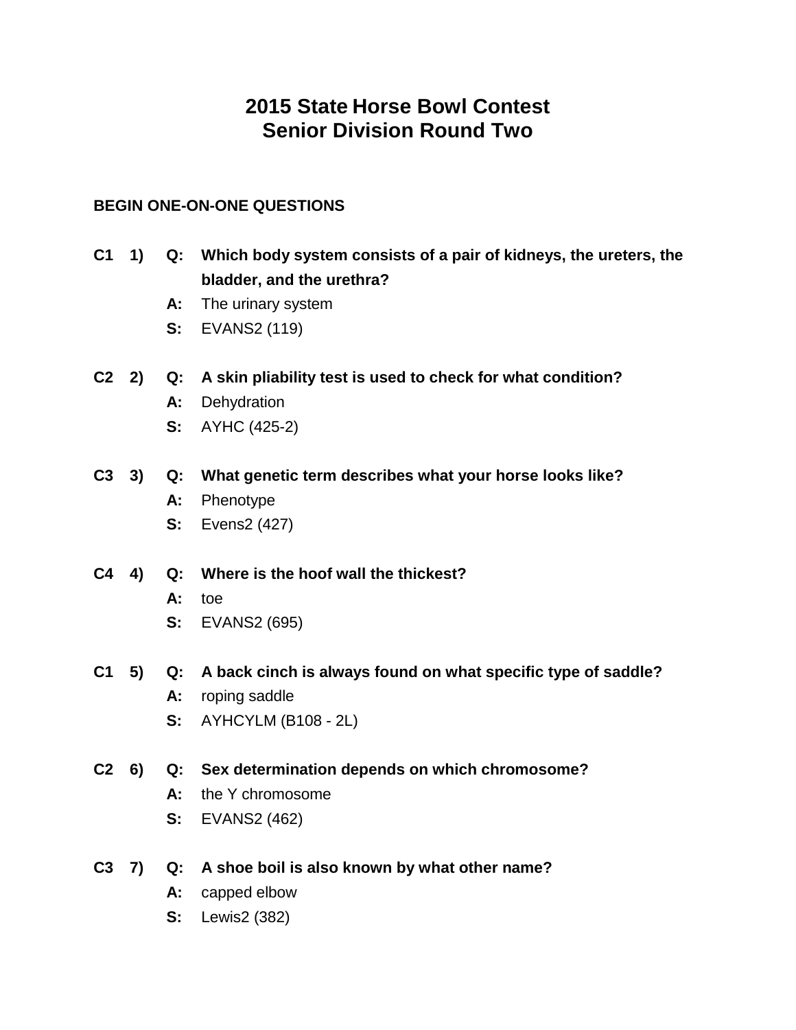# 2015 State Horse Bowl Contest
# Senior Division Round Two

**BEGIN ONE-ON-ONE QUESTIONS**

**C1 1) Q: Which body system consists of a pair of kidneys, the ureters, the bladder, and the urethra?**
**A:** The urinary system
**S:** EVANS2 (119)

**C2 2) Q: A skin pliability test is used to check for what condition?**
**A:** Dehydration
**S:** AYHC (425-2)

**C3 3) Q: What genetic term describes what your horse looks like?**
**A:** Phenotype
**S:** Evens2 (427)

**C4 4) Q: Where is the hoof wall the thickest?**
**A:** toe
**S:** EVANS2 (695)

**C1 5) Q: A back cinch is always found on what specific type of saddle?**
**A:** roping saddle
**S:** AYHCYLM (B108 - 2L)

**C2 6) Q: Sex determination depends on which chromosome?**
**A:** the Y chromosome
**S:** EVANS2 (462)

**C3 7) Q: A shoe boil is also known by what other name?**
**A:** capped elbow
**S:** Lewis2 (382)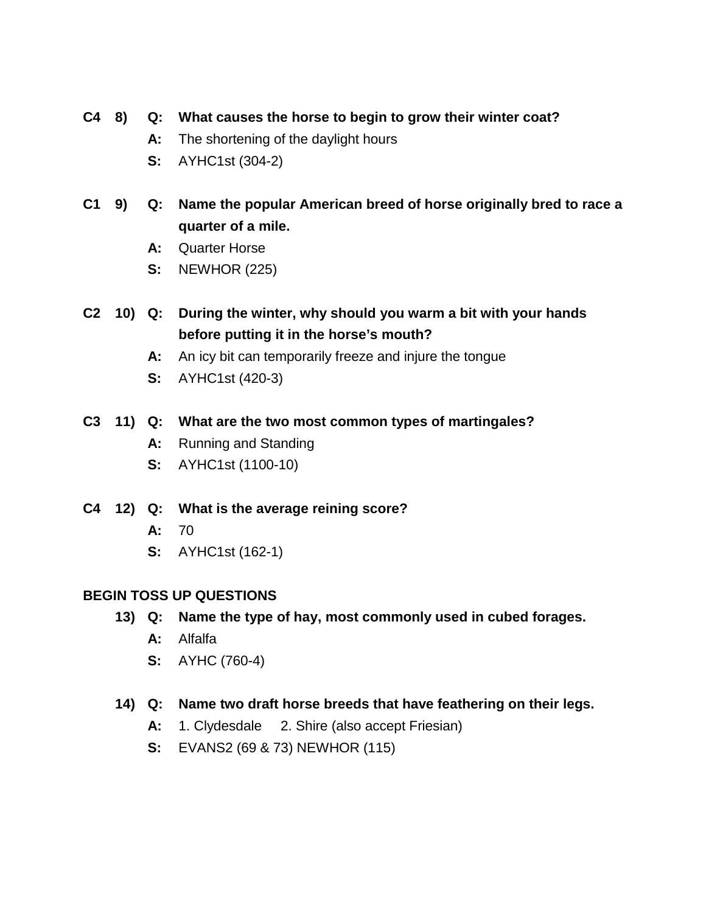**C4 8) Q: What causes the horse to begin to grow their winter coat?**

**A:** The shortening of the daylight hours

**S:** AYHC1st (304-2)

**C1 9) Q: Name the popular American breed of horse originally bred to race a quarter of a mile.**

**A:** Quarter Horse

**S:** NEWHOR (225)

**C2 10) Q: During the winter, why should you warm a bit with your hands before putting it in the horse's mouth?**

**A:** An icy bit can temporarily freeze and injure the tongue

**S:** AYHC1st (420-3)

**C3 11) Q: What are the two most common types of martingales?**

**A:** Running and Standing

**S:** AYHC1st (1100-10)

**C4 12) Q: What is the average reining score?**

**A:** 70

**S:** AYHC1st (162-1)

**BEGIN TOSS UP QUESTIONS**

**13) Q: Name the type of hay, most commonly used in cubed forages.**

**A:** Alfalfa

**S:** AYHC (760-4)

**14) Q: Name two draft horse breeds that have feathering on their legs.**

**A:** 1. Clydesdale 2. Shire (also accept Friesian)

**S:** EVANS2 (69 & 73) NEWHOR (115)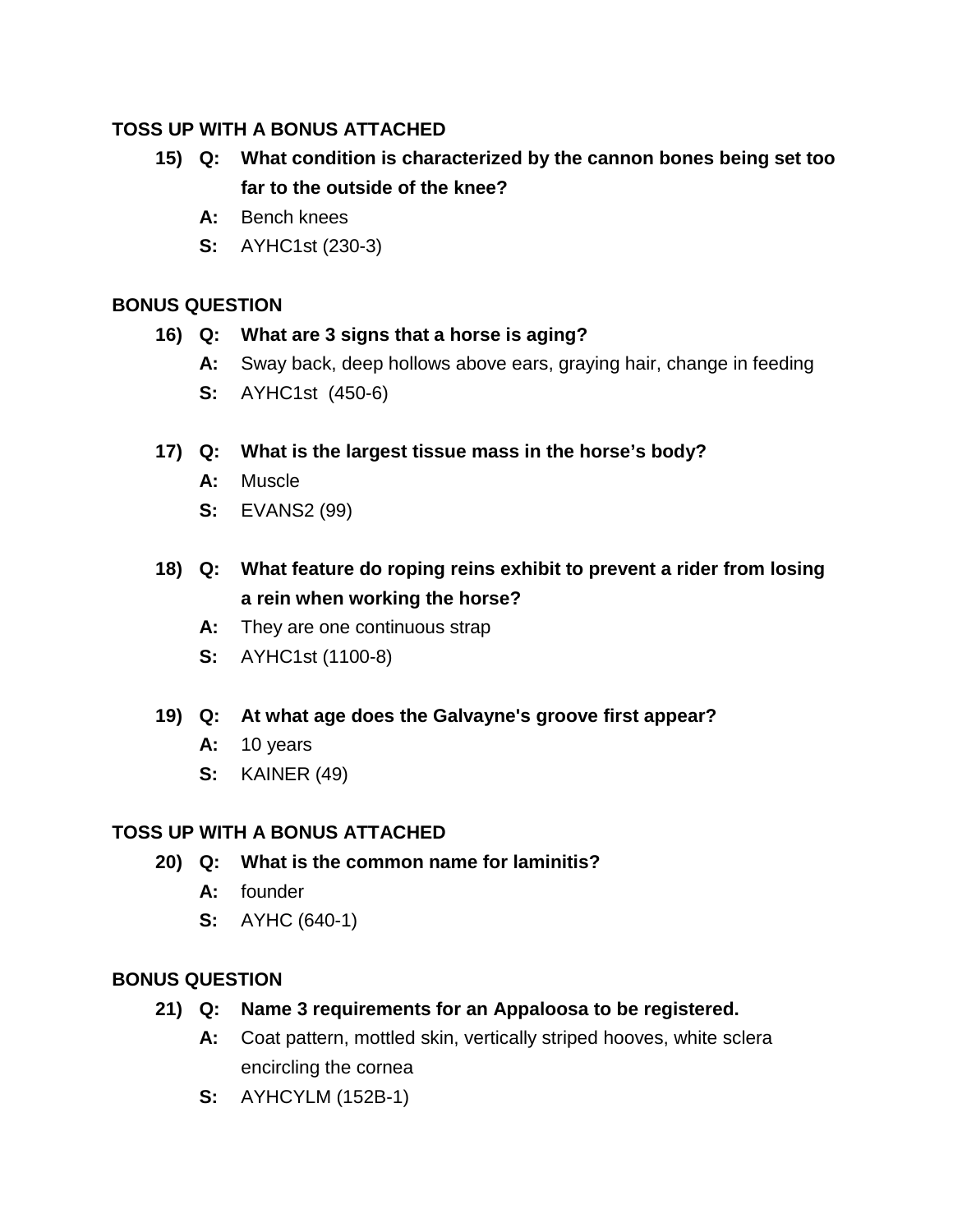**TOSS UP WITH A BONUS ATTACHED**

15) **Q: What condition is characterized by the cannon bones being set too far to the outside of the knee?**

**A:** Bench knees

**S:** AYHC1st (230-3)

**BONUS QUESTION**

16) **Q: What are 3 signs that a horse is aging?**

**A:** Sway back, deep hollows above ears, graying hair, change in feeding

**S:** AYHC1st (450-6)

17) **Q: What is the largest tissue mass in the horse's body?**

**A:** Muscle

**S:** EVANS2 (99)

18) **Q: What feature do roping reins exhibit to prevent a rider from losing a rein when working the horse?**

**A:** They are one continuous strap

**S:** AYHC1st (1100-8)

19) **Q: At what age does the Galvayne's groove first appear?**

**A:** 10 years

**S:** KAINER (49)

**TOSS UP WITH A BONUS ATTACHED**

20) **Q: What is the common name for laminitis?**

**A:** founder

**S:** AYHC (640-1)

**BONUS QUESTION**

21) **Q: Name 3 requirements for an Appaloosa to be registered.**

**A:** Coat pattern, mottled skin, vertically striped hooves, white sclera encircling the cornea

**S:** AYHCYLM (152B-1)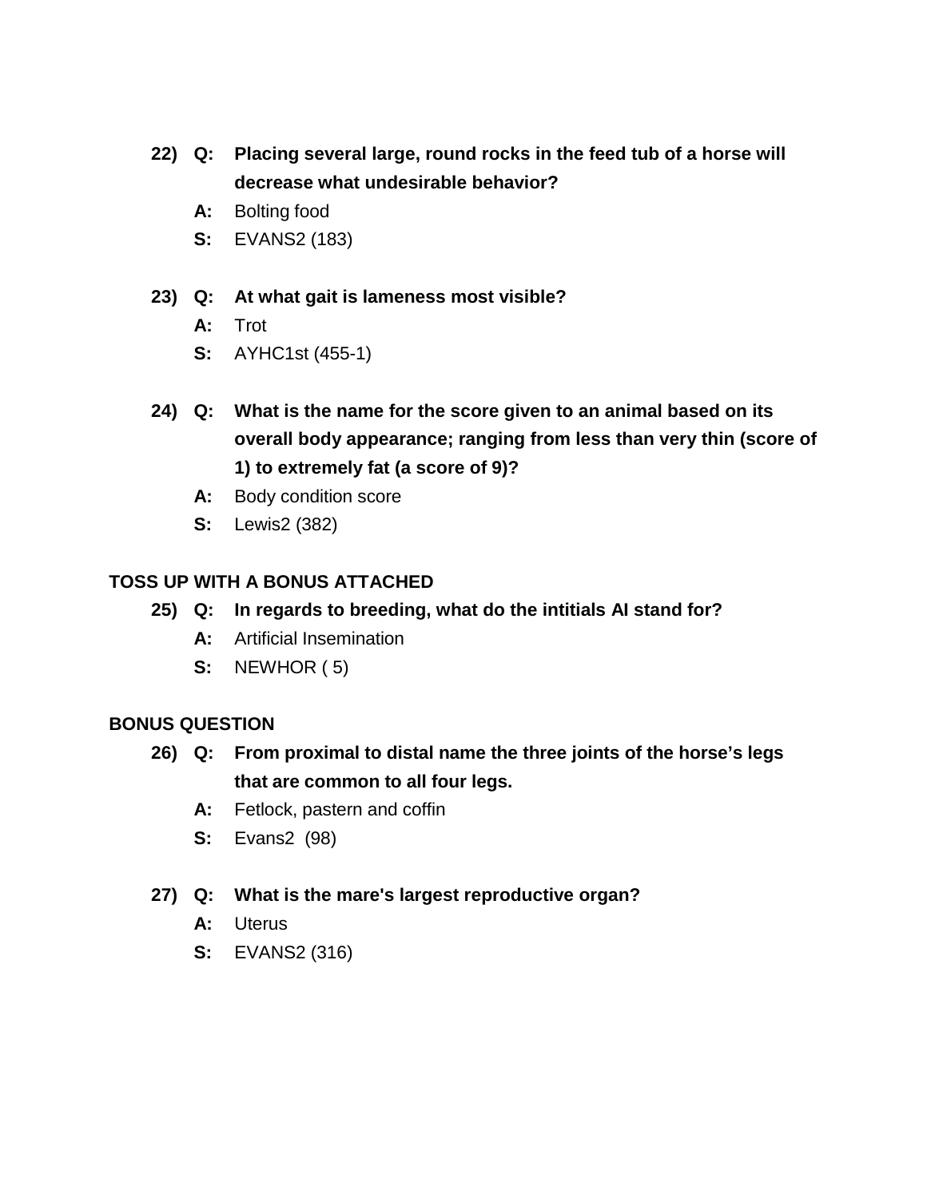22) **Q: Placing several large, round rocks in the feed tub of a horse will decrease what undesirable behavior?**

**A:** Bolting food

**S:** EVANS2 (183)

23) **Q: At what gait is lameness most visible?**

**A:** Trot

**S:** AYHC1st (455-1)

24) **Q: What is the name for the score given to an animal based on its overall body appearance; ranging from less than very thin (score of 1) to extremely fat (a score of 9)?**

**A:** Body condition score

**S:** Lewis2 (382)

**TOSS UP WITH A BONUS ATTACHED**

25) **Q: In regards to breeding, what do the intitials AI stand for?**

**A:** Artificial Insemination

**S:** NEWHOR ( 5)

**BONUS QUESTION**

26) **Q: From proximal to distal name the three joints of the horse's legs that are common to all four legs.**

**A:** Fetlock, pastern and coffin

**S:** Evans2 (98)

27) **Q: What is the mare's largest reproductive organ?**

**A:** Uterus

**S:** EVANS2 (316)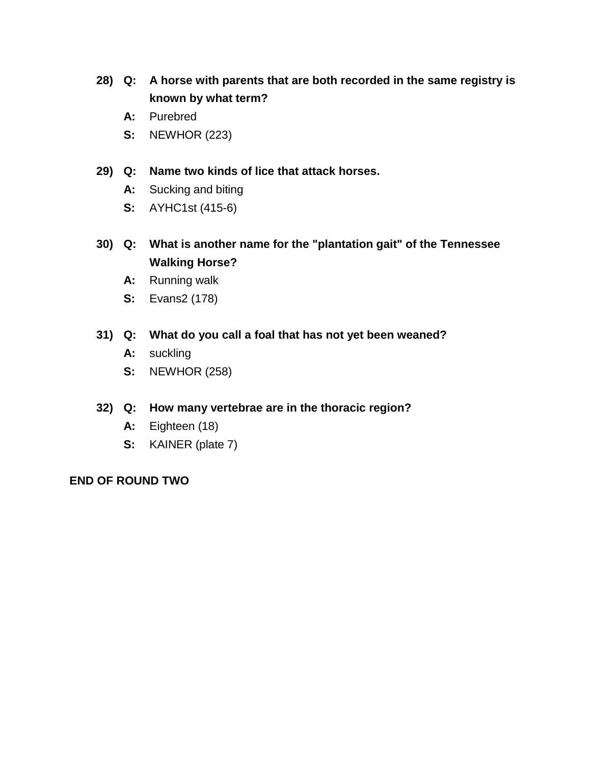**28) Q: A horse with parents that are both recorded in the same registry is known by what term?**

**A:** Purebred

**S:** NEWHOR (223)

**29) Q: Name two kinds of lice that attack horses.**

**A:** Sucking and biting

**S:** AYHC1st (415-6)

**30) Q: What is another name for the "plantation gait" of the Tennessee Walking Horse?**

**A:** Running walk

**S:** Evans2 (178)

**31) Q: What do you call a foal that has not yet been weaned?**

**A:** suckling

**S:** NEWHOR (258)

**32) Q: How many vertebrae are in the thoracic region?**

**A:** Eighteen (18)

**S:** KAINER (plate 7)

**END OF ROUND TWO**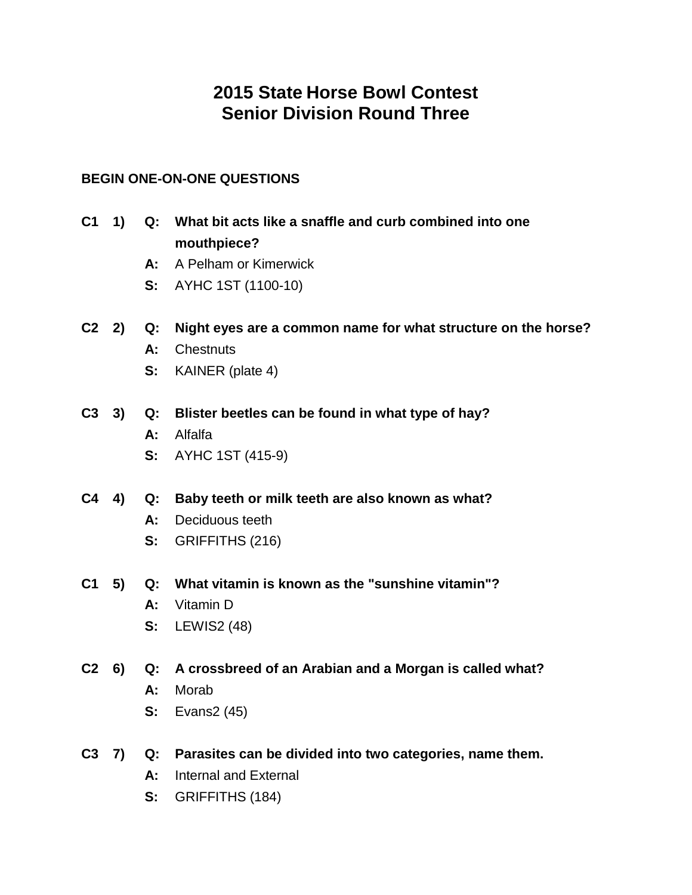# 2015 State Horse Bowl Contest
# Senior Division Round Three

**BEGIN ONE-ON-ONE QUESTIONS**

**C1 1) Q: What bit acts like a snaffle and curb combined into one mouthpiece?**
**A:** A Pelham or Kimerwick
**S:** AYHC 1ST (1100-10)

**C2 2) Q: Night eyes are a common name for what structure on the horse?**
**A:** Chestnuts
**S:** KAINER (plate 4)

**C3 3) Q: Blister beetles can be found in what type of hay?**
**A:** Alfalfa
**S:** AYHC 1ST (415-9)

**C4 4) Q: Baby teeth or milk teeth are also known as what?**
**A:** Deciduous teeth
**S:** GRIFFITHS (216)

**C1 5) Q: What vitamin is known as the "sunshine vitamin"?**
**A:** Vitamin D
**S:** LEWIS2 (48)

**C2 6) Q: A crossbreed of an Arabian and a Morgan is called what?**
**A:** Morab
**S:** Evans2 (45)

**C3 7) Q: Parasites can be divided into two categories, name them.**
**A:** Internal and External
**S:** GRIFFITHS (184)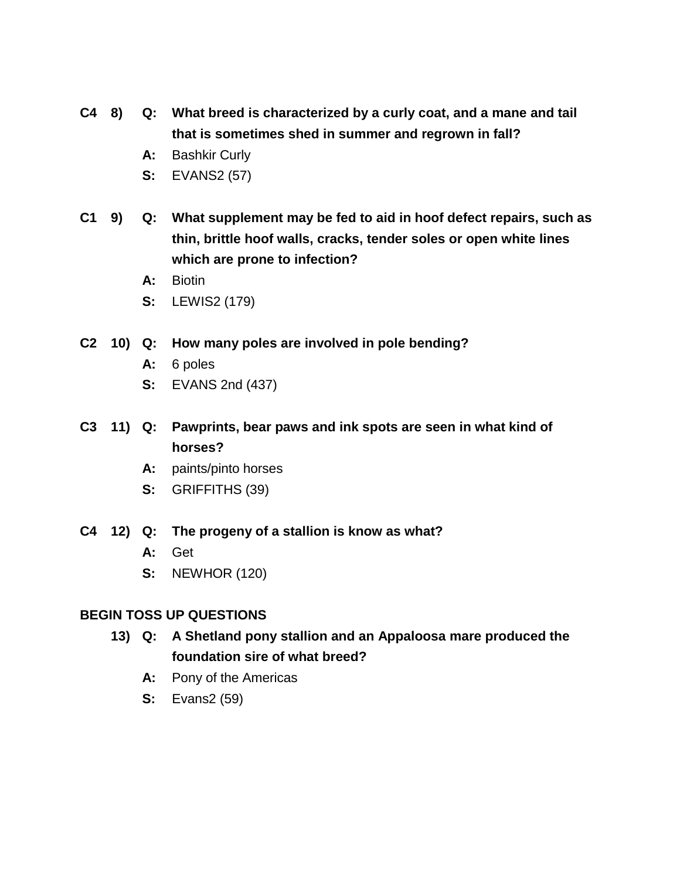**C4 8) Q: What breed is characterized by a curly coat, and a mane and tail that is sometimes shed in summer and regrown in fall?**

**A:** Bashkir Curly

**S:** EVANS2 (57)

**C1 9) Q: What supplement may be fed to aid in hoof defect repairs, such as thin, brittle hoof walls, cracks, tender soles or open white lines which are prone to infection?**

**A:** Biotin

**S:** LEWIS2 (179)

**C2 10) Q: How many poles are involved in pole bending?**

**A:** 6 poles

**S:** EVANS 2nd (437)

**C3 11) Q: Pawprints, bear paws and ink spots are seen in what kind of horses?**

**A:** paints/pinto horses

**S:** GRIFFITHS (39)

**C4 12) Q: The progeny of a stallion is know as what?**

**A:** Get

**S:** NEWHOR (120)

**BEGIN TOSS UP QUESTIONS**

**13) Q: A Shetland pony stallion and an Appaloosa mare produced the foundation sire of what breed?**

**A:** Pony of the Americas

**S:** Evans2 (59)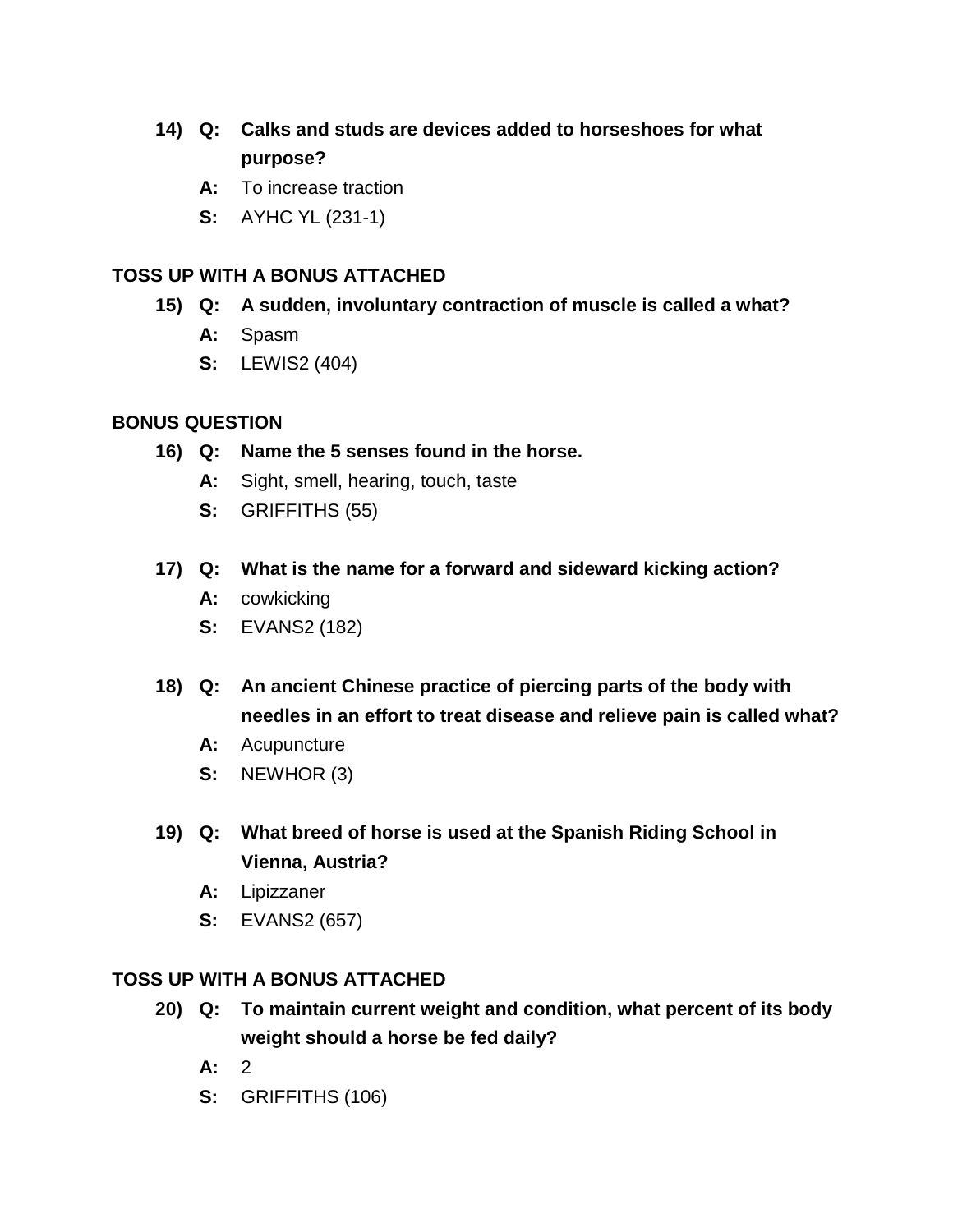14) **Q: Calks and studs are devices added to horseshoes for what purpose?**

**A:** To increase traction

**S:** AYHC YL (231-1)

**TOSS UP WITH A BONUS ATTACHED**

15) **Q: A sudden, involuntary contraction of muscle is called a what?**

**A:** Spasm

**S:** LEWIS2 (404)

**BONUS QUESTION**

16) **Q: Name the 5 senses found in the horse.**

**A:** Sight, smell, hearing, touch, taste

**S:** GRIFFITHS (55)

17) **Q: What is the name for a forward and sideward kicking action?**

**A:** cowkicking

**S:** EVANS2 (182)

18) **Q: An ancient Chinese practice of piercing parts of the body with needles in an effort to treat disease and relieve pain is called what?**

**A:** Acupuncture

**S:** NEWHOR (3)

19) **Q: What breed of horse is used at the Spanish Riding School in Vienna, Austria?**

**A:** Lipizzaner

**S:** EVANS2 (657)

**TOSS UP WITH A BONUS ATTACHED**

20) **Q: To maintain current weight and condition, what percent of its body weight should a horse be fed daily?**

**A:** 2

**S:** GRIFFITHS (106)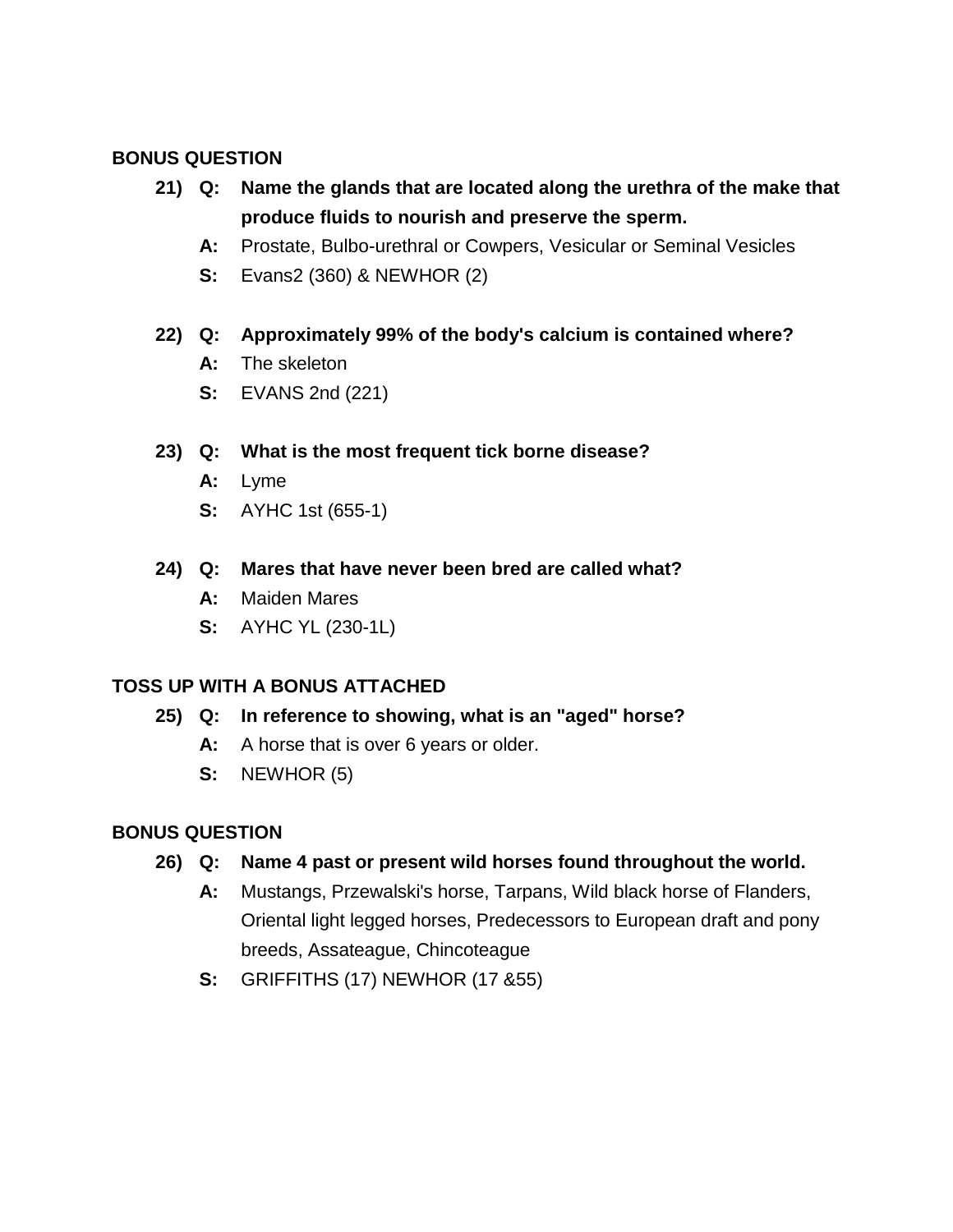**BONUS QUESTION**

21) **Q: Name the glands that are located along the urethra of the make that produce fluids to nourish and preserve the sperm.**

   **A:** Prostate, Bulbo-urethral or Cowpers, Vesicular or Seminal Vesicles

   **S:** Evans2 (360) & NEWHOR (2)

22) **Q: Approximately 99% of the body's calcium is contained where?**

   **A:** The skeleton

   **S:** EVANS 2nd (221)

23) **Q: What is the most frequent tick borne disease?**

   **A:** Lyme

   **S:** AYHC 1st (655-1)

24) **Q: Mares that have never been bred are called what?**

   **A:** Maiden Mares

   **S:** AYHC YL (230-1L)

**TOSS UP WITH A BONUS ATTACHED**

25) **Q: In reference to showing, what is an "aged" horse?**

   **A:** A horse that is over 6 years or older.

   **S:** NEWHOR (5)

**BONUS QUESTION**

26) **Q: Name 4 past or present wild horses found throughout the world.**

   **A:** Mustangs, Przewalski's horse, Tarpans, Wild black horse of Flanders, Oriental light legged horses, Predecessors to European draft and pony breeds, Assateague, Chincoteague

   **S:** GRIFFITHS (17) NEWHOR (17 &55)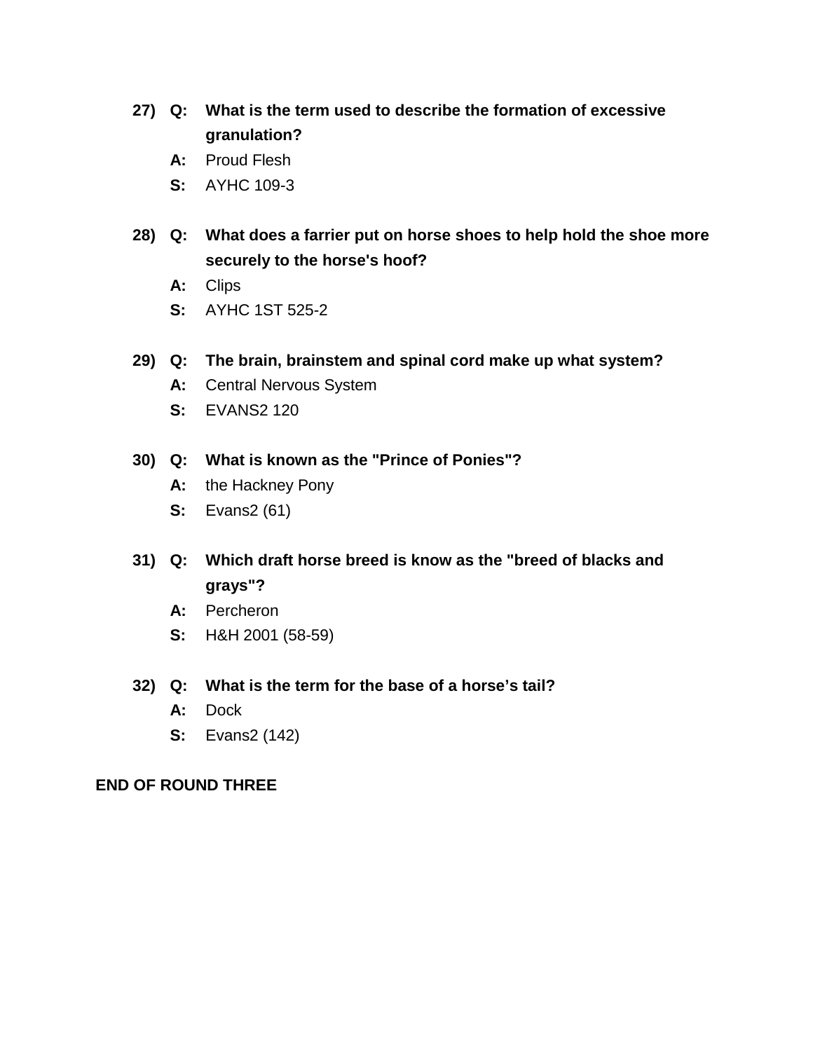27) **Q: What is the term used to describe the formation of excessive granulation?**

**A:** Proud Flesh

**S:** AYHC 109-3

28) **Q: What does a farrier put on horse shoes to help hold the shoe more securely to the horse's hoof?**

**A:** Clips

**S:** AYHC 1ST 525-2

29) **Q: The brain, brainstem and spinal cord make up what system?**

**A:** Central Nervous System

**S:** EVANS2 120

30) **Q: What is known as the "Prince of Ponies"?**

**A:** the Hackney Pony

**S:** Evans2 (61)

31) **Q: Which draft horse breed is know as the "breed of blacks and grays"?**

**A:** Percheron

**S:** H&H 2001 (58-59)

32) **Q: What is the term for the base of a horse's tail?**

**A:** Dock

**S:** Evans2 (142)

**END OF ROUND THREE**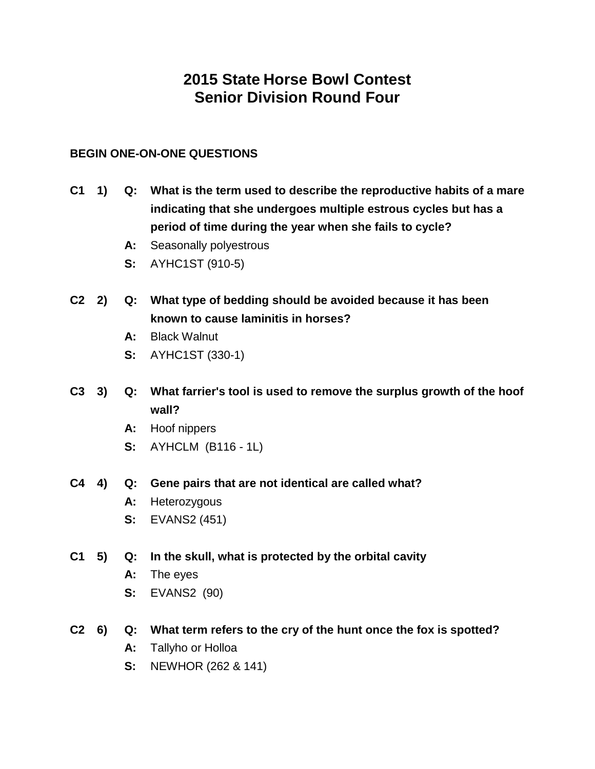# 2015 State Horse Bowl Contest
## Senior Division Round Four

**BEGIN ONE-ON-ONE QUESTIONS**

**C1 1) Q: What is the term used to describe the reproductive habits of a mare indicating that she undergoes multiple estrous cycles but has a period of time during the year when she fails to cycle?**

**A:** Seasonally polyestrous

**S:** AYHC1ST (910-5)

**C2 2) Q: What type of bedding should be avoided because it has been known to cause laminitis in horses?**

**A:** Black Walnut

**S:** AYHC1ST (330-1)

**C3 3) Q: What farrier's tool is used to remove the surplus growth of the hoof wall?**

**A:** Hoof nippers

**S:** AYHCLM (B116 - 1L)

**C4 4) Q: Gene pairs that are not identical are called what?**

**A:** Heterozygous

**S:** EVANS2 (451)

**C1 5) Q: In the skull, what is protected by the orbital cavity**

**A:** The eyes

**S:** EVANS2 (90)

**C2 6) Q: What term refers to the cry of the hunt once the fox is spotted?**

**A:** Tallyho or Holloa

**S:** NEWHOR (262 & 141)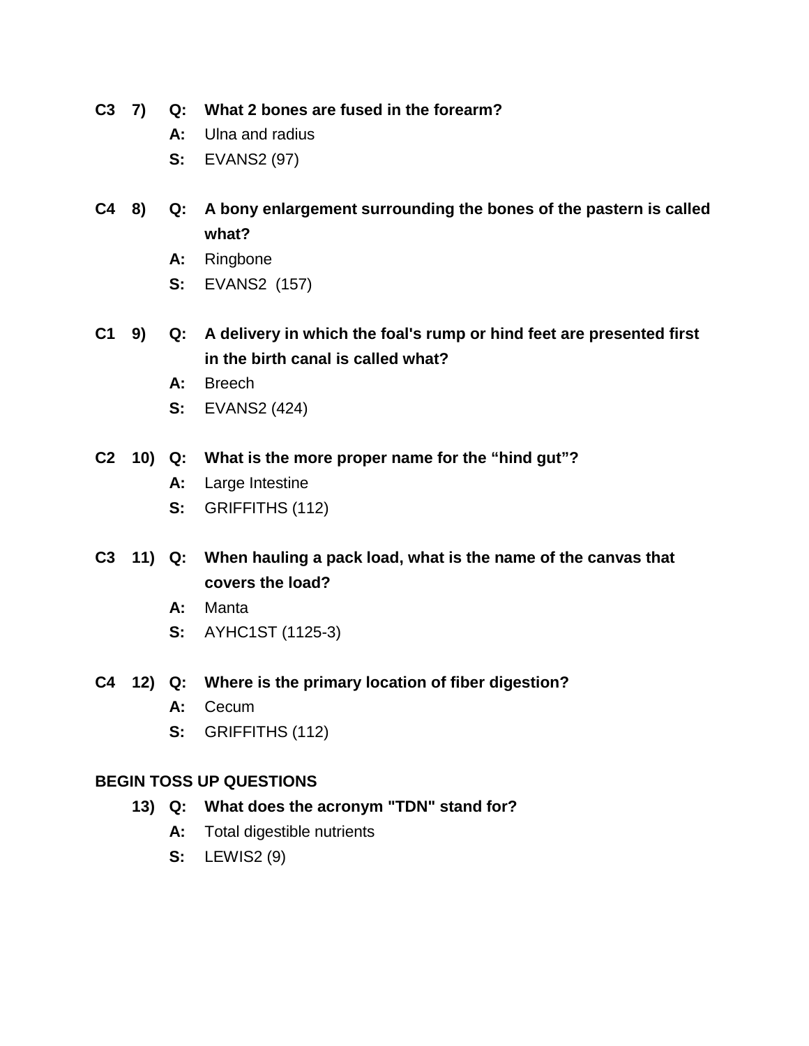**C3 7) Q: What 2 bones are fused in the forearm?**

**A:** Ulna and radius

**S:** EVANS2 (97)

**C4 8) Q: A bony enlargement surrounding the bones of the pastern is called what?**

**A:** Ringbone

**S:** EVANS2 (157)

**C1 9) Q: A delivery in which the foal's rump or hind feet are presented first in the birth canal is called what?**

**A:** Breech

**S:** EVANS2 (424)

**C2 10) Q: What is the more proper name for the "hind gut"?**

**A:** Large Intestine

**S:** GRIFFITHS (112)

**C3 11) Q: When hauling a pack load, what is the name of the canvas that covers the load?**

**A:** Manta

**S:** AYHC1ST (1125-3)

**C4 12) Q: Where is the primary location of fiber digestion?**

**A:** Cecum

**S:** GRIFFITHS (112)

**BEGIN TOSS UP QUESTIONS**

**13) Q: What does the acronym "TDN" stand for?**

**A:** Total digestible nutrients

**S:** LEWIS2 (9)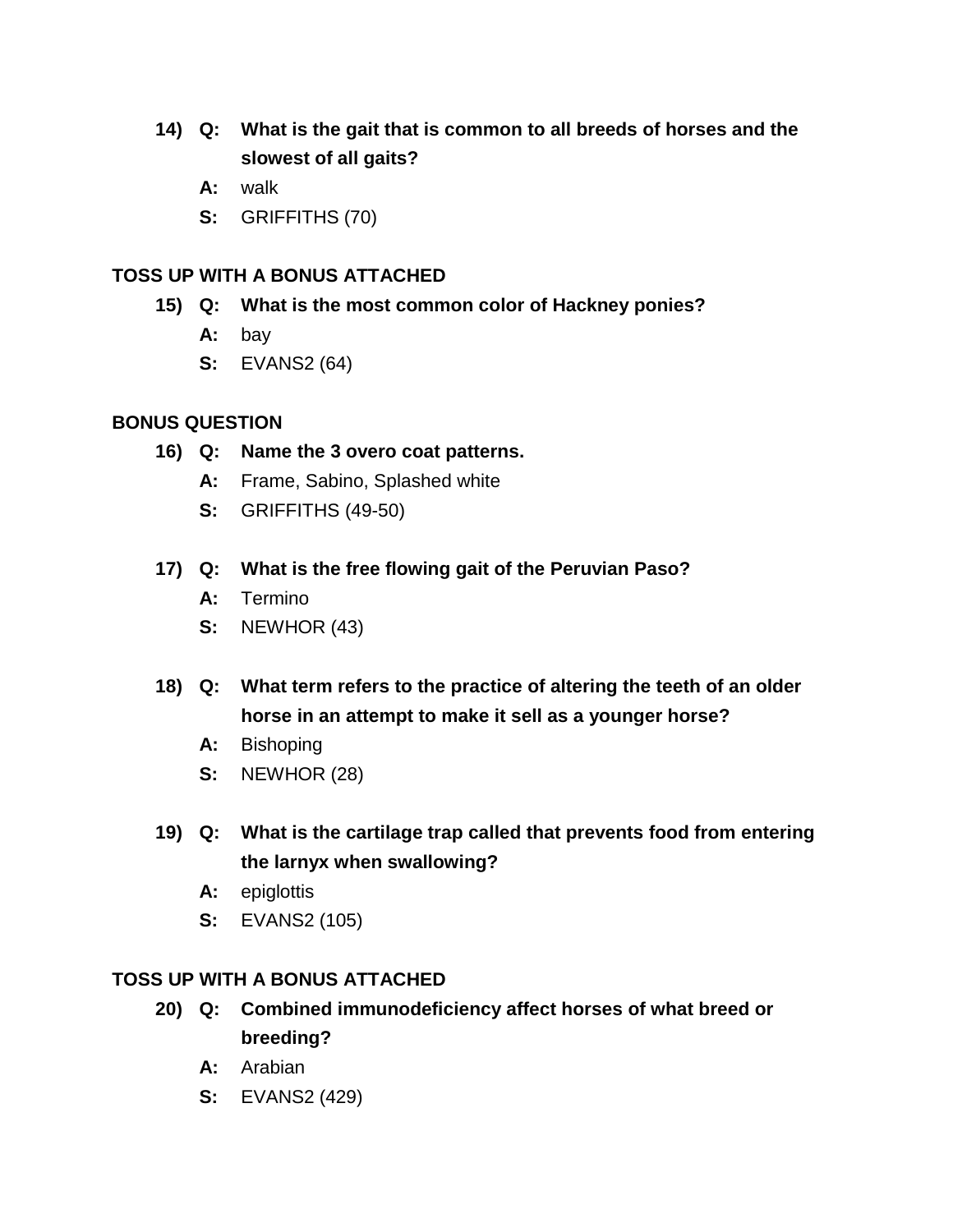**14) Q: What is the gait that is common to all breeds of horses and the slowest of all gaits?**

**A:** walk

**S:** GRIFFITHS (70)

**TOSS UP WITH A BONUS ATTACHED**

**15) Q: What is the most common color of Hackney ponies?**

**A:** bay

**S:** EVANS2 (64)

**BONUS QUESTION**

**16) Q: Name the 3 overo coat patterns.**

**A:** Frame, Sabino, Splashed white

**S:** GRIFFITHS (49-50)

**17) Q: What is the free flowing gait of the Peruvian Paso?**

**A:** Termino

**S:** NEWHOR (43)

**18) Q: What term refers to the practice of altering the teeth of an older horse in an attempt to make it sell as a younger horse?**

**A:** Bishoping

**S:** NEWHOR (28)

**19) Q: What is the cartilage trap called that prevents food from entering the larnyx when swallowing?**

**A:** epiglottis

**S:** EVANS2 (105)

**TOSS UP WITH A BONUS ATTACHED**

**20) Q: Combined immunodeficiency affect horses of what breed or breeding?**

**A:** Arabian

**S:** EVANS2 (429)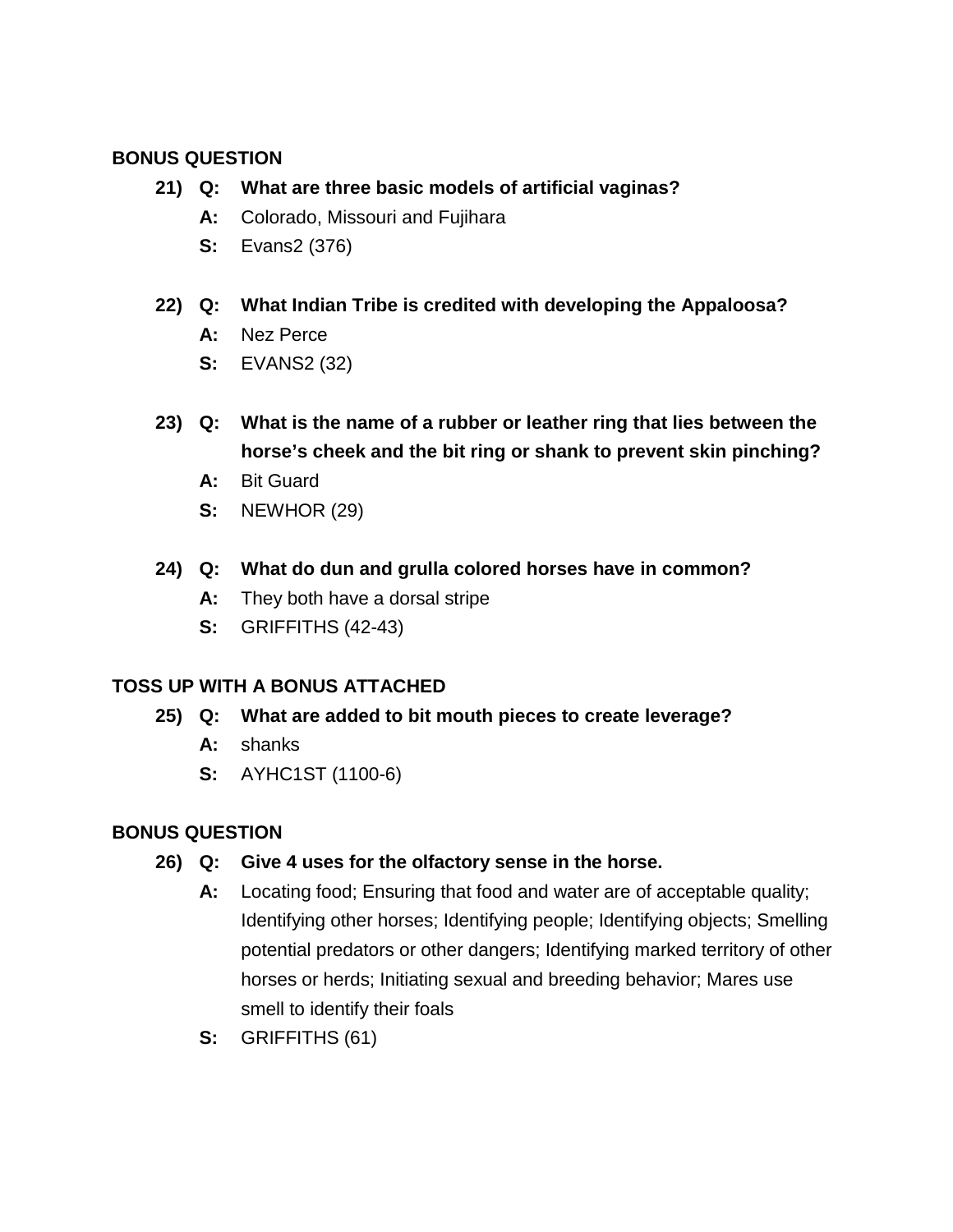**BONUS QUESTION**

**21) Q: What are three basic models of artificial vaginas?**

**A:** Colorado, Missouri and Fujihara

**S:** Evans2 (376)

**22) Q: What Indian Tribe is credited with developing the Appaloosa?**

**A:** Nez Perce

**S:** EVANS2 (32)

**23) Q: What is the name of a rubber or leather ring that lies between the horse's cheek and the bit ring or shank to prevent skin pinching?**

**A:** Bit Guard

**S:** NEWHOR (29)

**24) Q: What do dun and grulla colored horses have in common?**

**A:** They both have a dorsal stripe

**S:** GRIFFITHS (42-43)

**TOSS UP WITH A BONUS ATTACHED**

**25) Q: What are added to bit mouth pieces to create leverage?**

**A:** shanks

**S:** AYHC1ST (1100-6)

**BONUS QUESTION**

**26) Q: Give 4 uses for the olfactory sense in the horse.**

**A:** Locating food; Ensuring that food and water are of acceptable quality; Identifying other horses; Identifying people; Identifying objects; Smelling potential predators or other dangers; Identifying marked territory of other horses or herds; Initiating sexual and breeding behavior; Mares use smell to identify their foals

**S:** GRIFFITHS (61)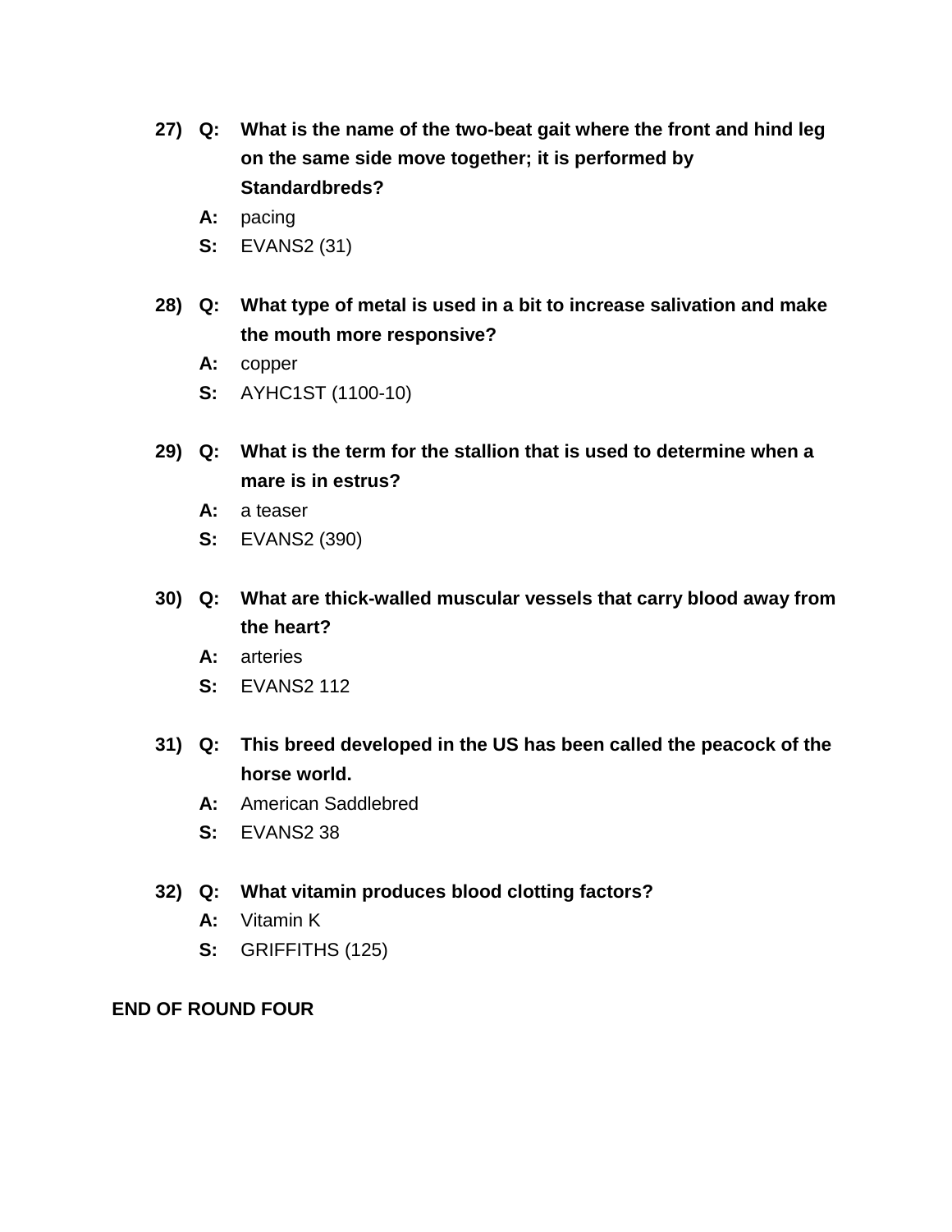27) **Q: What is the name of the two-beat gait where the front and hind leg on the same side move together; it is performed by Standardbreds?**

**A:** pacing

**S:** EVANS2 (31)

28) **Q: What type of metal is used in a bit to increase salivation and make the mouth more responsive?**

**A:** copper

**S:** AYHC1ST (1100-10)

29) **Q: What is the term for the stallion that is used to determine when a mare is in estrus?**

**A:** a teaser

**S:** EVANS2 (390)

30) **Q: What are thick-walled muscular vessels that carry blood away from the heart?**

**A:** arteries

**S:** EVANS2 112

31) **Q: This breed developed in the US has been called the peacock of the horse world.**

**A:** American Saddlebred

**S:** EVANS2 38

32) **Q: What vitamin produces blood clotting factors?**

**A:** Vitamin K

**S:** GRIFFITHS (125)

**END OF ROUND FOUR**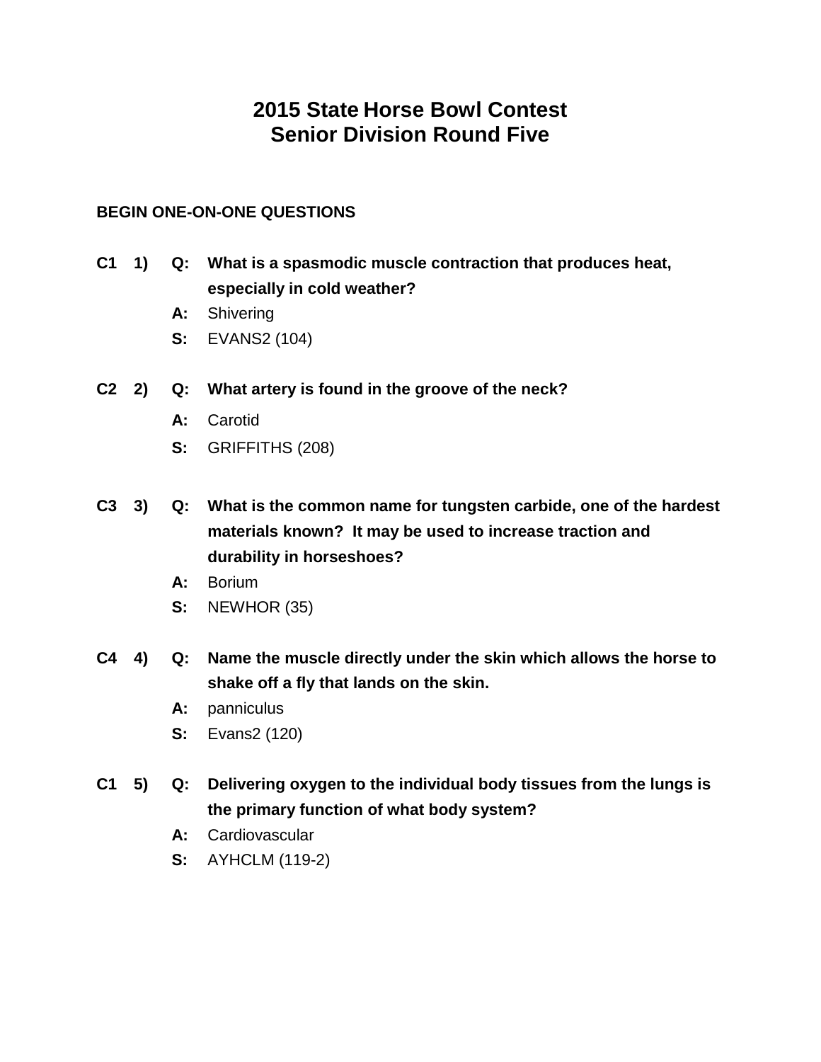# 2015 State Horse Bowl Contest
# Senior Division Round Five

**BEGIN ONE-ON-ONE QUESTIONS**

**C1 1) Q: What is a spasmodic muscle contraction that produces heat, especially in cold weather?**

**A:** Shivering

**S:** EVANS2 (104)

**C2 2) Q: What artery is found in the groove of the neck?**

**A:** Carotid

**S:** GRIFFITHS (208)

**C3 3) Q: What is the common name for tungsten carbide, one of the hardest materials known? It may be used to increase traction and durability in horseshoes?**

**A:** Borium

**S:** NEWHOR (35)

**C4 4) Q: Name the muscle directly under the skin which allows the horse to shake off a fly that lands on the skin.**

**A:** panniculus

**S:** Evans2 (120)

**C1 5) Q: Delivering oxygen to the individual body tissues from the lungs is the primary function of what body system?**

**A:** Cardiovascular

**S:** AYHCLM (119-2)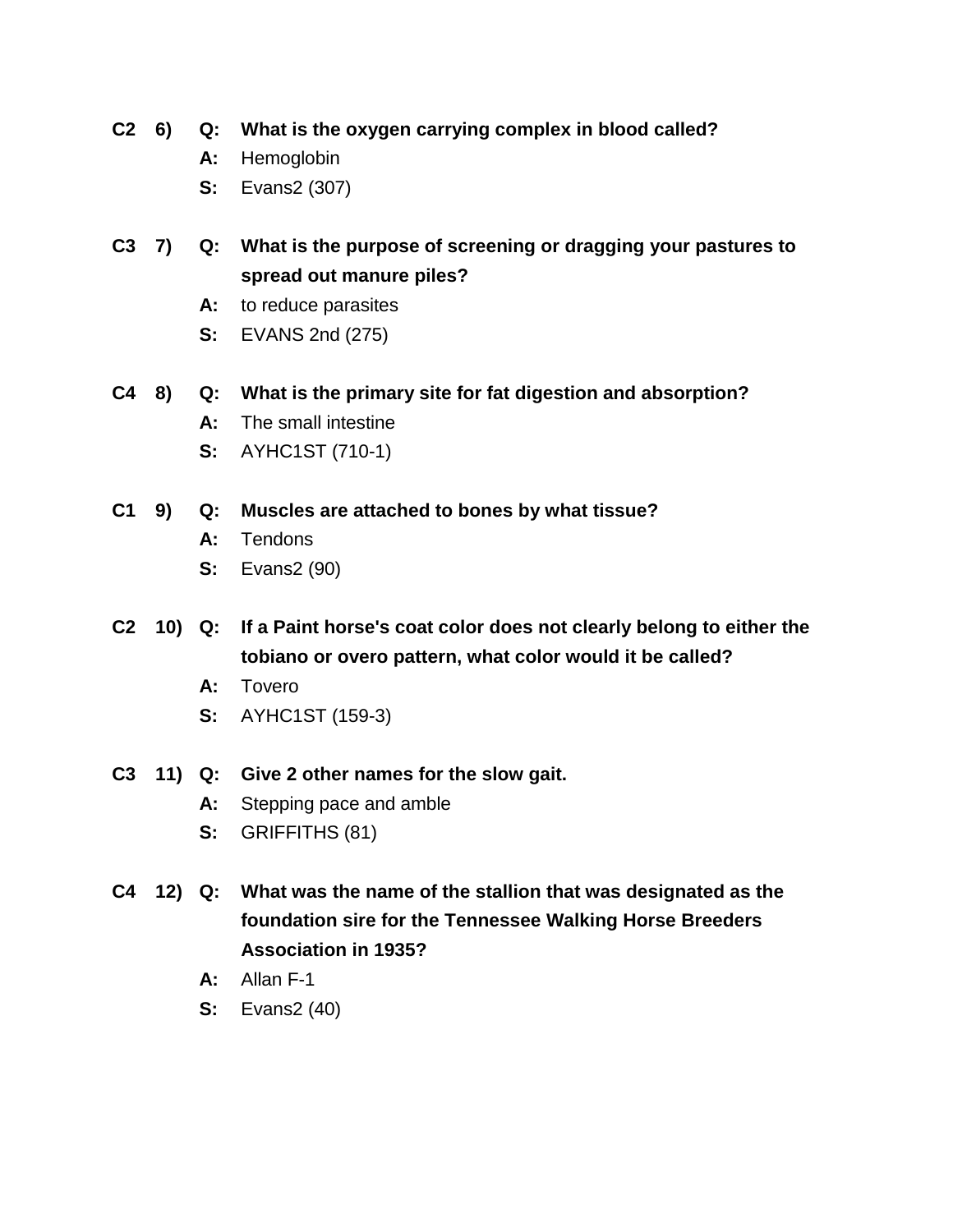**C2 6) Q: What is the oxygen carrying complex in blood called?**

**A:** Hemoglobin

**S:** Evans2 (307)

**C3 7) Q: What is the purpose of screening or dragging your pastures to spread out manure piles?**

**A:** to reduce parasites

**S:** EVANS 2nd (275)

**C4 8) Q: What is the primary site for fat digestion and absorption?**

**A:** The small intestine

**S:** AYHC1ST (710-1)

**C1 9) Q: Muscles are attached to bones by what tissue?**

**A:** Tendons

**S:** Evans2 (90)

**C2 10) Q: If a Paint horse's coat color does not clearly belong to either the tobiano or overo pattern, what color would it be called?**

**A:** Tovero

**S:** AYHC1ST (159-3)

**C3 11) Q: Give 2 other names for the slow gait.**

**A:** Stepping pace and amble

**S:** GRIFFITHS (81)

**C4 12) Q: What was the name of the stallion that was designated as the foundation sire for the Tennessee Walking Horse Breeders Association in 1935?**

**A:** Allan F-1

**S:** Evans2 (40)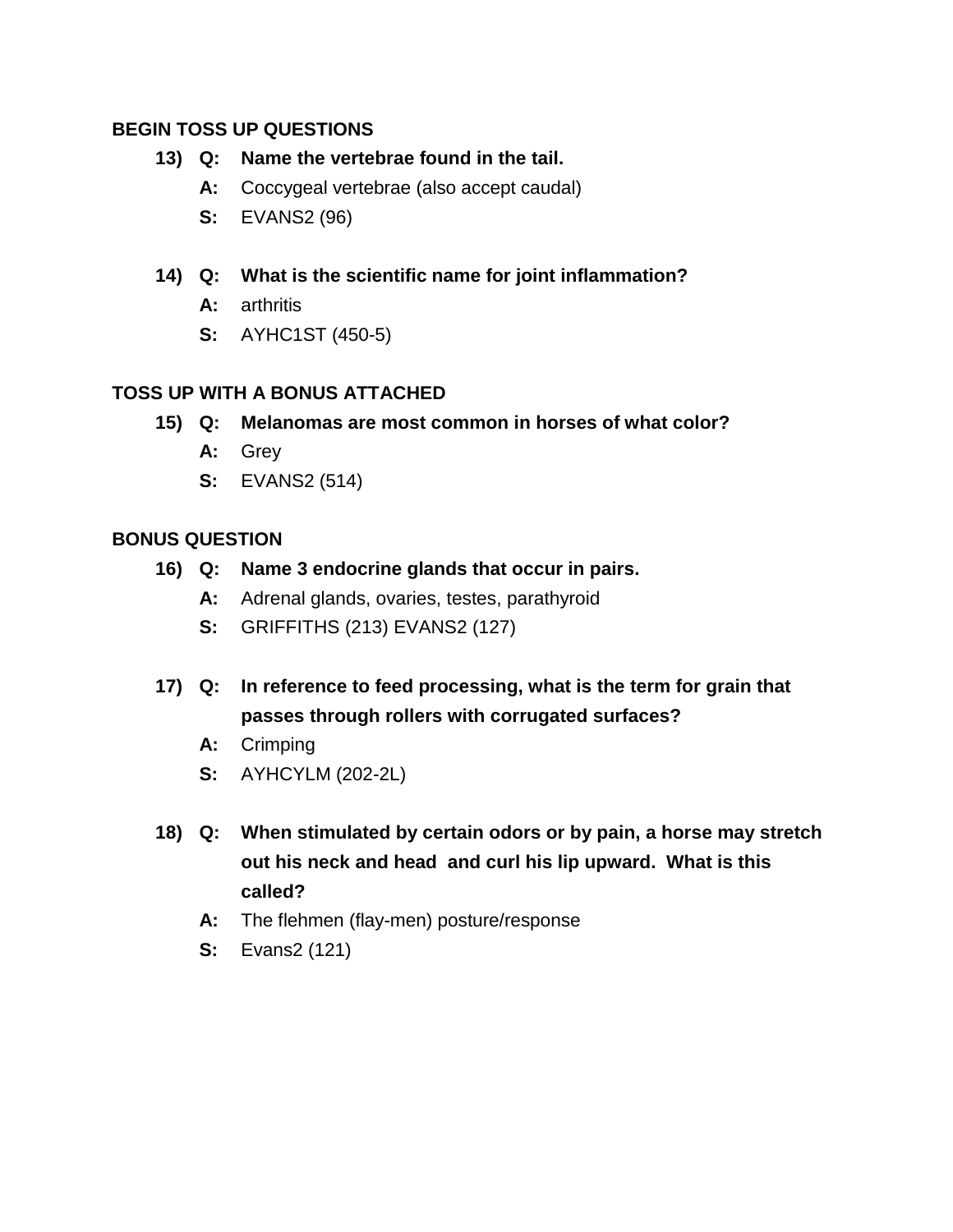**BEGIN TOSS UP QUESTIONS**

13) **Q: Name the vertebrae found in the tail.**
   **A:** Coccygeal vertebrae (also accept caudal)
   **S:** EVANS2 (96)

14) **Q: What is the scientific name for joint inflammation?**
   **A:** arthritis
   **S:** AYHC1ST (450-5)

**TOSS UP WITH A BONUS ATTACHED**

15) **Q: Melanomas are most common in horses of what color?**
   **A:** Grey
   **S:** EVANS2 (514)

**BONUS QUESTION**

16) **Q: Name 3 endocrine glands that occur in pairs.**
   **A:** Adrenal glands, ovaries, testes, parathyroid
   **S:** GRIFFITHS (213) EVANS2 (127)

17) **Q: In reference to feed processing, what is the term for grain that passes through rollers with corrugated surfaces?**
   **A:** Crimping
   **S:** AYHCYLM (202-2L)

18) **Q: When stimulated by certain odors or by pain, a horse may stretch out his neck and head and curl his lip upward. What is this called?**
   **A:** The flehmen (flay-men) posture/response
   **S:** Evans2 (121)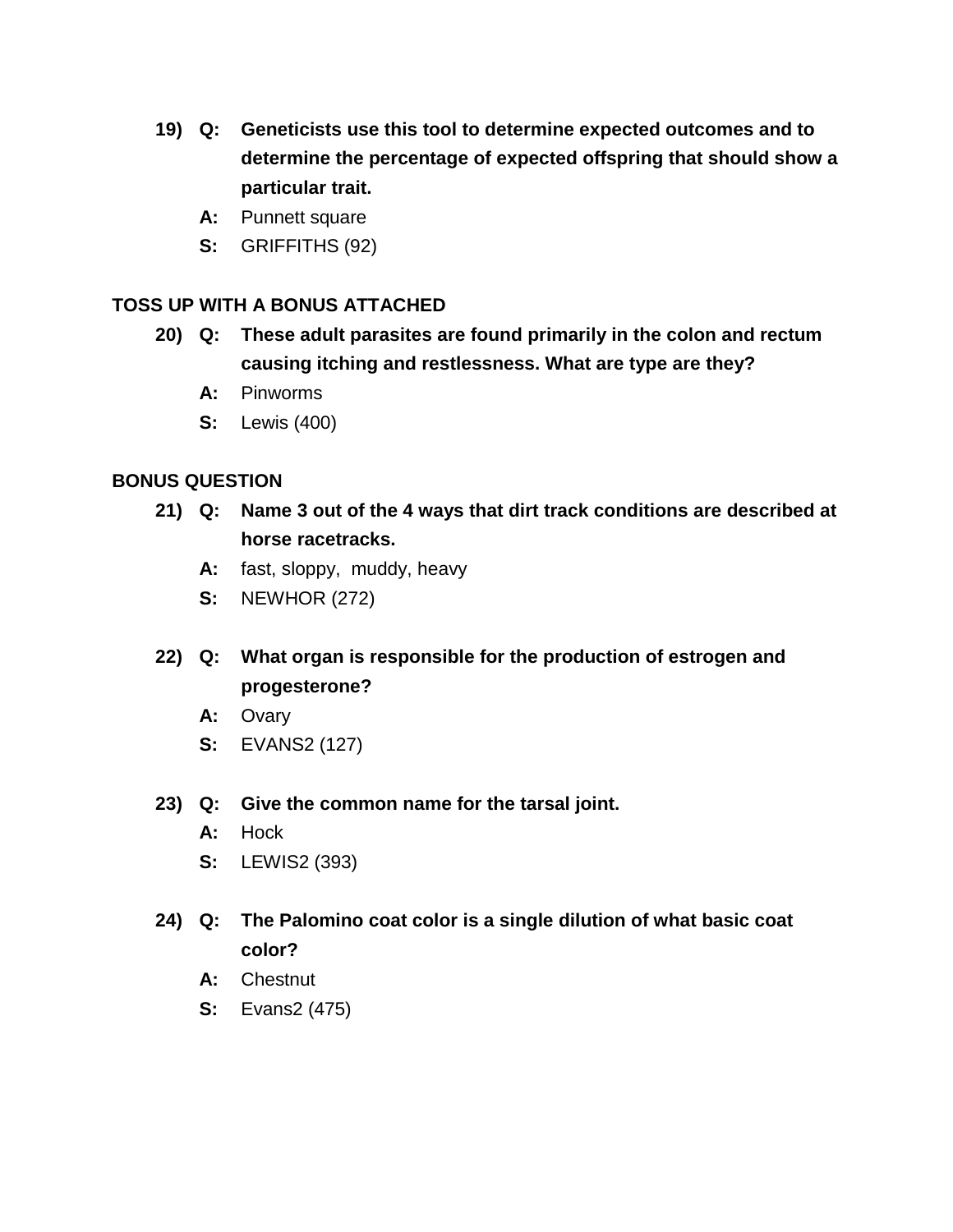19) **Q: Geneticists use this tool to determine expected outcomes and to determine the percentage of expected offspring that should show a particular trait.**

**A:** Punnett square

**S:** GRIFFITHS (92)

**TOSS UP WITH A BONUS ATTACHED**

20) **Q: These adult parasites are found primarily in the colon and rectum causing itching and restlessness. What are type are they?**

**A:** Pinworms

**S:** Lewis (400)

**BONUS QUESTION**

21) **Q: Name 3 out of the 4 ways that dirt track conditions are described at horse racetracks.**

**A:** fast, sloppy, muddy, heavy

**S:** NEWHOR (272)

22) **Q: What organ is responsible for the production of estrogen and progesterone?**

**A:** Ovary

**S:** EVANS2 (127)

23) **Q: Give the common name for the tarsal joint.**

**A:** Hock

**S:** LEWIS2 (393)

24) **Q: The Palomino coat color is a single dilution of what basic coat color?**

**A:** Chestnut

**S:** Evans2 (475)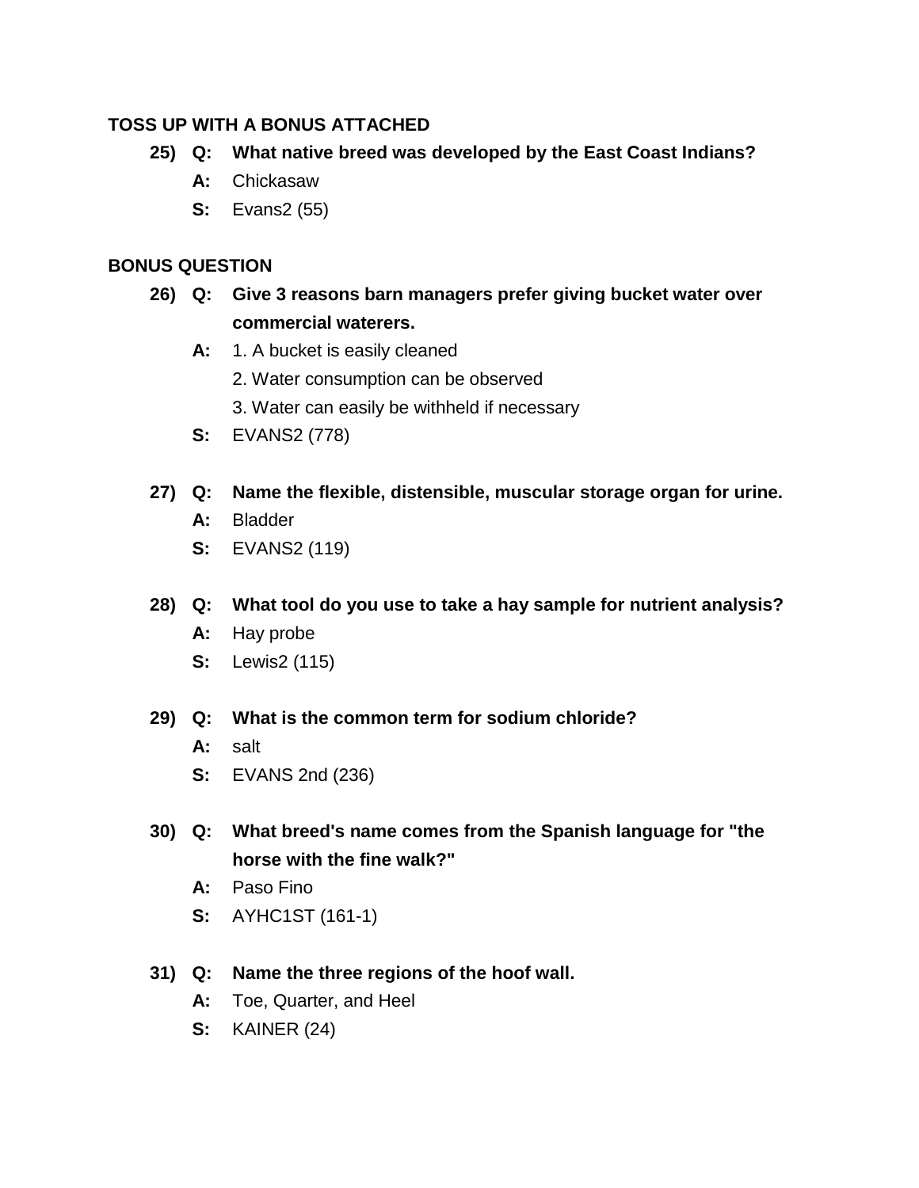**TOSS UP WITH A BONUS ATTACHED**

**25) Q: What native breed was developed by the East Coast Indians?**

**A:** Chickasaw

**S:** Evans2 (55)

**BONUS QUESTION**

**26) Q: Give 3 reasons barn managers prefer giving bucket water over commercial waterers.**

**A:** 1. A bucket is easily cleaned

2. Water consumption can be observed

3. Water can easily be withheld if necessary

**S:** EVANS2 (778)

**27) Q: Name the flexible, distensible, muscular storage organ for urine.**

**A:** Bladder

**S:** EVANS2 (119)

**28) Q: What tool do you use to take a hay sample for nutrient analysis?**

**A:** Hay probe

**S:** Lewis2 (115)

**29) Q: What is the common term for sodium chloride?**

**A:** salt

**S:** EVANS 2nd (236)

**30) Q: What breed's name comes from the Spanish language for "the horse with the fine walk?"**

**A:** Paso Fino

**S:** AYHC1ST (161-1)

**31) Q: Name the three regions of the hoof wall.**

**A:** Toe, Quarter, and Heel

**S:** KAINER (24)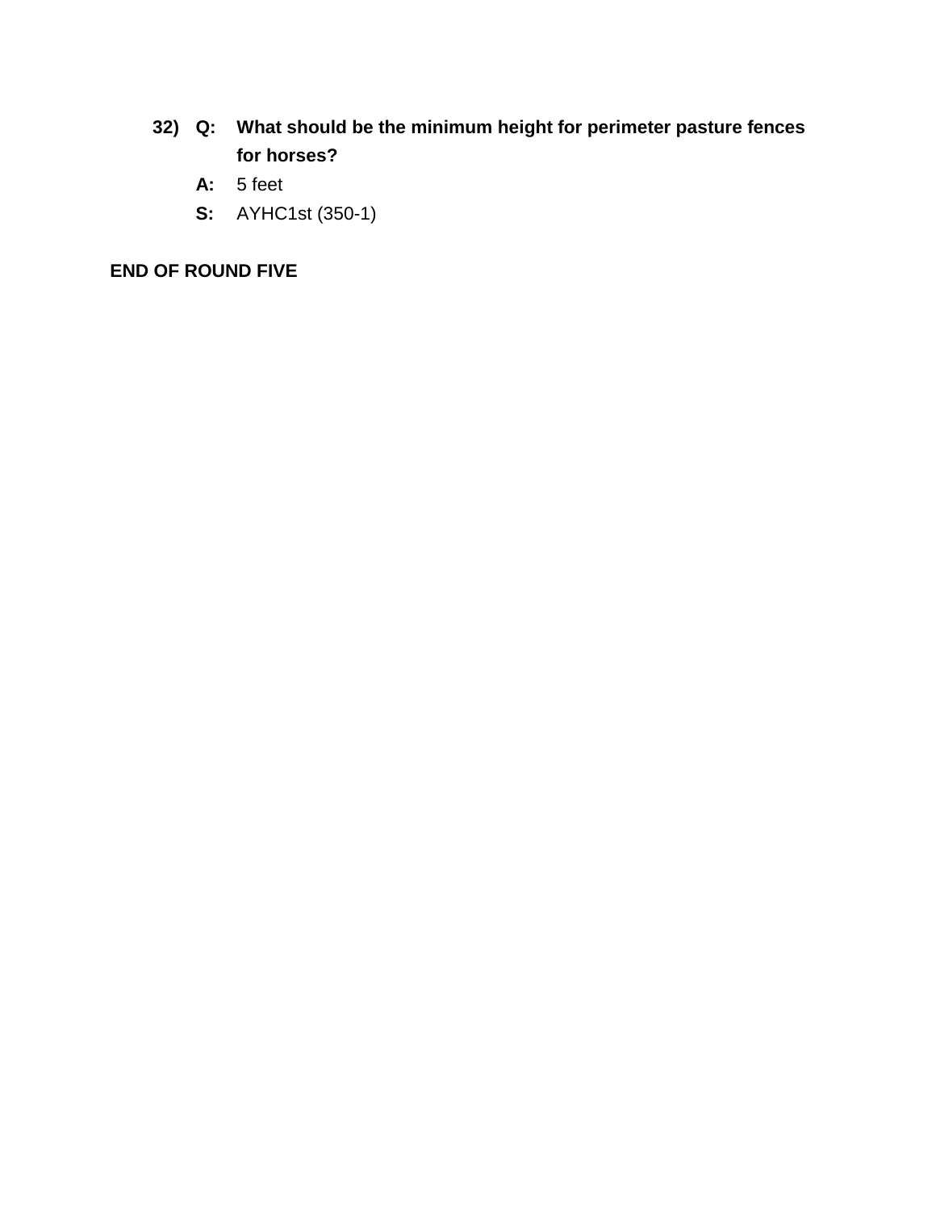32) **Q:** **What should be the minimum height for perimeter pasture fences for horses?**

**A:** 5 feet

**S:** AYHC1st (350-1)

**END OF ROUND FIVE**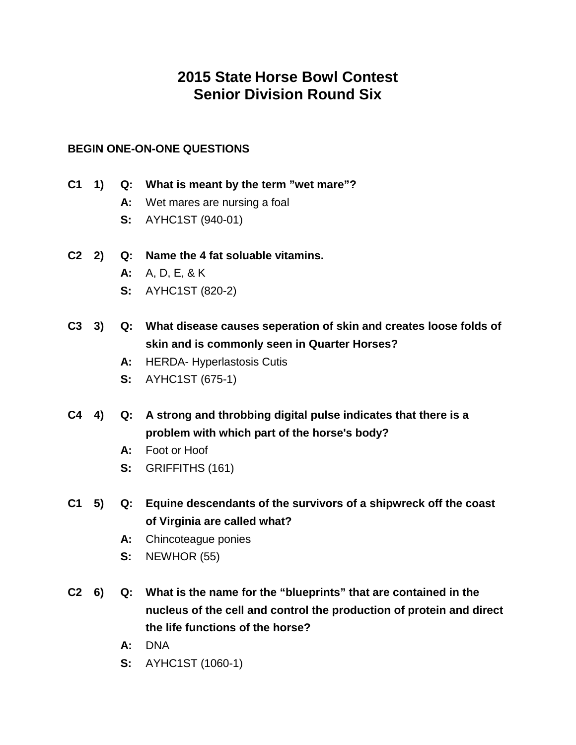# 2015 State Horse Bowl Contest
## Senior Division Round Six

**BEGIN ONE-ON-ONE QUESTIONS**

**C1 1) Q: What is meant by the term ”wet mare”?**
A: Wet mares are nursing a foal
S: AYHC1ST (940-01)

**C2 2) Q: Name the 4 fat soluable vitamins.**
A: A, D, E, & K
S: AYHC1ST (820-2)

**C3 3) Q: What disease causes seperation of skin and creates loose folds of skin and is commonly seen in Quarter Horses?**
A: HERDA- Hyperlastosis Cutis
S: AYHC1ST (675-1)

**C4 4) Q: A strong and throbbing digital pulse indicates that there is a problem with which part of the horse's body?**
A: Foot or Hoof
S: GRIFFITHS (161)

**C1 5) Q: Equine descendants of the survivors of a shipwreck off the coast of Virginia are called what?**
A: Chincoteague ponies
S: NEWHOR (55)

**C2 6) Q: What is the name for the “blueprints” that are contained in the nucleus of the cell and control the production of protein and direct the life functions of the horse?**
A: DNA
S: AYHC1ST (1060-1)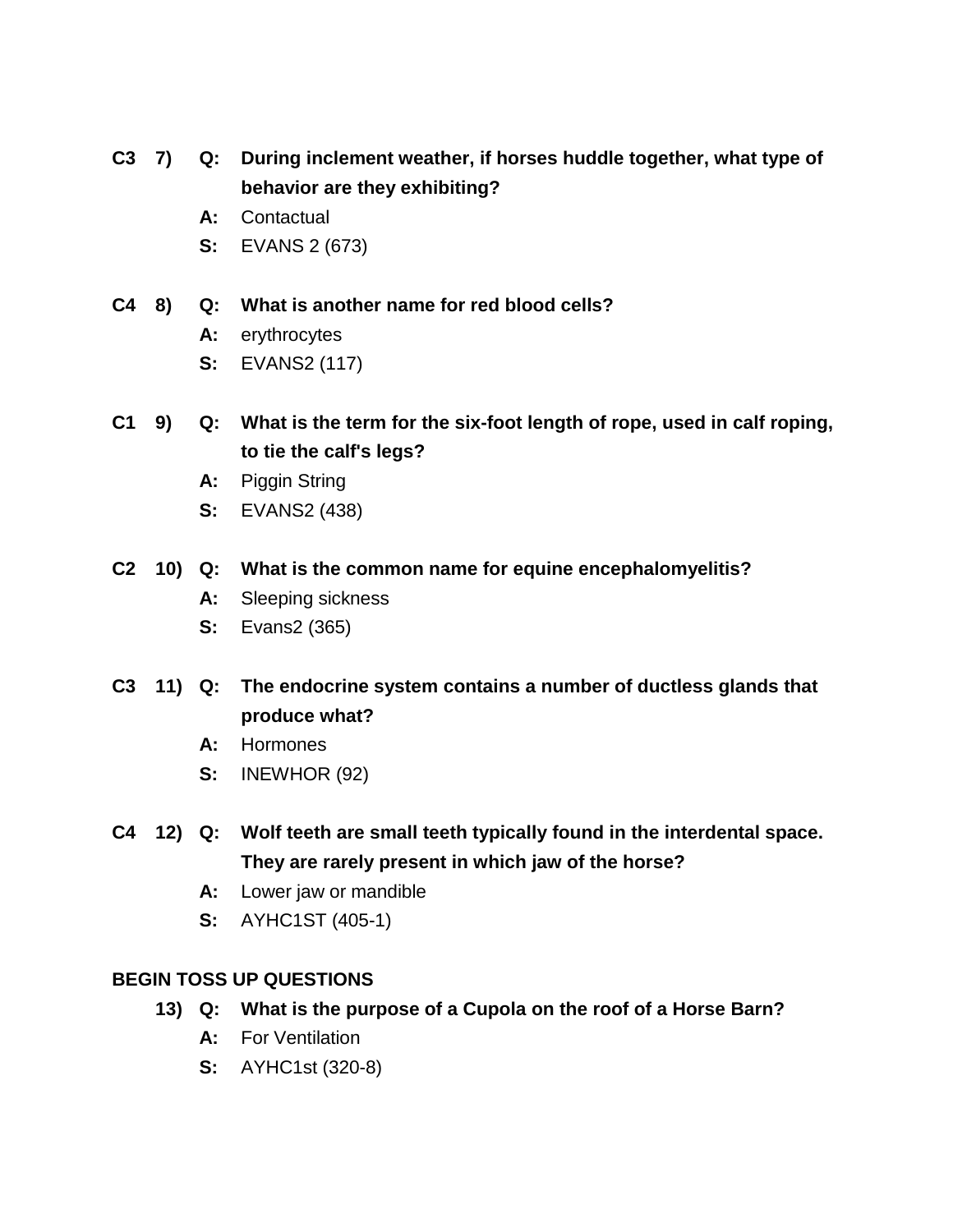**C3 7) Q: During inclement weather, if horses huddle together, what type of behavior are they exhibiting?**

**A:** Contactual

**S:** EVANS 2 (673)

**C4 8) Q: What is another name for red blood cells?**

**A:** erythrocytes

**S:** EVANS2 (117)

**C1 9) Q: What is the term for the six-foot length of rope, used in calf roping, to tie the calf's legs?**

**A:** Piggin String

**S:** EVANS2 (438)

**C2 10) Q: What is the common name for equine encephalomyelitis?**

**A:** Sleeping sickness

**S:** Evans2 (365)

**C3 11) Q: The endocrine system contains a number of ductless glands that produce what?**

**A:** Hormones

**S:** INEWHOR (92)

**C4 12) Q: Wolf teeth are small teeth typically found in the interdental space. They are rarely present in which jaw of the horse?**

**A:** Lower jaw or mandible

**S:** AYHC1ST (405-1)

**BEGIN TOSS UP QUESTIONS**

**13) Q: What is the purpose of a Cupola on the roof of a Horse Barn?**

**A:** For Ventilation

**S:** AYHC1st (320-8)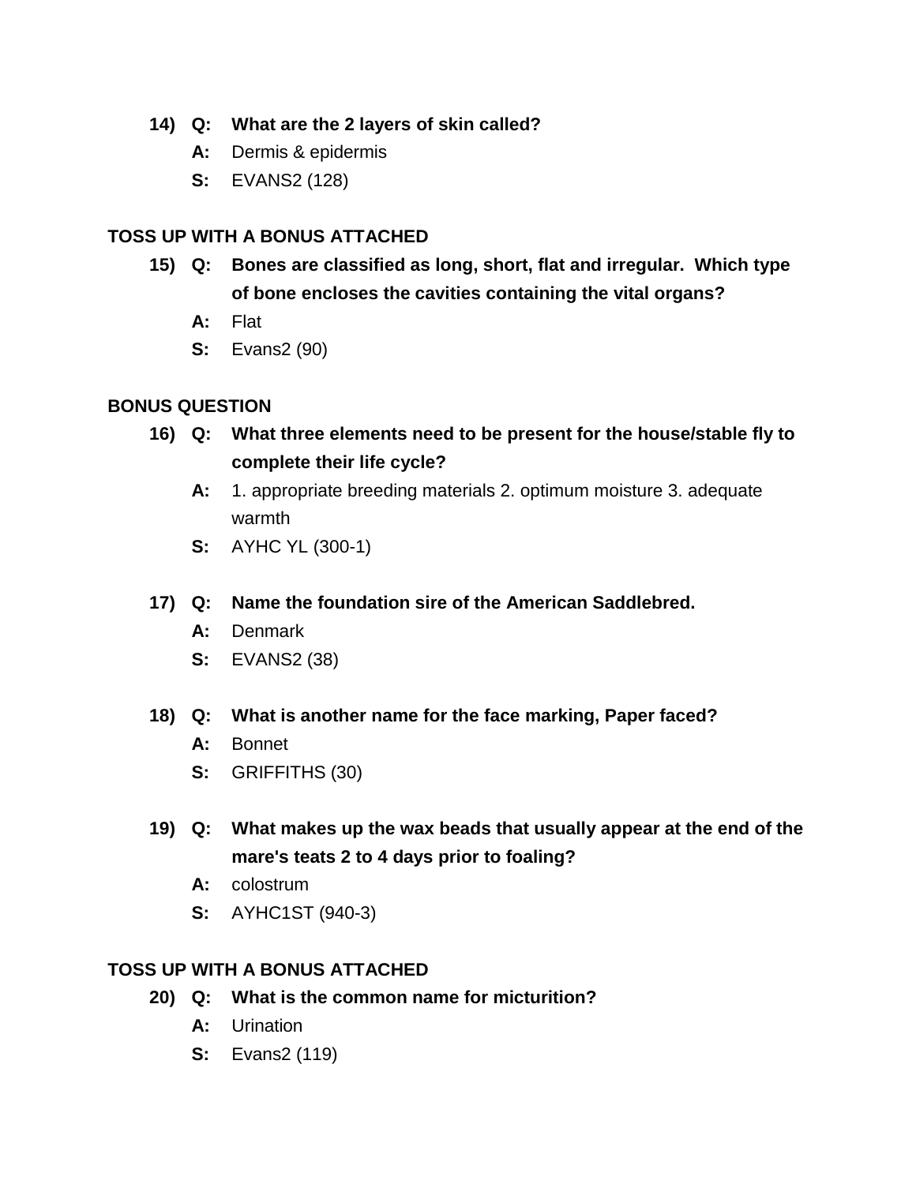14) **Q: What are the 2 layers of skin called?**

**A:** Dermis & epidermis

**S:** EVANS2 (128)

**TOSS UP WITH A BONUS ATTACHED**

15) **Q: Bones are classified as long, short, flat and irregular. Which type of bone encloses the cavities containing the vital organs?**

**A:** Flat

**S:** Evans2 (90)

**BONUS QUESTION**

16) **Q: What three elements need to be present for the house/stable fly to complete their life cycle?**

**A:** 1. appropriate breeding materials 2. optimum moisture 3. adequate warmth

**S:** AYHC YL (300-1)

17) **Q: Name the foundation sire of the American Saddlebred.**

**A:** Denmark

**S:** EVANS2 (38)

18) **Q: What is another name for the face marking, Paper faced?**

**A:** Bonnet

**S:** GRIFFITHS (30)

19) **Q: What makes up the wax beads that usually appear at the end of the mare's teats 2 to 4 days prior to foaling?**

**A:** colostrum

**S:** AYHC1ST (940-3)

**TOSS UP WITH A BONUS ATTACHED**

20) **Q: What is the common name for micturition?**

**A:** Urination

**S:** Evans2 (119)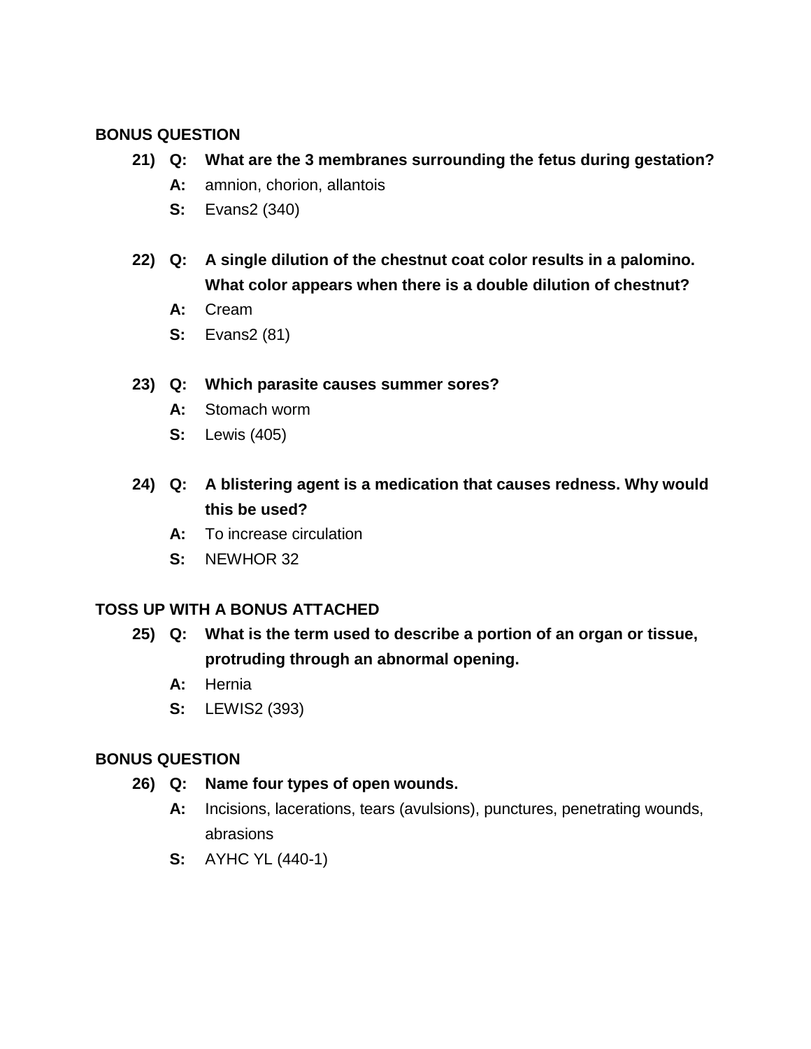**BONUS QUESTION**

21) **Q: What are the 3 membranes surrounding the fetus during gestation?**

**A:** amnion, chorion, allantois

**S:** Evans2 (340)

22) **Q: A single dilution of the chestnut coat color results in a palomino. What color appears when there is a double dilution of chestnut?**

**A:** Cream

**S:** Evans2 (81)

23) **Q: Which parasite causes summer sores?**

**A:** Stomach worm

**S:** Lewis (405)

24) **Q: A blistering agent is a medication that causes redness. Why would this be used?**

**A:** To increase circulation

**S:** NEWHOR 32

**TOSS UP WITH A BONUS ATTACHED**

25) **Q: What is the term used to describe a portion of an organ or tissue, protruding through an abnormal opening.**

**A:** Hernia

**S:** LEWIS2 (393)

**BONUS QUESTION**

26) **Q: Name four types of open wounds.**

**A:** Incisions, lacerations, tears (avulsions), punctures, penetrating wounds, abrasions

**S:** AYHC YL (440-1)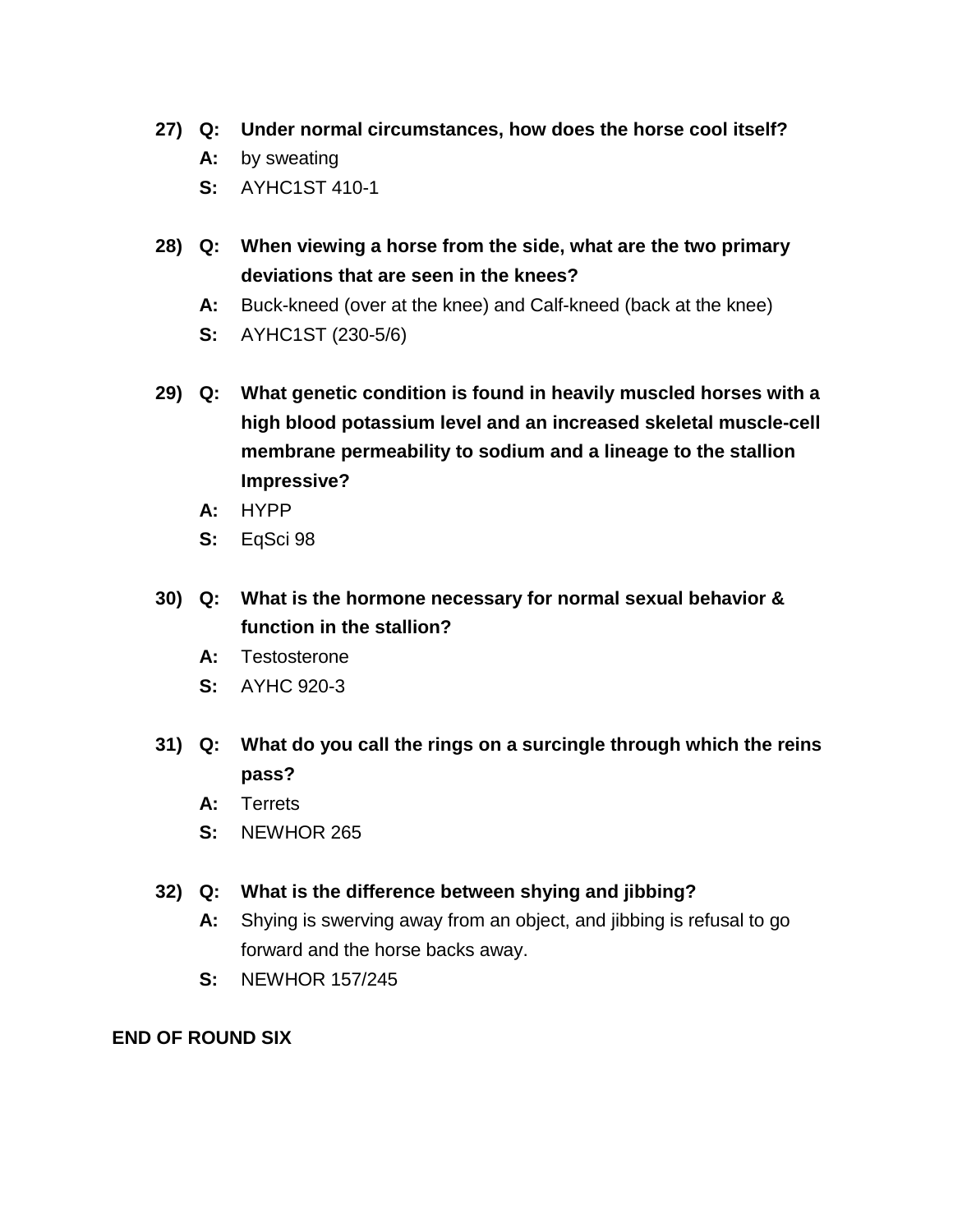27) **Q: Under normal circumstances, how does the horse cool itself?**
   **A:** by sweating
   **S:** AYHC1ST 410-1

28) **Q: When viewing a horse from the side, what are the two primary deviations that are seen in the knees?**
   **A:** Buck-kneed (over at the knee) and Calf-kneed (back at the knee)
   **S:** AYHC1ST (230-5/6)

29) **Q: What genetic condition is found in heavily muscled horses with a high blood potassium level and an increased skeletal muscle-cell membrane permeability to sodium and a lineage to the stallion Impressive?**
   **A:** HYPP
   **S:** EqSci 98

30) **Q: What is the hormone necessary for normal sexual behavior & function in the stallion?**
   **A:** Testosterone
   **S:** AYHC 920-3

31) **Q: What do you call the rings on a surcingle through which the reins pass?**
   **A:** Terrets
   **S:** NEWHOR 265

32) **Q: What is the difference between shying and jibbing?**
   **A:** Shying is swerving away from an object, and jibbing is refusal to go forward and the horse backs away.
   **S:** NEWHOR 157/245

**END OF ROUND SIX**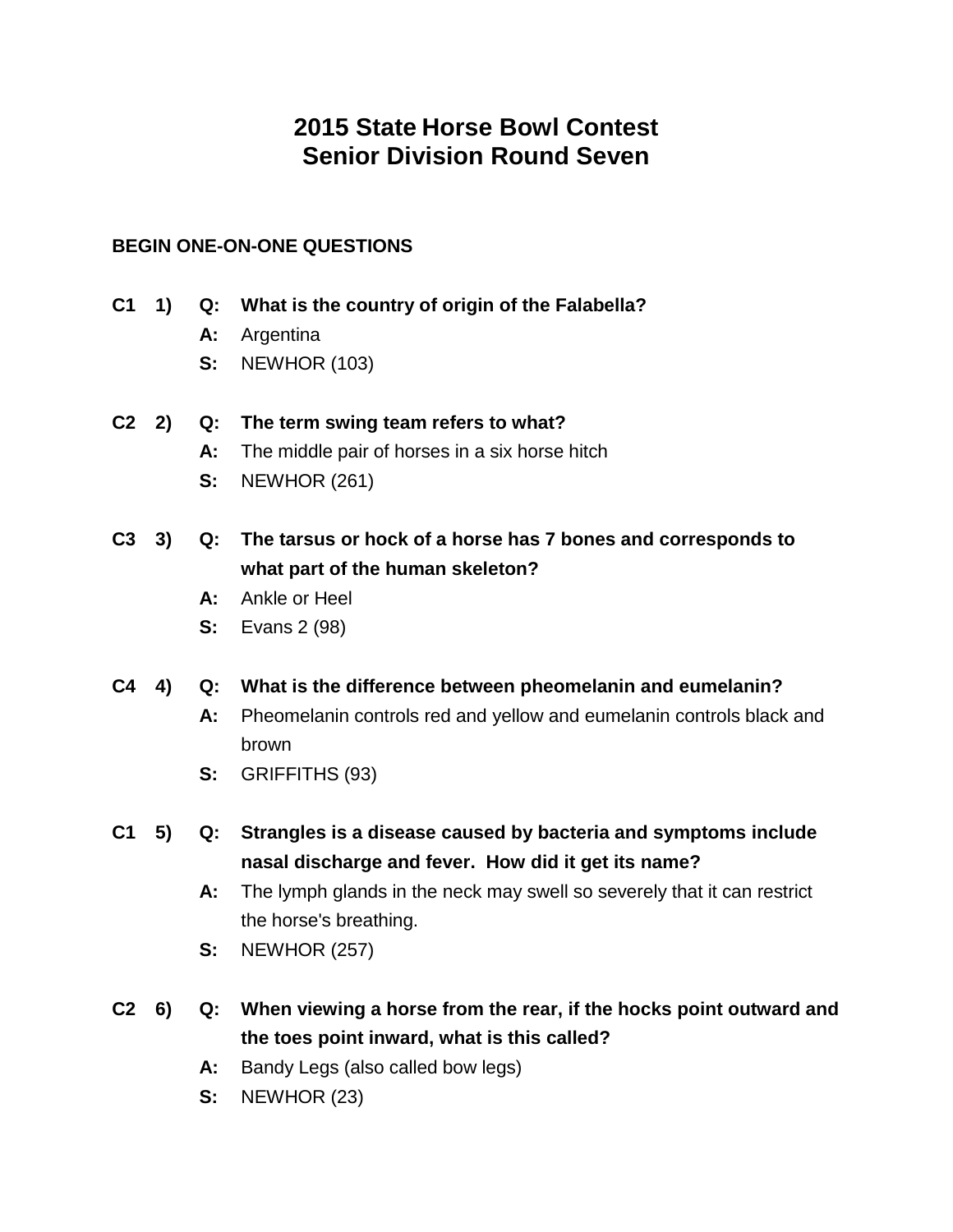# 2015 State Horse Bowl Contest
# Senior Division Round Seven

**BEGIN ONE-ON-ONE QUESTIONS**

**C1 1) Q: What is the country of origin of the Falabella?**
A: Argentina
S: NEWHOR (103)

**C2 2) Q: The term swing team refers to what?**
A: The middle pair of horses in a six horse hitch
S: NEWHOR (261)

**C3 3) Q: The tarsus or hock of a horse has 7 bones and corresponds to what part of the human skeleton?**
A: Ankle or Heel
S: Evans 2 (98)

**C4 4) Q: What is the difference between pheomelanin and eumelanin?**
A: Pheomelanin controls red and yellow and eumelanin controls black and brown
S: GRIFFITHS (93)

**C1 5) Q: Strangles is a disease caused by bacteria and symptoms include nasal discharge and fever. How did it get its name?**
A: The lymph glands in the neck may swell so severely that it can restrict the horse's breathing.
S: NEWHOR (257)

**C2 6) Q: When viewing a horse from the rear, if the hocks point outward and the toes point inward, what is this called?**
A: Bandy Legs (also called bow legs)
S: NEWHOR (23)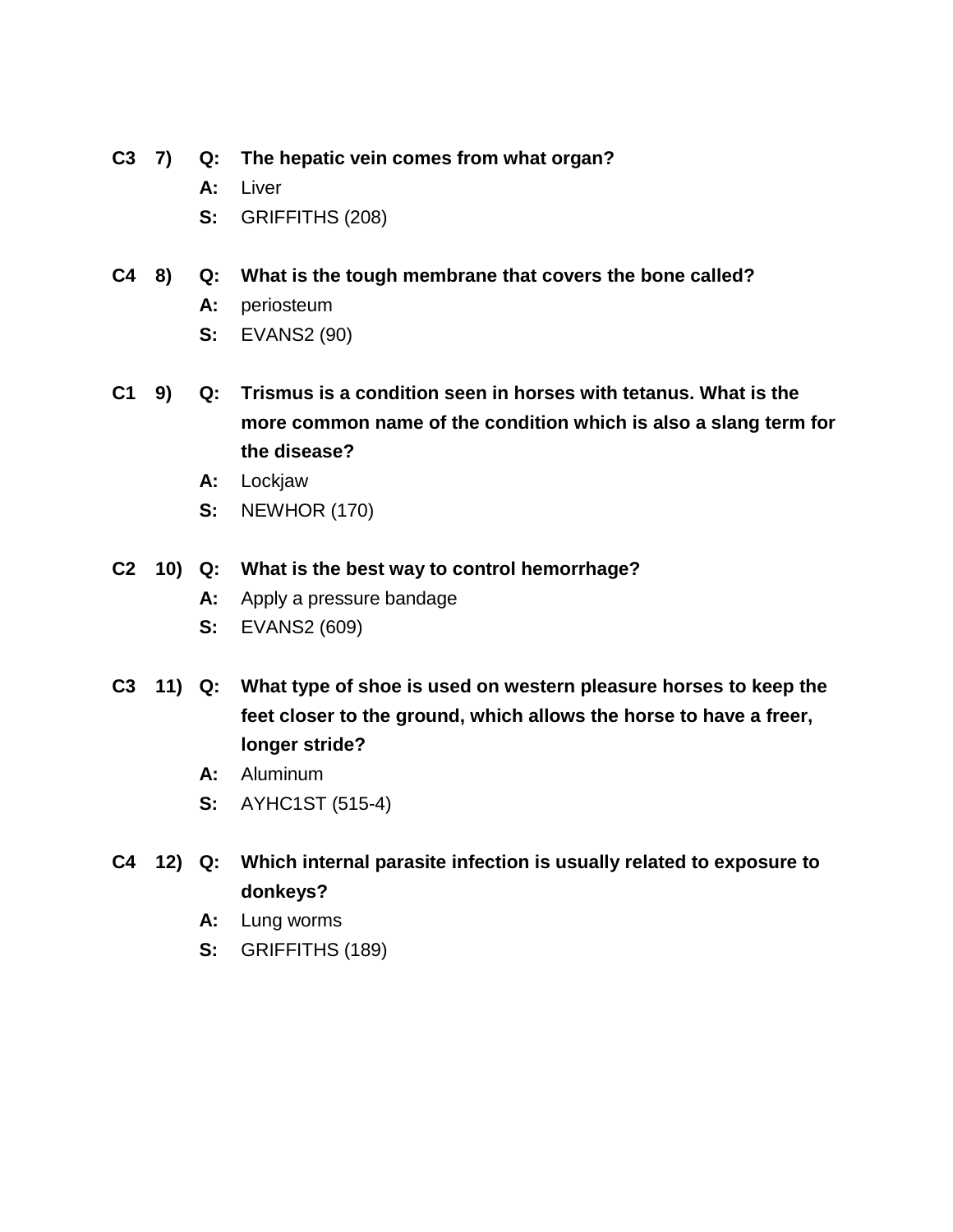**C3 7) Q: The hepatic vein comes from what organ?**

**A:** Liver

**S:** GRIFFITHS (208)

**C4 8) Q: What is the tough membrane that covers the bone called?**

**A:** periosteum

**S:** EVANS2 (90)

**C1 9) Q: Trismus is a condition seen in horses with tetanus. What is the more common name of the condition which is also a slang term for the disease?**

**A:** Lockjaw

**S:** NEWHOR (170)

**C2 10) Q: What is the best way to control hemorrhage?**

**A:** Apply a pressure bandage

**S:** EVANS2 (609)

**C3 11) Q: What type of shoe is used on western pleasure horses to keep the feet closer to the ground, which allows the horse to have a freer, longer stride?**

**A:** Aluminum

**S:** AYHC1ST (515-4)

**C4 12) Q: Which internal parasite infection is usually related to exposure to donkeys?**

**A:** Lung worms

**S:** GRIFFITHS (189)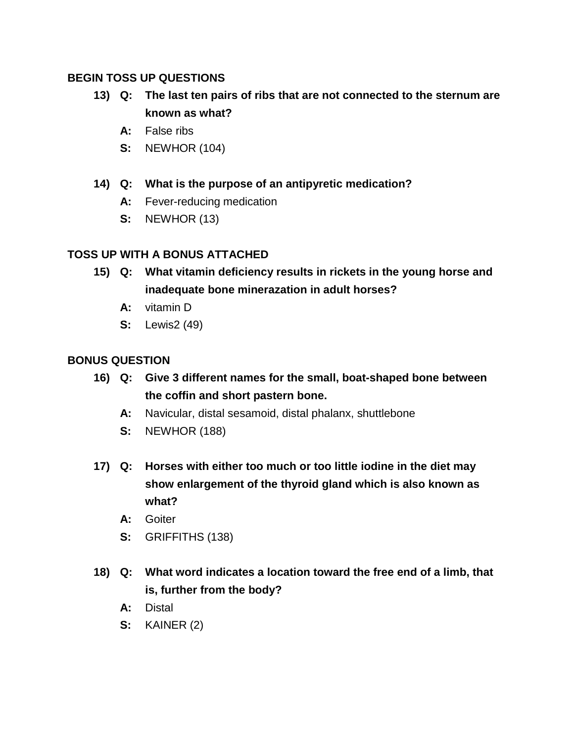**BEGIN TOSS UP QUESTIONS**

13) **Q: The last ten pairs of ribs that are not connected to the sternum are known as what?**
   - **A:** False ribs
   - **S:** NEWHOR (104)

14) **Q: What is the purpose of an antipyretic medication?**
   - **A:** Fever-reducing medication
   - **S:** NEWHOR (13)

**TOSS UP WITH A BONUS ATTACHED**

15) **Q: What vitamin deficiency results in rickets in the young horse and inadequate bone minerazation in adult horses?**
   - **A:** vitamin D
   - **S:** Lewis2 (49)

**BONUS QUESTION**

16) **Q: Give 3 different names for the small, boat-shaped bone between the coffin and short pastern bone.**
   - **A:** Navicular, distal sesamoid, distal phalanx, shuttlebone
   - **S:** NEWHOR (188)

17) **Q: Horses with either too much or too little iodine in the diet may show enlargement of the thyroid gland which is also known as what?**
   - **A:** Goiter
   - **S:** GRIFFITHS (138)

18) **Q: What word indicates a location toward the free end of a limb, that is, further from the body?**
   - **A:** Distal
   - **S:** KAINER (2)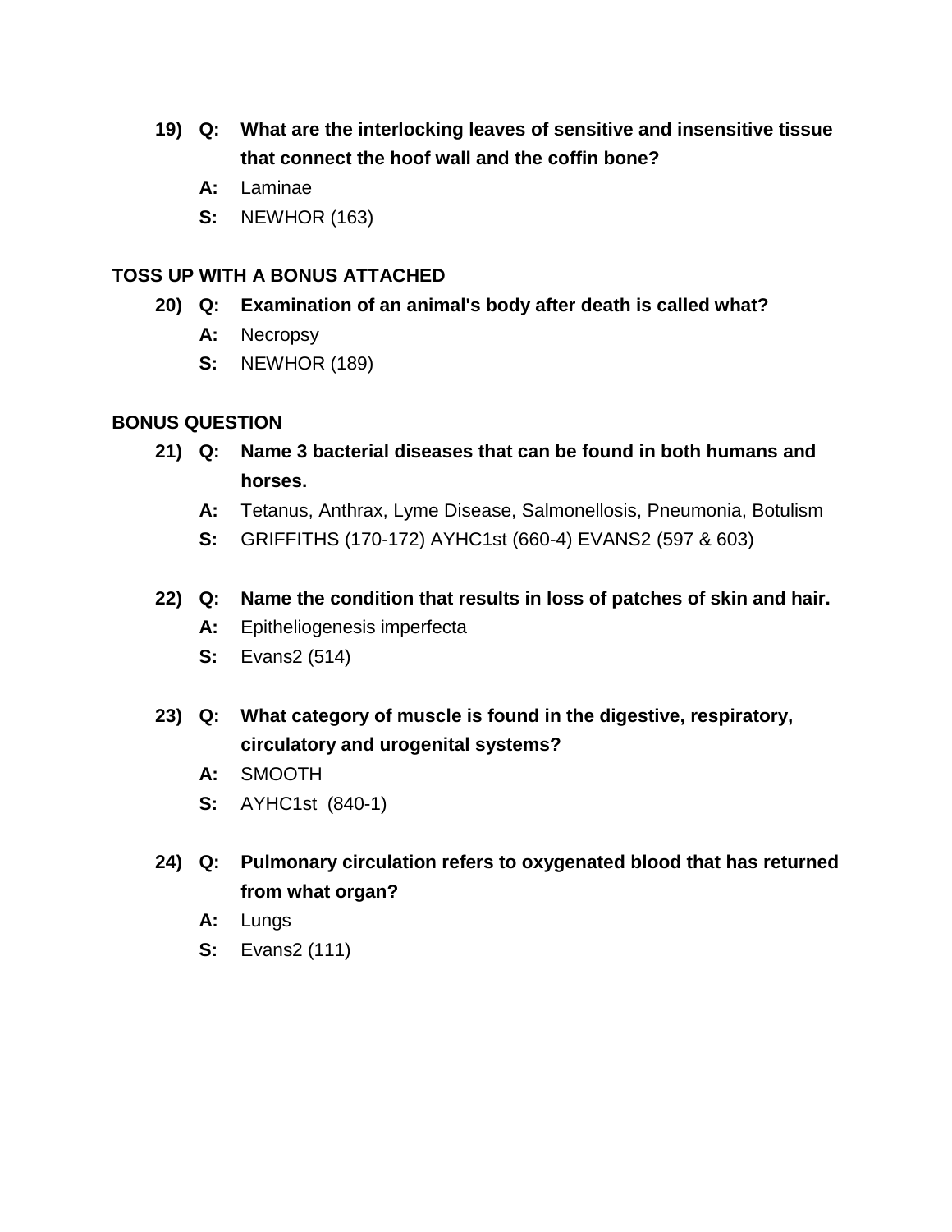19) **Q: What are the interlocking leaves of sensitive and insensitive tissue that connect the hoof wall and the coffin bone?**

**A:** Laminae

**S:** NEWHOR (163)

**TOSS UP WITH A BONUS ATTACHED**

20) **Q: Examination of an animal's body after death is called what?**

**A:** Necropsy

**S:** NEWHOR (189)

**BONUS QUESTION**

21) **Q: Name 3 bacterial diseases that can be found in both humans and horses.**

**A:** Tetanus, Anthrax, Lyme Disease, Salmonellosis, Pneumonia, Botulism

**S:** GRIFFITHS (170-172) AYHC1st (660-4) EVANS2 (597 & 603)

22) **Q: Name the condition that results in loss of patches of skin and hair.**

**A:** Epitheliogenesis imperfecta

**S:** Evans2 (514)

23) **Q: What category of muscle is found in the digestive, respiratory, circulatory and urogenital systems?**

**A:** SMOOTH

**S:** AYHC1st (840-1)

24) **Q: Pulmonary circulation refers to oxygenated blood that has returned from what organ?**

**A:** Lungs

**S:** Evans2 (111)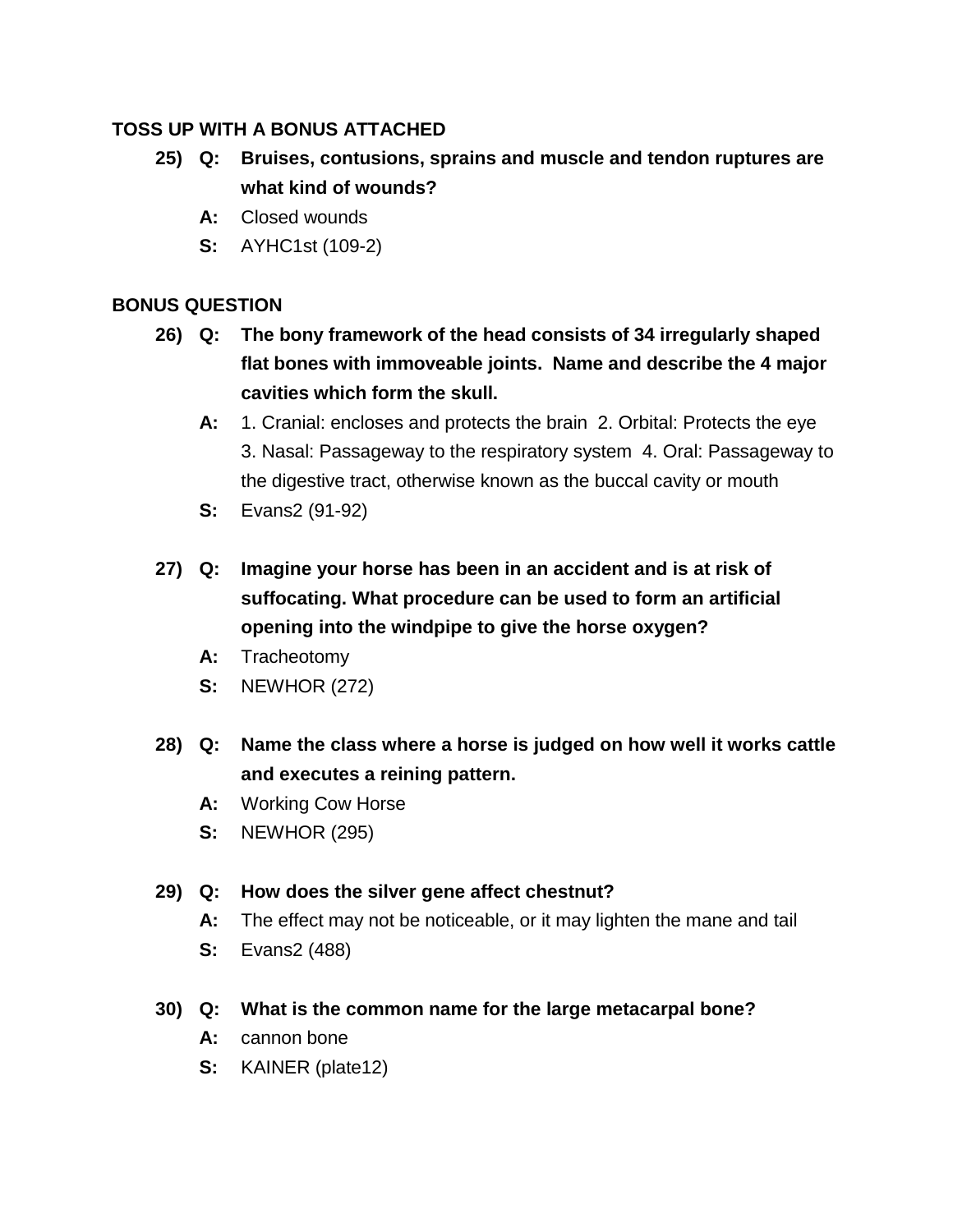**TOSS UP WITH A BONUS ATTACHED**

25) **Q: Bruises, contusions, sprains and muscle and tendon ruptures are what kind of wounds?**

**A:** Closed wounds

**S:** AYHC1st (109-2)

**BONUS QUESTION**

26) **Q: The bony framework of the head consists of 34 irregularly shaped flat bones with immoveable joints. Name and describe the 4 major cavities which form the skull.**

**A:** 1. Cranial: encloses and protects the brain 2. Orbital: Protects the eye 3. Nasal: Passageway to the respiratory system 4. Oral: Passageway to the digestive tract, otherwise known as the buccal cavity or mouth

**S:** Evans2 (91-92)

27) **Q: Imagine your horse has been in an accident and is at risk of suffocating. What procedure can be used to form an artificial opening into the windpipe to give the horse oxygen?**

**A:** Tracheotomy

**S:** NEWHOR (272)

28) **Q: Name the class where a horse is judged on how well it works cattle and executes a reining pattern.**

**A:** Working Cow Horse

**S:** NEWHOR (295)

29) **Q: How does the silver gene affect chestnut?**

**A:** The effect may not be noticeable, or it may lighten the mane and tail

**S:** Evans2 (488)

30) **Q: What is the common name for the large metacarpal bone?**

**A:** cannon bone

**S:** KAINER (plate12)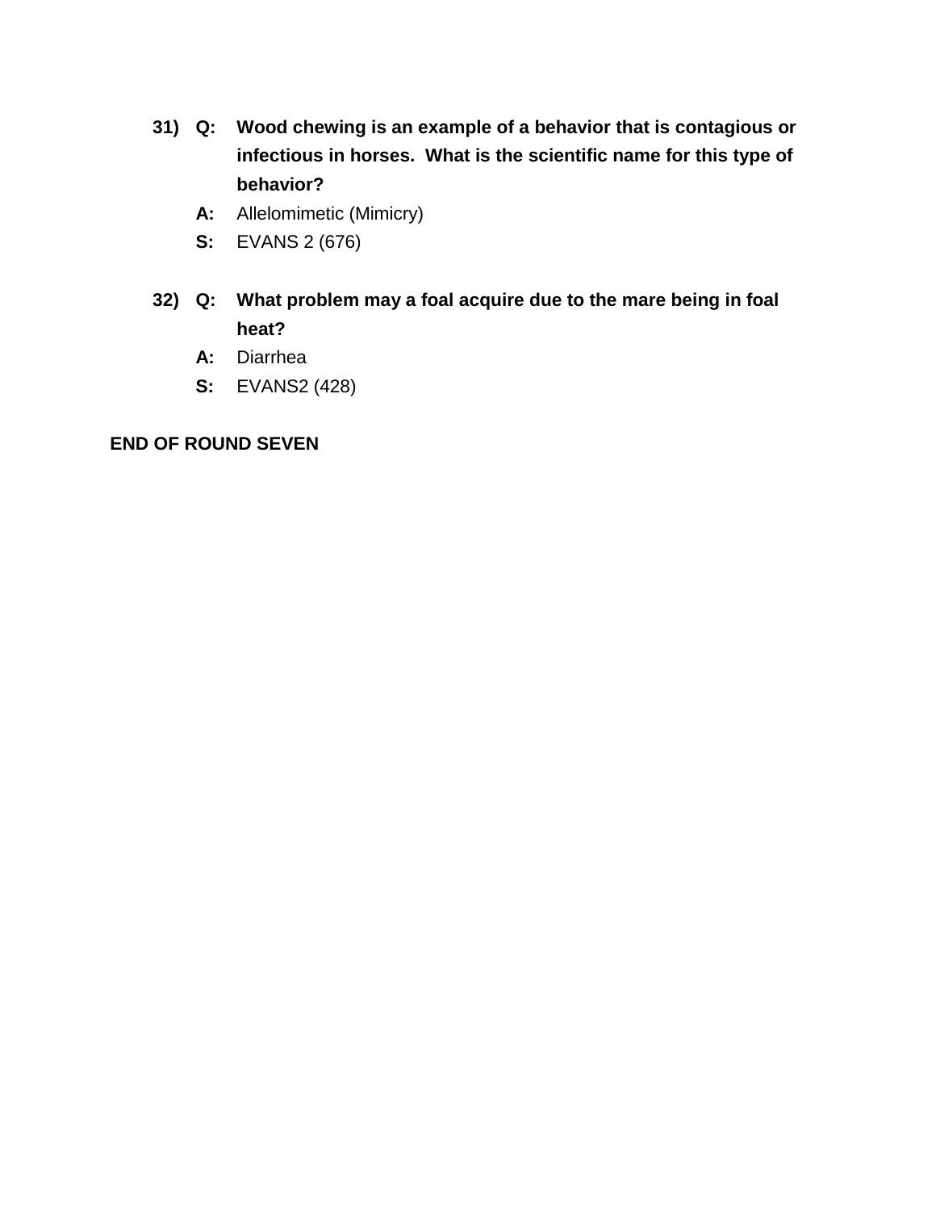31) **Q: Wood chewing is an example of a behavior that is contagious or infectious in horses. What is the scientific name for this type of behavior?**

**A:** Allelomimetic (Mimicry)

**S:** EVANS 2 (676)

32) **Q: What problem may a foal acquire due to the mare being in foal heat?**

**A:** Diarrhea

**S:** EVANS2 (428)

**END OF ROUND SEVEN**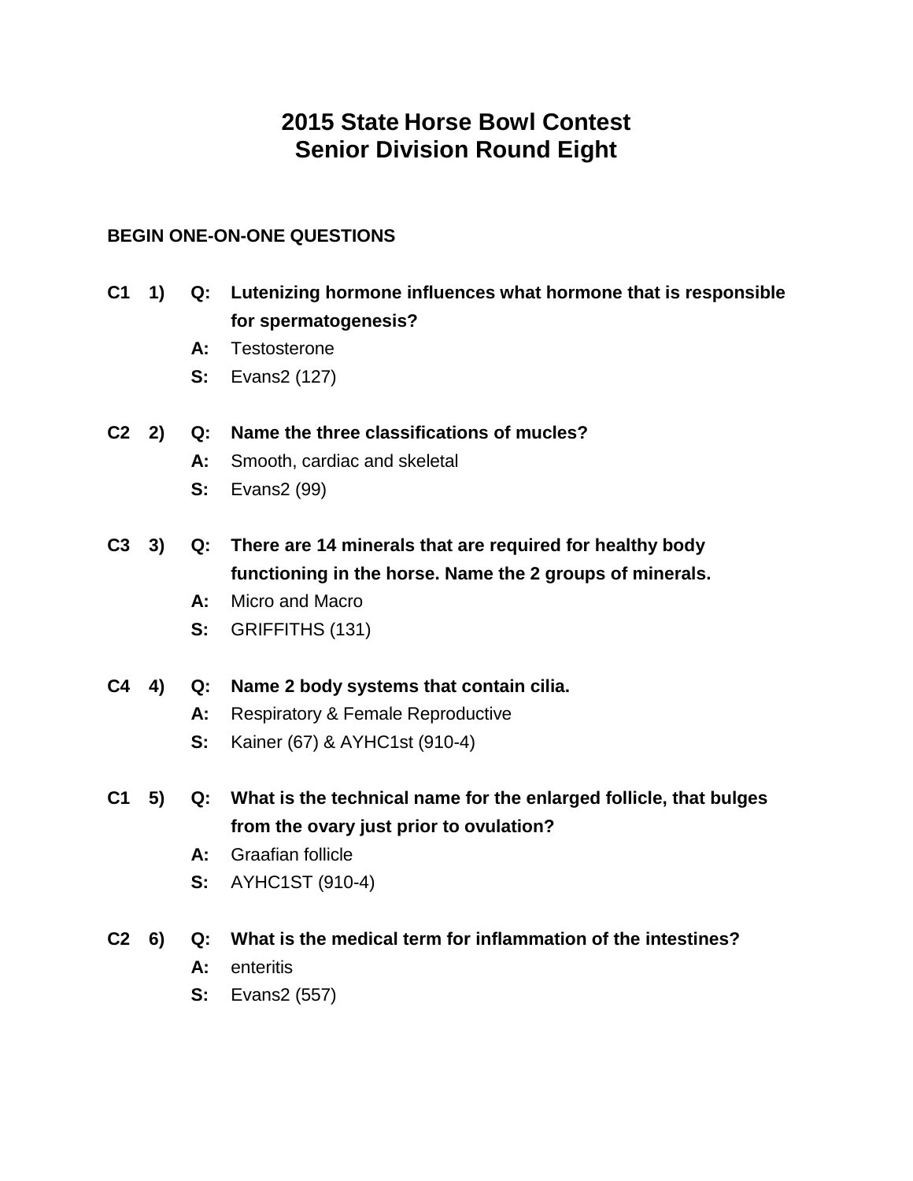# 2015 State Horse Bowl Contest
# Senior Division Round Eight

**BEGIN ONE-ON-ONE QUESTIONS**

**C1 1) Q: Lutenizing hormone influences what hormone that is responsible for spermatogenesis?**

**A:** Testosterone

**S:** Evans2 (127)

**C2 2) Q: Name the three classifications of mucles?**

**A:** Smooth, cardiac and skeletal

**S:** Evans2 (99)

**C3 3) Q: There are 14 minerals that are required for healthy body functioning in the horse. Name the 2 groups of minerals.**

**A:** Micro and Macro

**S:** GRIFFITHS (131)

**C4 4) Q: Name 2 body systems that contain cilia.**

**A:** Respiratory & Female Reproductive

**S:** Kainer (67) & AYHC1st (910-4)

**C1 5) Q: What is the technical name for the enlarged follicle, that bulges from the ovary just prior to ovulation?**

**A:** Graafian follicle

**S:** AYHC1ST (910-4)

**C2 6) Q: What is the medical term for inflammation of the intestines?**

**A:** enteritis

**S:** Evans2 (557)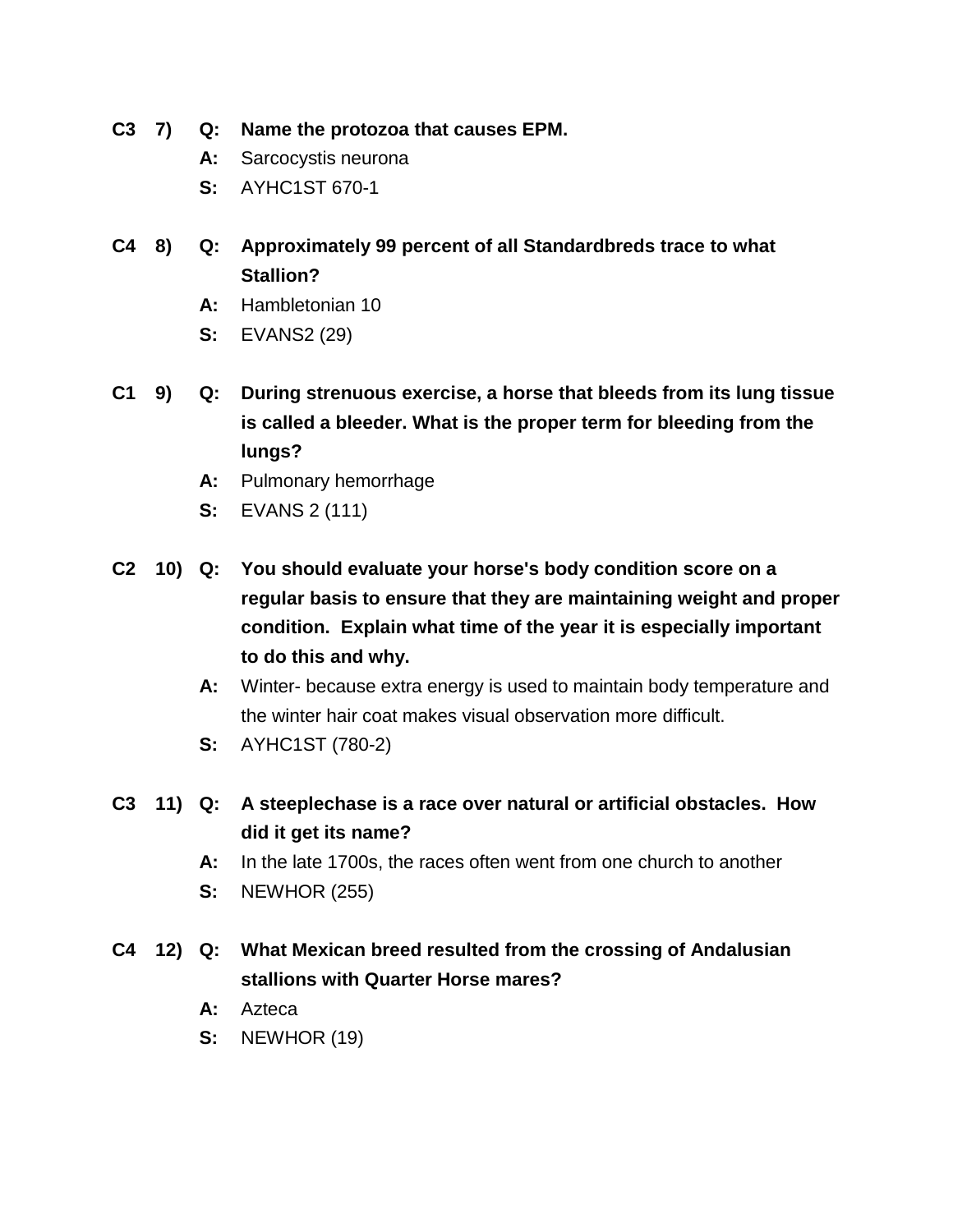**C3 7) Q: Name the protozoa that causes EPM.**

**A:** Sarcocystis neurona

**S:** AYHC1ST 670-1

**C4 8) Q: Approximately 99 percent of all Standardbreds trace to what Stallion?**

**A:** Hambletonian 10

**S:** EVANS2 (29)

**C1 9) Q: During strenuous exercise, a horse that bleeds from its lung tissue is called a bleeder. What is the proper term for bleeding from the lungs?**

**A:** Pulmonary hemorrhage

**S:** EVANS 2 (111)

**C2 10) Q: You should evaluate your horse's body condition score on a regular basis to ensure that they are maintaining weight and proper condition. Explain what time of the year it is especially important to do this and why.**

**A:** Winter- because extra energy is used to maintain body temperature and the winter hair coat makes visual observation more difficult.

**S:** AYHC1ST (780-2)

**C3 11) Q: A steeplechase is a race over natural or artificial obstacles. How did it get its name?**

**A:** In the late 1700s, the races often went from one church to another

**S:** NEWHOR (255)

**C4 12) Q: What Mexican breed resulted from the crossing of Andalusian stallions with Quarter Horse mares?**

**A:** Azteca

**S:** NEWHOR (19)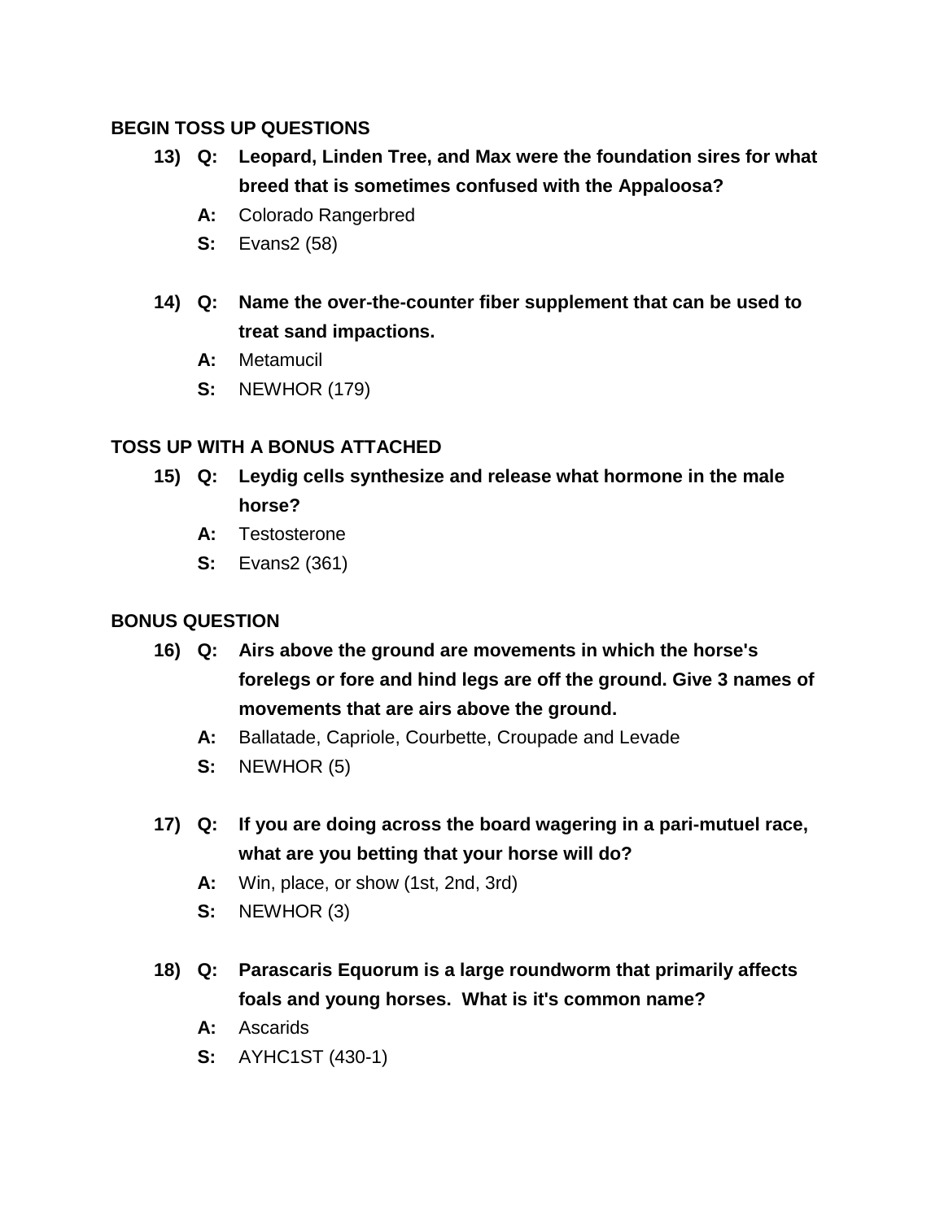**BEGIN TOSS UP QUESTIONS**

13) **Q: Leopard, Linden Tree, and Max were the foundation sires for what breed that is sometimes confused with the Appaloosa?**

   **A:** Colorado Rangerbred

   **S:** Evans2 (58)

14) **Q: Name the over-the-counter fiber supplement that can be used to treat sand impactions.**

   **A:** Metamucil

   **S:** NEWHOR (179)

**TOSS UP WITH A BONUS ATTACHED**

15) **Q: Leydig cells synthesize and release what hormone in the male horse?**

   **A:** Testosterone

   **S:** Evans2 (361)

**BONUS QUESTION**

16) **Q: Airs above the ground are movements in which the horse's forelegs or fore and hind legs are off the ground. Give 3 names of movements that are airs above the ground.**

   **A:** Ballatade, Capriole, Courbette, Croupade and Levade

   **S:** NEWHOR (5)

17) **Q: If you are doing across the board wagering in a pari-mutuel race, what are you betting that your horse will do?**

   **A:** Win, place, or show (1st, 2nd, 3rd)

   **S:** NEWHOR (3)

18) **Q: Parascaris Equorum is a large roundworm that primarily affects foals and young horses. What is it's common name?**

   **A:** Ascarids

   **S:** AYHC1ST (430-1)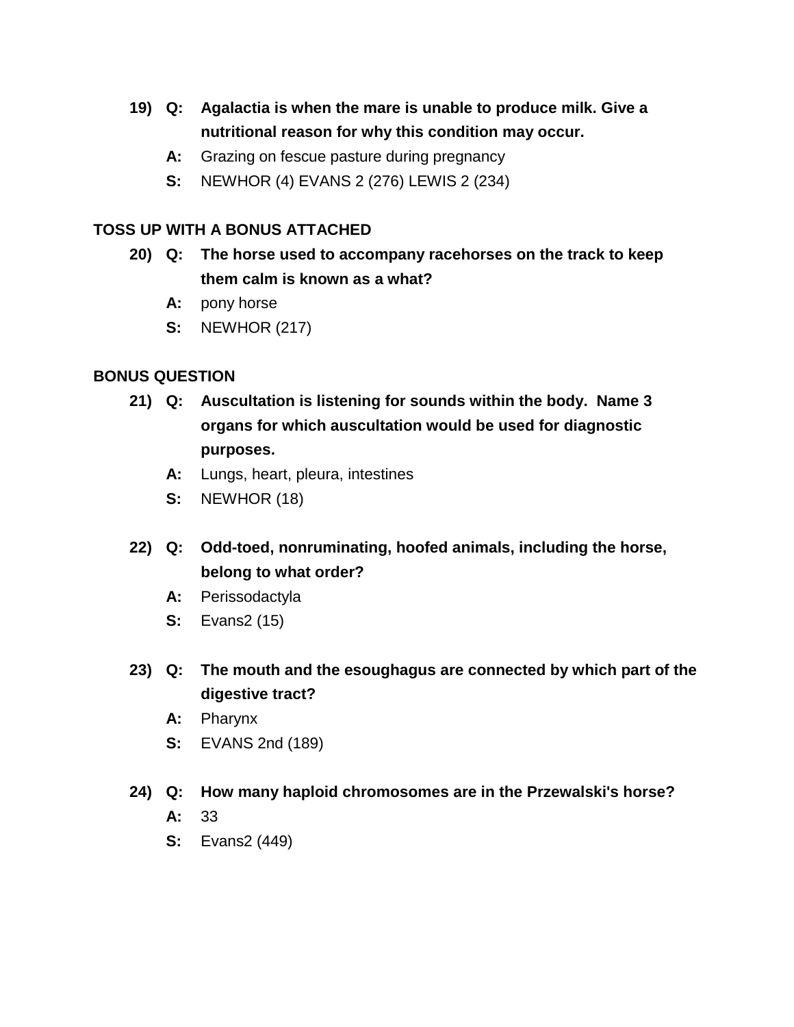19) **Q: Agalactia is when the mare is unable to produce milk. Give a nutritional reason for why this condition may occur.**

**A:** Grazing on fescue pasture during pregnancy

**S:** NEWHOR (4) EVANS 2 (276) LEWIS 2 (234)

**TOSS UP WITH A BONUS ATTACHED**

20) **Q: The horse used to accompany racehorses on the track to keep them calm is known as a what?**

**A:** pony horse

**S:** NEWHOR (217)

**BONUS QUESTION**

21) **Q: Auscultation is listening for sounds within the body. Name 3 organs for which auscultation would be used for diagnostic purposes.**

**A:** Lungs, heart, pleura, intestines

**S:** NEWHOR (18)

22) **Q: Odd-toed, nonruminating, hoofed animals, including the horse, belong to what order?**

**A:** Perissodactyla

**S:** Evans2 (15)

23) **Q: The mouth and the esoughagus are connected by which part of the digestive tract?**

**A:** Pharynx

**S:** EVANS 2nd (189)

24) **Q: How many haploid chromosomes are in the Przewalski's horse?**

**A:** 33

**S:** Evans2 (449)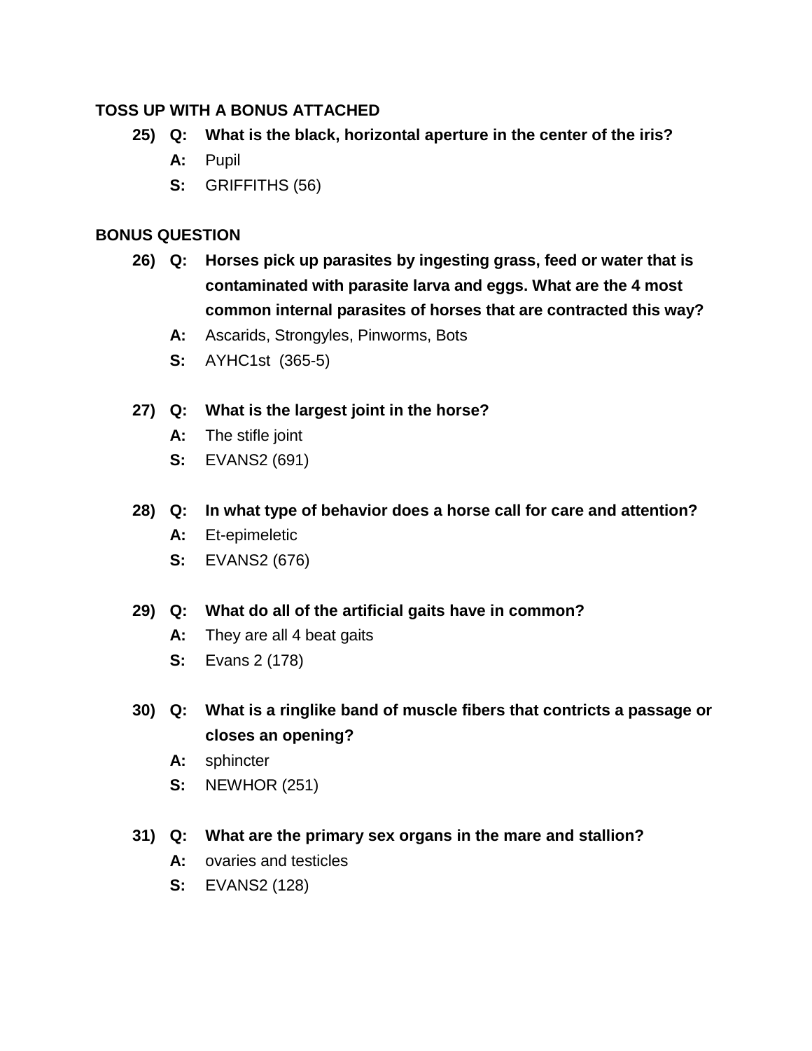**TOSS UP WITH A BONUS ATTACHED**

**25) Q: What is the black, horizontal aperture in the center of the iris?**

**A:** Pupil

**S:** GRIFFITHS (56)

**BONUS QUESTION**

**26) Q: Horses pick up parasites by ingesting grass, feed or water that is contaminated with parasite larva and eggs. What are the 4 most common internal parasites of horses that are contracted this way?**

**A:** Ascarids, Strongyles, Pinworms, Bots

**S:** AYHC1st (365-5)

**27) Q: What is the largest joint in the horse?**

**A:** The stifle joint

**S:** EVANS2 (691)

**28) Q: In what type of behavior does a horse call for care and attention?**

**A:** Et-epimeletic

**S:** EVANS2 (676)

**29) Q: What do all of the artificial gaits have in common?**

**A:** They are all 4 beat gaits

**S:** Evans 2 (178)

**30) Q: What is a ringlike band of muscle fibers that contricts a passage or closes an opening?**

**A:** sphincter

**S:** NEWHOR (251)

**31) Q: What are the primary sex organs in the mare and stallion?**

**A:** ovaries and testicles

**S:** EVANS2 (128)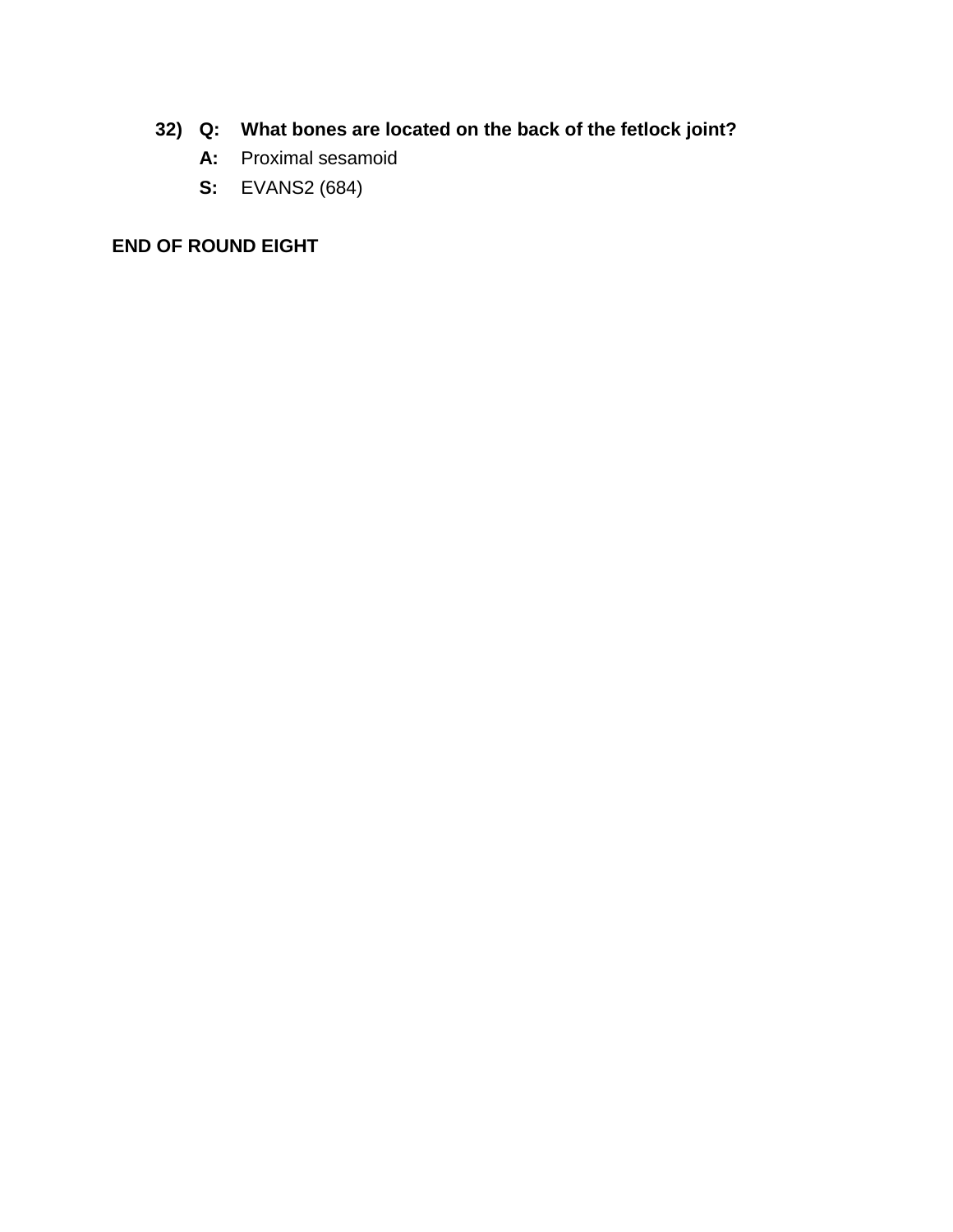32) **Q: What bones are located on the back of the fetlock joint?**

**A:** Proximal sesamoid

**S:** EVANS2 (684)

**END OF ROUND EIGHT**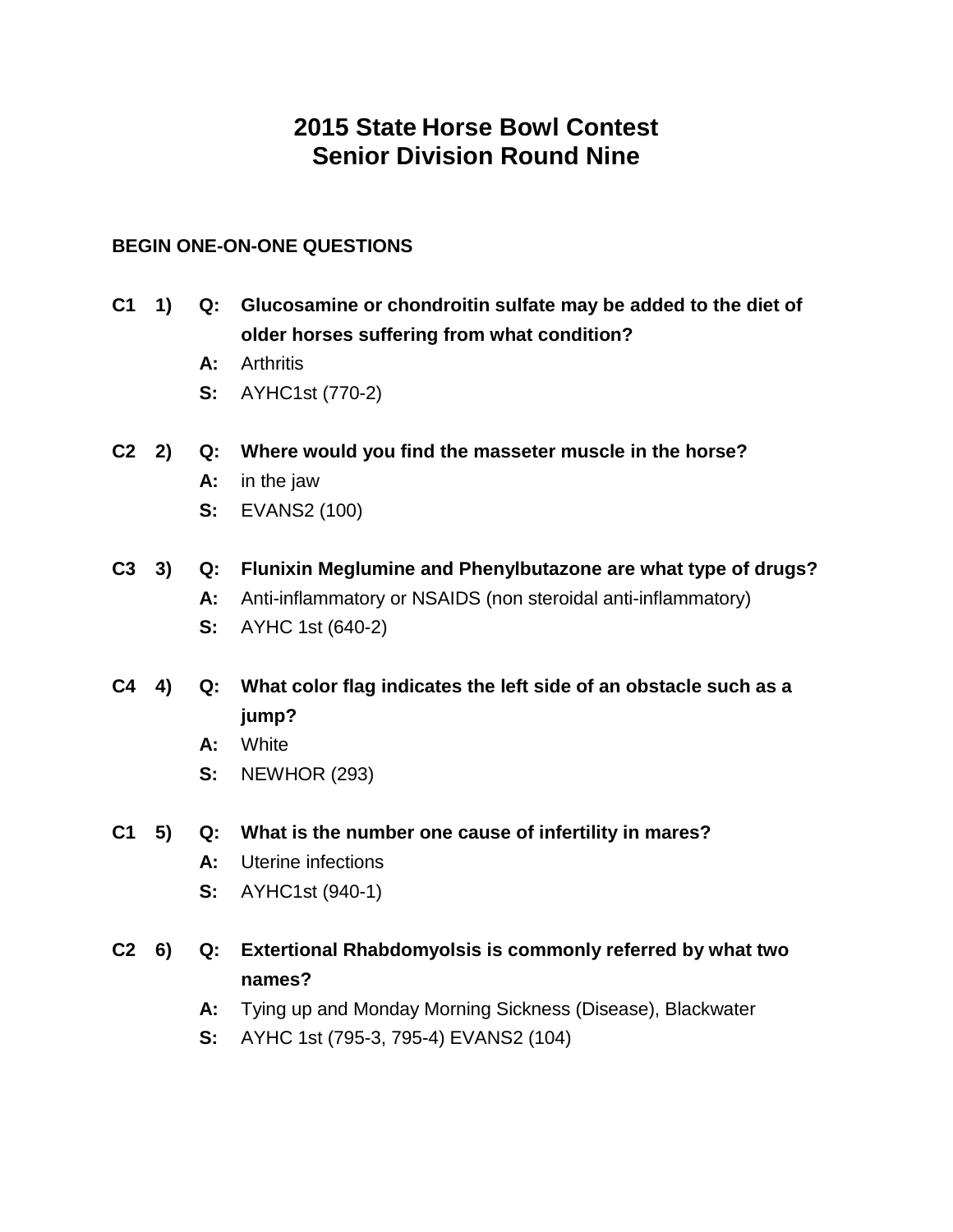# 2015 State Horse Bowl Contest
# Senior Division Round Nine

**BEGIN ONE-ON-ONE QUESTIONS**

**C1 1) Q: Glucosamine or chondroitin sulfate may be added to the diet of older horses suffering from what condition?**

**A:** Arthritis

**S:** AYHC1st (770-2)

**C2 2) Q: Where would you find the masseter muscle in the horse?**

**A:** in the jaw

**S:** EVANS2 (100)

**C3 3) Q: Flunixin Meglumine and Phenylbutazone are what type of drugs?**

**A:** Anti-inflammatory or NSAIDS (non steroidal anti-inflammatory)

**S:** AYHC 1st (640-2)

**C4 4) Q: What color flag indicates the left side of an obstacle such as a jump?**

**A:** White

**S:** NEWHOR (293)

**C1 5) Q: What is the number one cause of infertility in mares?**

**A:** Uterine infections

**S:** AYHC1st (940-1)

**C2 6) Q: Extertional Rhabdomyolsis is commonly referred by what two names?**

**A:** Tying up and Monday Morning Sickness (Disease), Blackwater

**S:** AYHC 1st (795-3, 795-4) EVANS2 (104)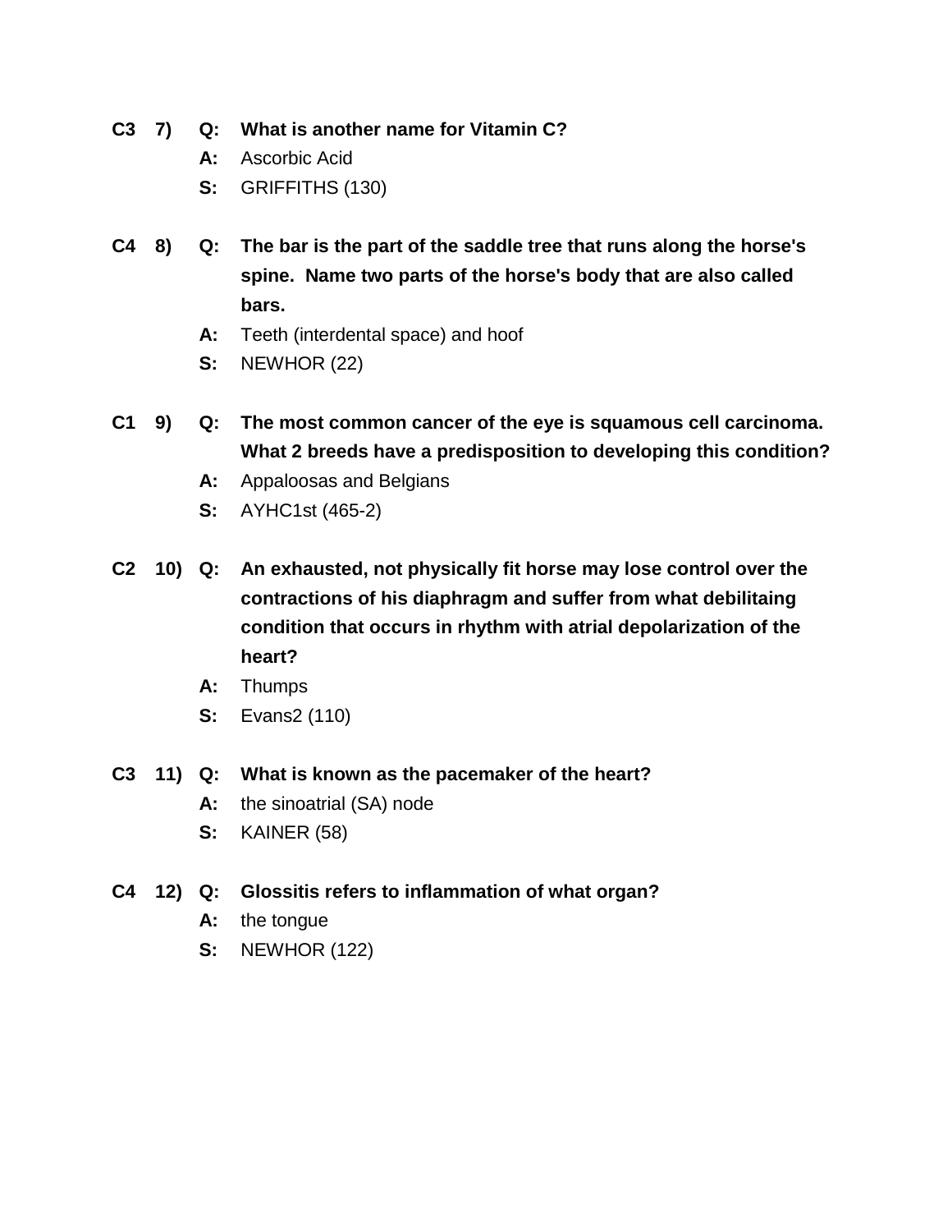**C3 7) Q: What is another name for Vitamin C?**

**A:** Ascorbic Acid

**S:** GRIFFITHS (130)

**C4 8) Q: The bar is the part of the saddle tree that runs along the horse's spine. Name two parts of the horse's body that are also called bars.**

**A:** Teeth (interdental space) and hoof

**S:** NEWHOR (22)

**C1 9) Q: The most common cancer of the eye is squamous cell carcinoma. What 2 breeds have a predisposition to developing this condition?**

**A:** Appaloosas and Belgians

**S:** AYHC1st (465-2)

**C2 10) Q: An exhausted, not physically fit horse may lose control over the contractions of his diaphragm and suffer from what debilitaing condition that occurs in rhythm with atrial depolarization of the heart?**

**A:** Thumps

**S:** Evans2 (110)

**C3 11) Q: What is known as the pacemaker of the heart?**

**A:** the sinoatrial (SA) node

**S:** KAINER (58)

**C4 12) Q: Glossitis refers to inflammation of what organ?**

**A:** the tongue

**S:** NEWHOR (122)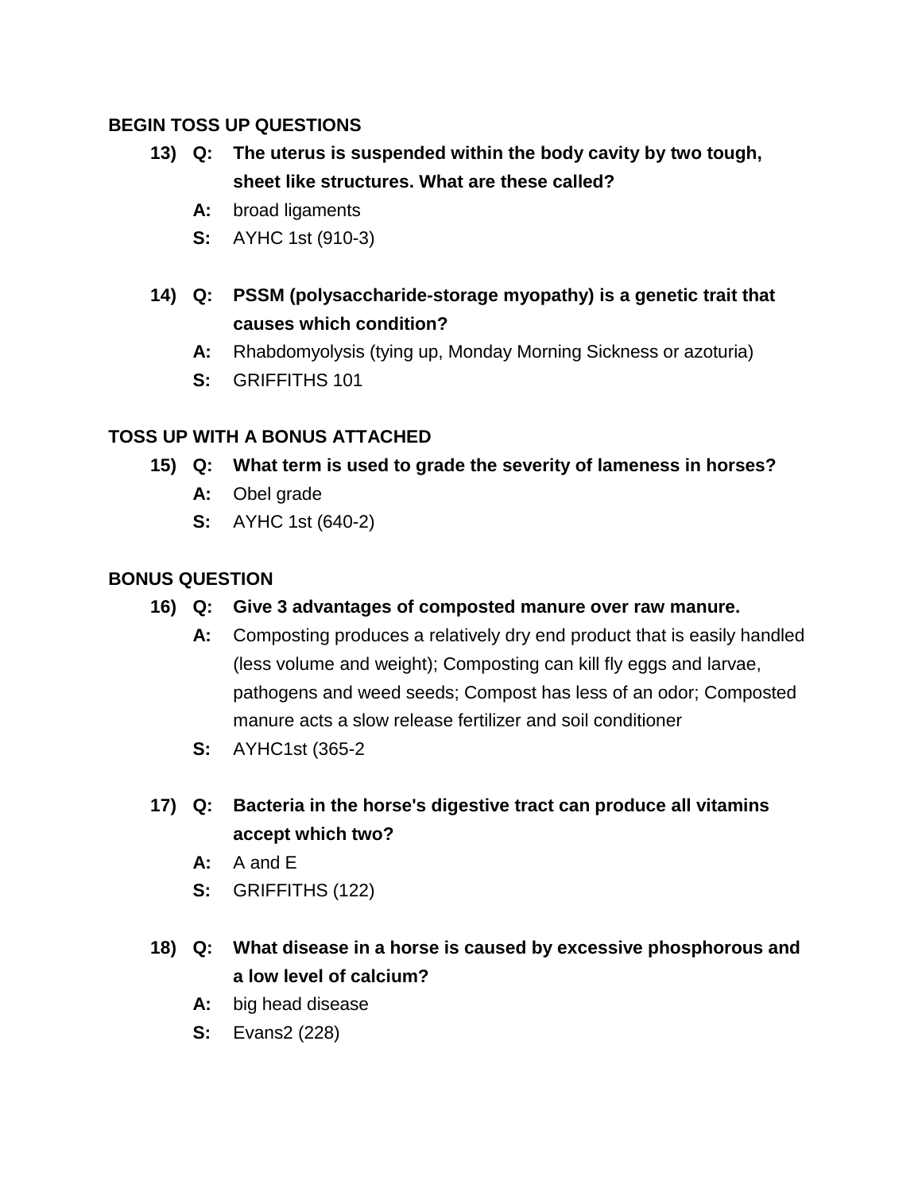**BEGIN TOSS UP QUESTIONS**

13) **Q: The uterus is suspended within the body cavity by two tough, sheet like structures. What are these called?**

   **A:** broad ligaments

   **S:** AYHC 1st (910-3)

14) **Q: PSSM (polysaccharide-storage myopathy) is a genetic trait that causes which condition?**

   **A:** Rhabdomyolysis (tying up, Monday Morning Sickness or azoturia)

   **S:** GRIFFITHS 101

**TOSS UP WITH A BONUS ATTACHED**

15) **Q: What term is used to grade the severity of lameness in horses?**

   **A:** Obel grade

   **S:** AYHC 1st (640-2)

**BONUS QUESTION**

16) **Q: Give 3 advantages of composted manure over raw manure.**

   **A:** Composting produces a relatively dry end product that is easily handled (less volume and weight); Composting can kill fly eggs and larvae, pathogens and weed seeds; Compost has less of an odor; Composted manure acts a slow release fertilizer and soil conditioner

   **S:** AYHC1st (365-2

17) **Q: Bacteria in the horse's digestive tract can produce all vitamins accept which two?**

   **A:** A and E

   **S:** GRIFFITHS (122)

18) **Q: What disease in a horse is caused by excessive phosphorous and a low level of calcium?**

   **A:** big head disease

   **S:** Evans2 (228)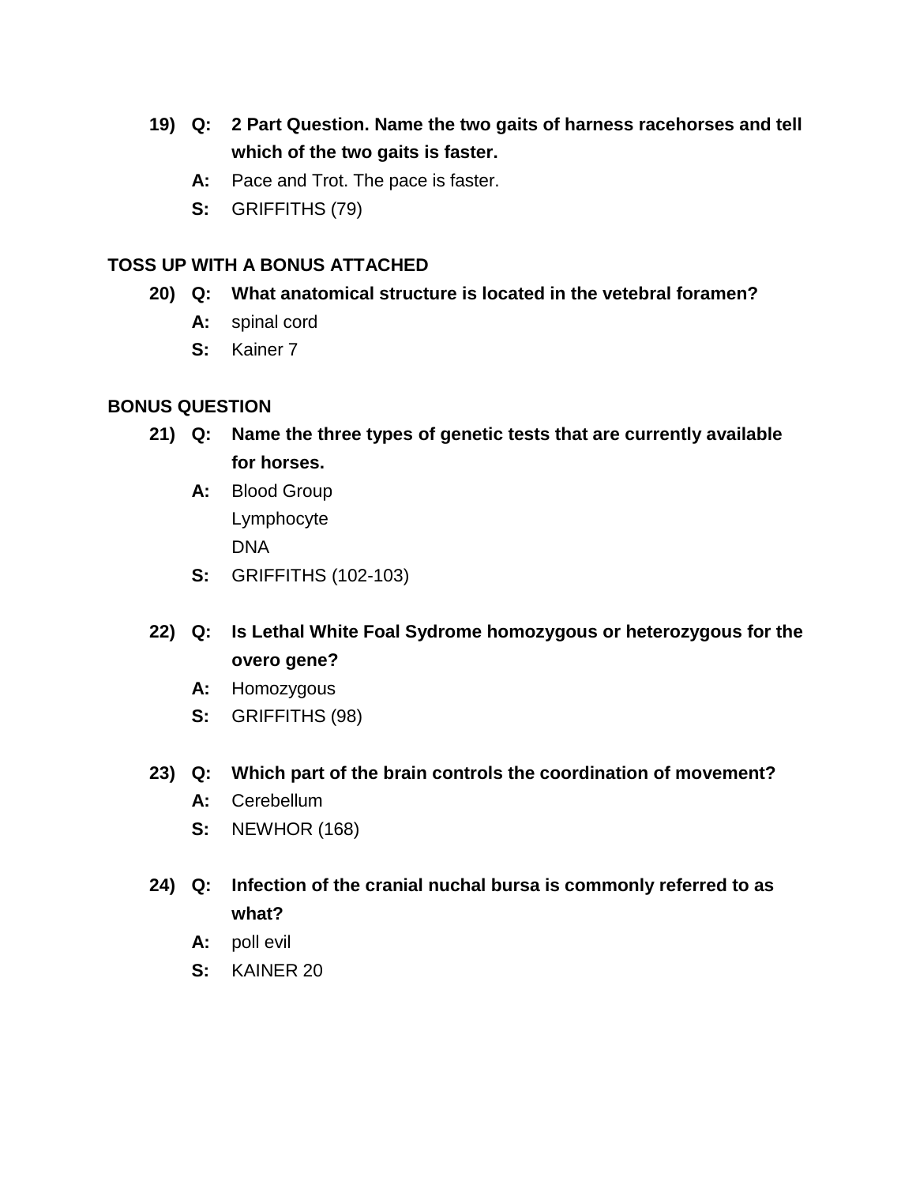19) **Q: 2 Part Question. Name the two gaits of harness racehorses and tell which of the two gaits is faster.**

**A:** Pace and Trot. The pace is faster.

**S:** GRIFFITHS (79)

**TOSS UP WITH A BONUS ATTACHED**

20) **Q: What anatomical structure is located in the vetebral foramen?**

**A:** spinal cord

**S:** Kainer 7

**BONUS QUESTION**

21) **Q: Name the three types of genetic tests that are currently available for horses.**

**A:** Blood Group
Lymphocyte
DNA

**S:** GRIFFITHS (102-103)

22) **Q: Is Lethal White Foal Sydrome homozygous or heterozygous for the overo gene?**

**A:** Homozygous

**S:** GRIFFITHS (98)

23) **Q: Which part of the brain controls the coordination of movement?**

**A:** Cerebellum

**S:** NEWHOR (168)

24) **Q: Infection of the cranial nuchal bursa is commonly referred to as what?**

**A:** poll evil

**S:** KAINER 20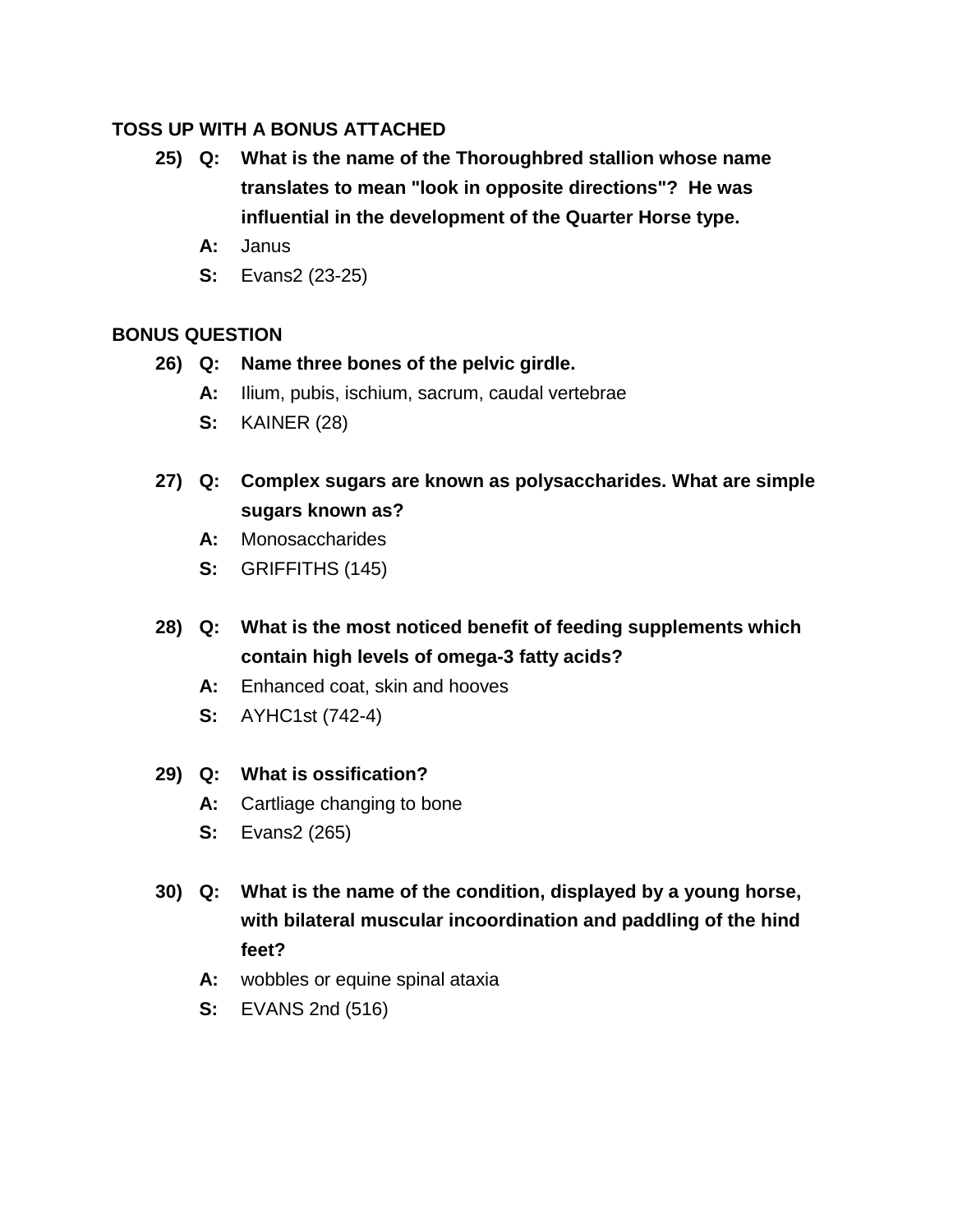**TOSS UP WITH A BONUS ATTACHED**

25) **Q: What is the name of the Thoroughbred stallion whose name translates to mean "look in opposite directions"? He was influential in the development of the Quarter Horse type.**

**A:** Janus

**S:** Evans2 (23-25)

**BONUS QUESTION**

26) **Q: Name three bones of the pelvic girdle.**

**A:** Ilium, pubis, ischium, sacrum, caudal vertebrae

**S:** KAINER (28)

27) **Q: Complex sugars are known as polysaccharides. What are simple sugars known as?**

**A:** Monosaccharides

**S:** GRIFFITHS (145)

28) **Q: What is the most noticed benefit of feeding supplements which contain high levels of omega-3 fatty acids?**

**A:** Enhanced coat, skin and hooves

**S:** AYHC1st (742-4)

29) **Q: What is ossification?**

**A:** Cartliage changing to bone

**S:** Evans2 (265)

30) **Q: What is the name of the condition, displayed by a young horse, with bilateral muscular incoordination and paddling of the hind feet?**

**A:** wobbles or equine spinal ataxia

**S:** EVANS 2nd (516)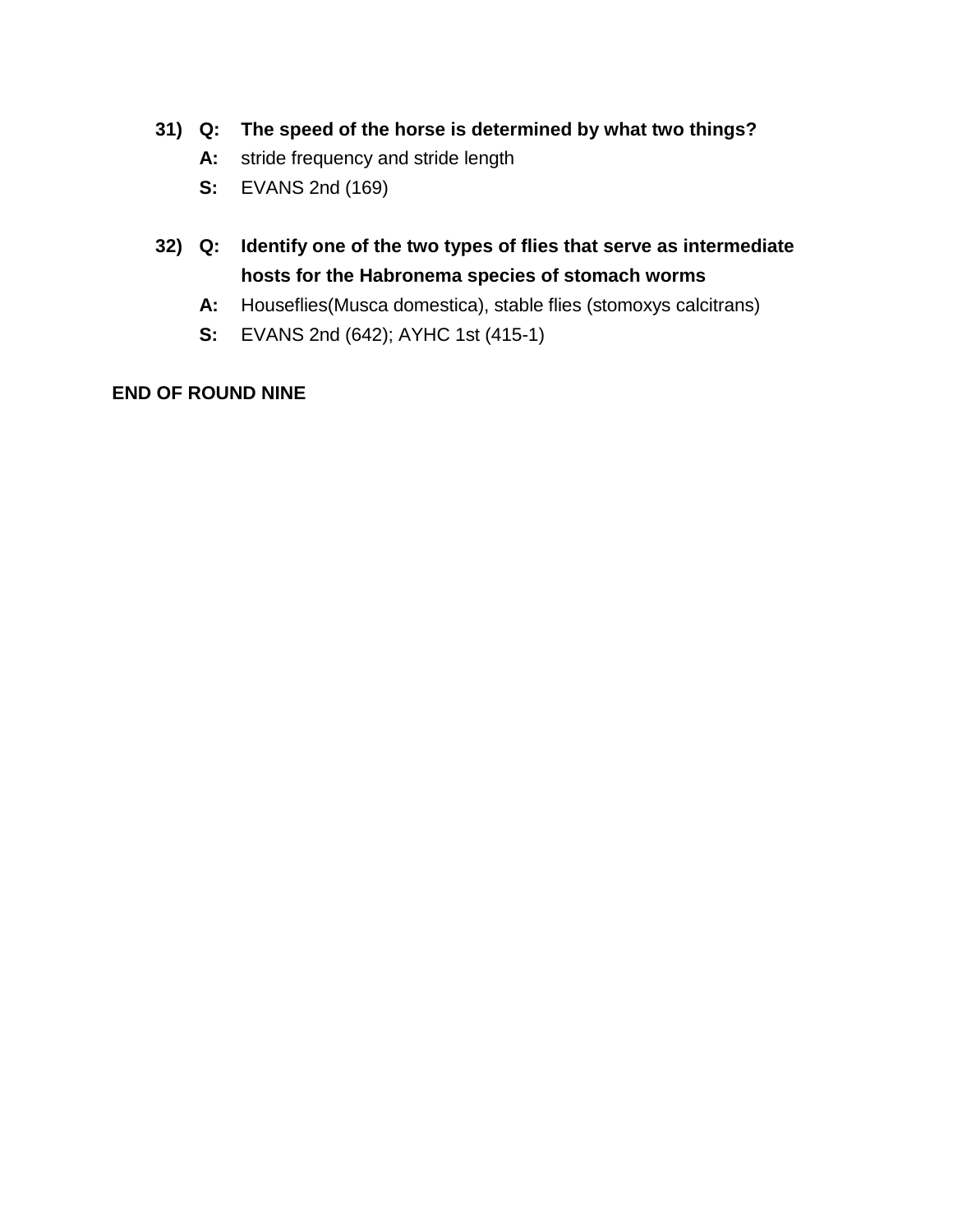31) **Q: The speed of the horse is determined by what two things?**

**A:** stride frequency and stride length

**S:** EVANS 2nd (169)

32) **Q: Identify one of the two types of flies that serve as intermediate hosts for the Habronema species of stomach worms**

**A:** Houseflies(Musca domestica), stable flies (stomoxys calcitrans)

**S:** EVANS 2nd (642); AYHC 1st (415-1)

**END OF ROUND NINE**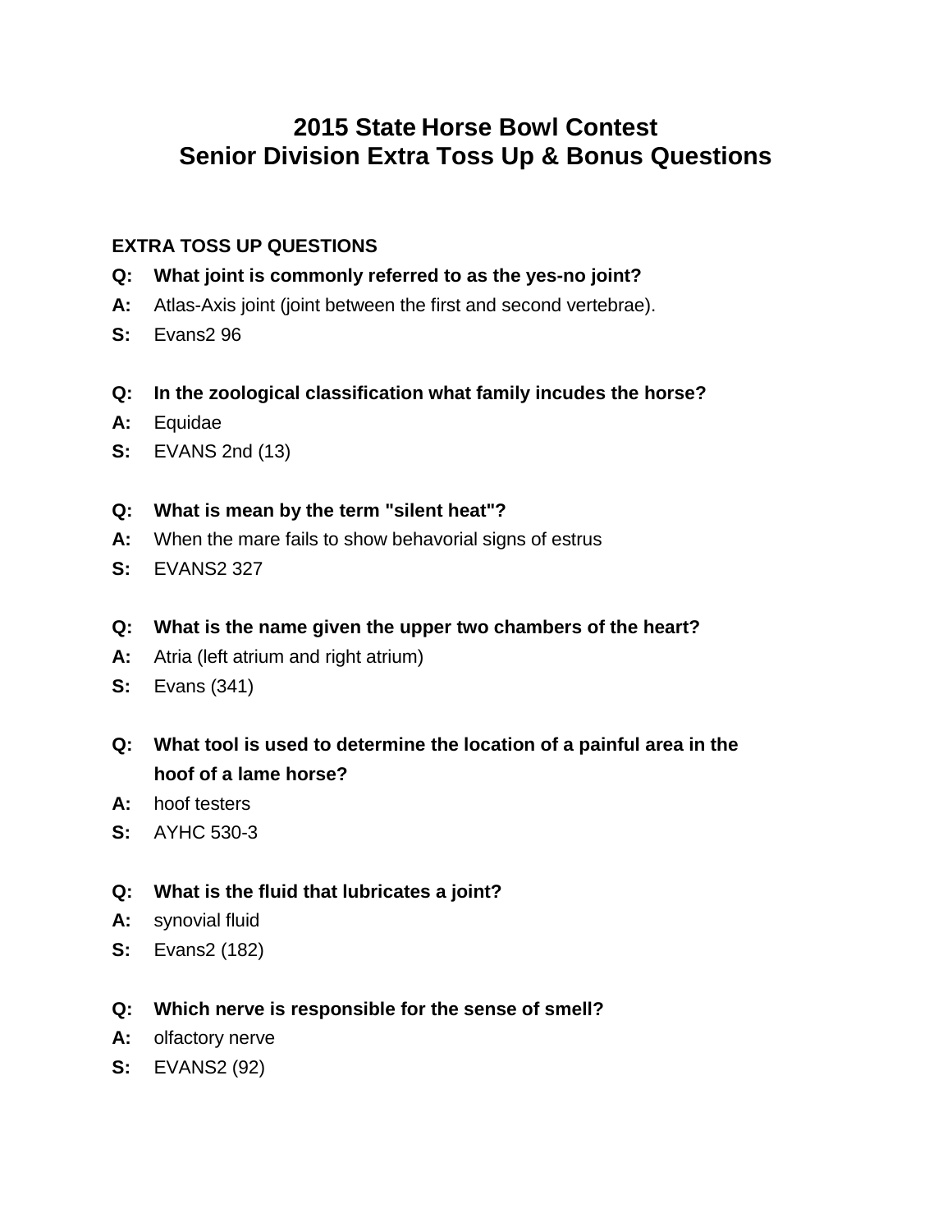# 2015 State Horse Bowl Contest
# Senior Division Extra Toss Up & Bonus Questions

**EXTRA TOSS UP QUESTIONS**

**Q: What joint is commonly referred to as the yes-no joint?**
**A:** Atlas-Axis joint (joint between the first and second vertebrae).
**S:** Evans2 96

**Q: In the zoological classification what family incudes the horse?**
**A:** Equidae
**S:** EVANS 2nd (13)

**Q: What is mean by the term "silent heat"?**
**A:** When the mare fails to show behavorial signs of estrus
**S:** EVANS2 327

**Q: What is the name given the upper two chambers of the heart?**
**A:** Atria (left atrium and right atrium)
**S:** Evans (341)

**Q: What tool is used to determine the location of a painful area in the hoof of a lame horse?**
**A:** hoof testers
**S:** AYHC 530-3

**Q: What is the fluid that lubricates a joint?**
**A:** synovial fluid
**S:** Evans2 (182)

**Q: Which nerve is responsible for the sense of smell?**
**A:** olfactory nerve
**S:** EVANS2 (92)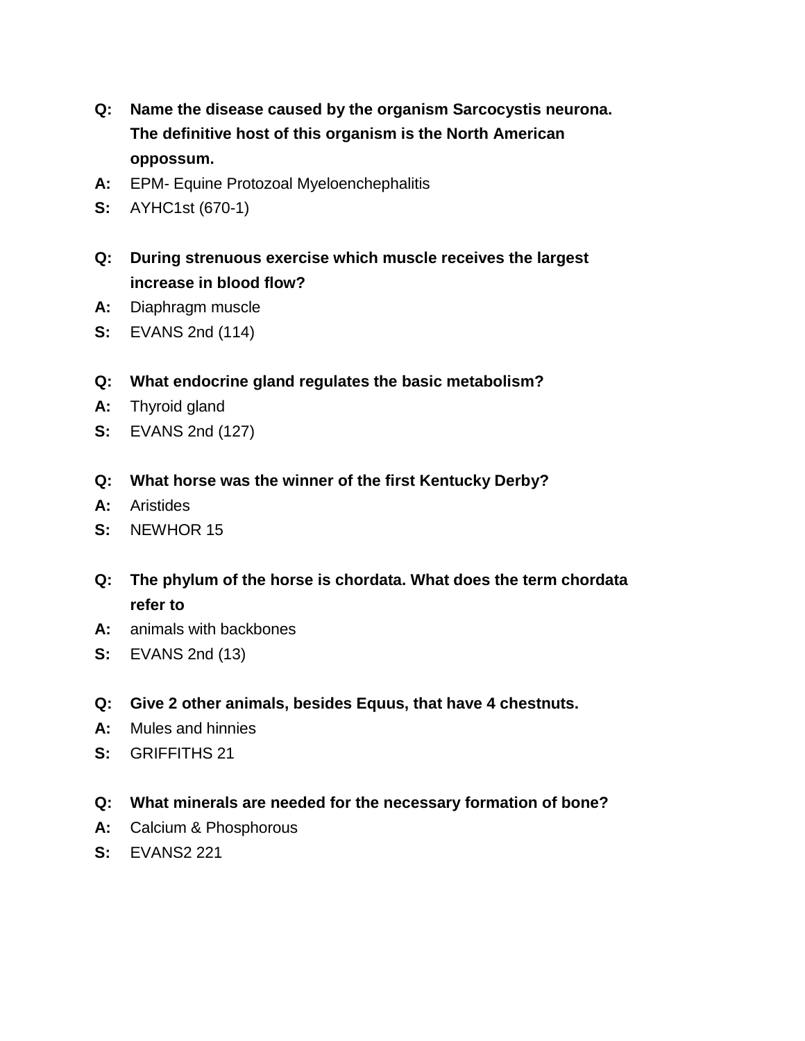**Q: Name the disease caused by the organism Sarcocystis neurona. The definitive host of this organism is the North American oppossum.**

**A:** EPM- Equine Protozoal Myeloenchephalitis

**S:** AYHC1st (670-1)

**Q: During strenuous exercise which muscle receives the largest increase in blood flow?**

**A:** Diaphragm muscle

**S:** EVANS 2nd (114)

**Q: What endocrine gland regulates the basic metabolism?**

**A:** Thyroid gland

**S:** EVANS 2nd (127)

**Q: What horse was the winner of the first Kentucky Derby?**

**A:** Aristides

**S:** NEWHOR 15

**Q: The phylum of the horse is chordata. What does the term chordata refer to**

**A:** animals with backbones

**S:** EVANS 2nd (13)

**Q: Give 2 other animals, besides Equus, that have 4 chestnuts.**

**A:** Mules and hinnies

**S:** GRIFFITHS 21

**Q: What minerals are needed for the necessary formation of bone?**

**A:** Calcium & Phosphorous

**S:** EVANS2 221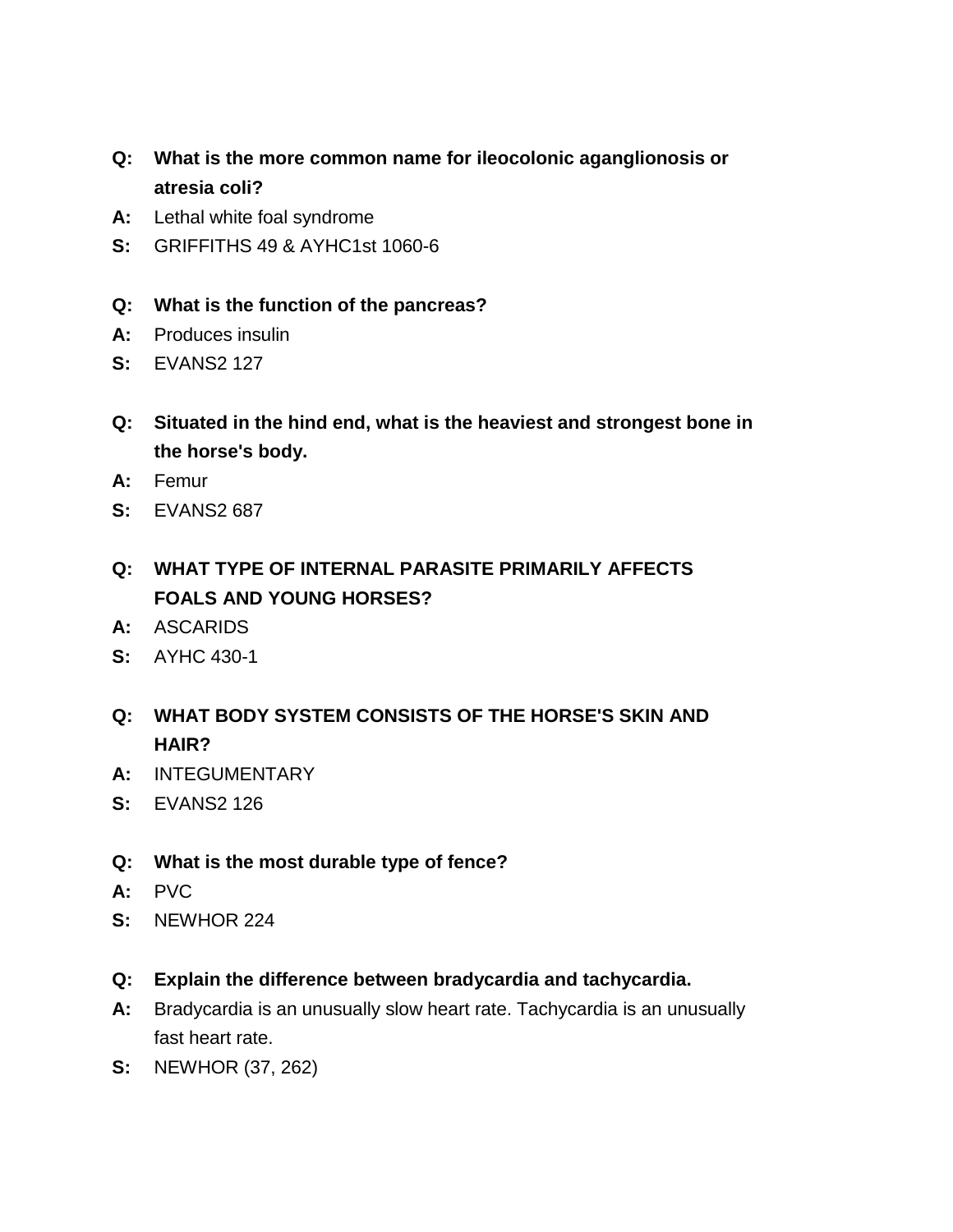**Q:** **What is the more common name for ileocolonic aganglionosis or atresia coli?**

**A:** Lethal white foal syndrome

**S:** GRIFFITHS 49 & AYHC1st 1060-6

**Q:** **What is the function of the pancreas?**

**A:** Produces insulin

**S:** EVANS2 127

**Q:** **Situated in the hind end, what is the heaviest and strongest bone in the horse's body.**

**A:** Femur

**S:** EVANS2 687

**Q:** **WHAT TYPE OF INTERNAL PARASITE PRIMARILY AFFECTS FOALS AND YOUNG HORSES?**

**A:** ASCARIDS

**S:** AYHC 430-1

**Q:** **WHAT BODY SYSTEM CONSISTS OF THE HORSE'S SKIN AND HAIR?**

**A:** INTEGUMENTARY

**S:** EVANS2 126

**Q:** **What is the most durable type of fence?**

**A:** PVC

**S:** NEWHOR 224

**Q:** **Explain the difference between bradycardia and tachycardia.**

**A:** Bradycardia is an unusually slow heart rate. Tachycardia is an unusually fast heart rate.

**S:** NEWHOR (37, 262)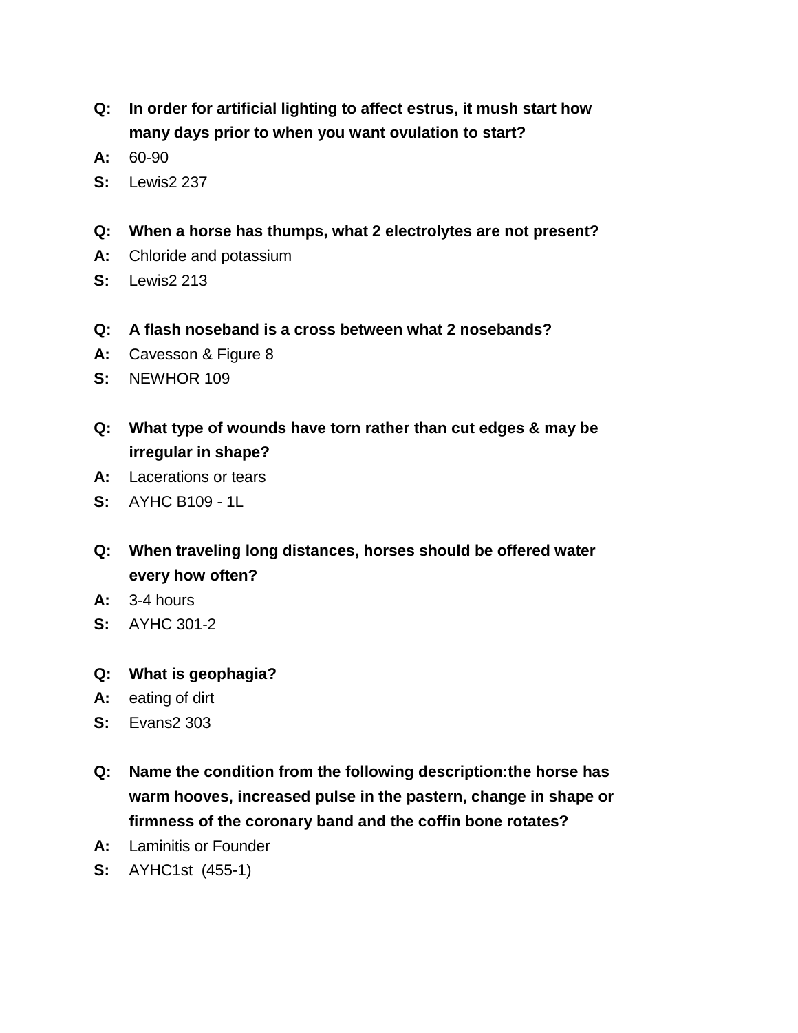**Q:** **In order for artificial lighting to affect estrus, it mush start how many days prior to when you want ovulation to start?**

**A:** 60-90

**S:** Lewis2 237

**Q:** **When a horse has thumps, what 2 electrolytes are not present?**

**A:** Chloride and potassium

**S:** Lewis2 213

**Q:** **A flash noseband is a cross between what 2 nosebands?**

**A:** Cavesson & Figure 8

**S:** NEWHOR 109

**Q:** **What type of wounds have torn rather than cut edges & may be irregular in shape?**

**A:** Lacerations or tears

**S:** AYHC B109 - 1L

**Q:** **When traveling long distances, horses should be offered water every how often?**

**A:** 3-4 hours

**S:** AYHC 301-2

**Q:** **What is geophagia?**

**A:** eating of dirt

**S:** Evans2 303

**Q:** **Name the condition from the following description:the horse has warm hooves, increased pulse in the pastern, change in shape or firmness of the coronary band and the coffin bone rotates?**

**A:** Laminitis or Founder

**S:** AYHC1st (455-1)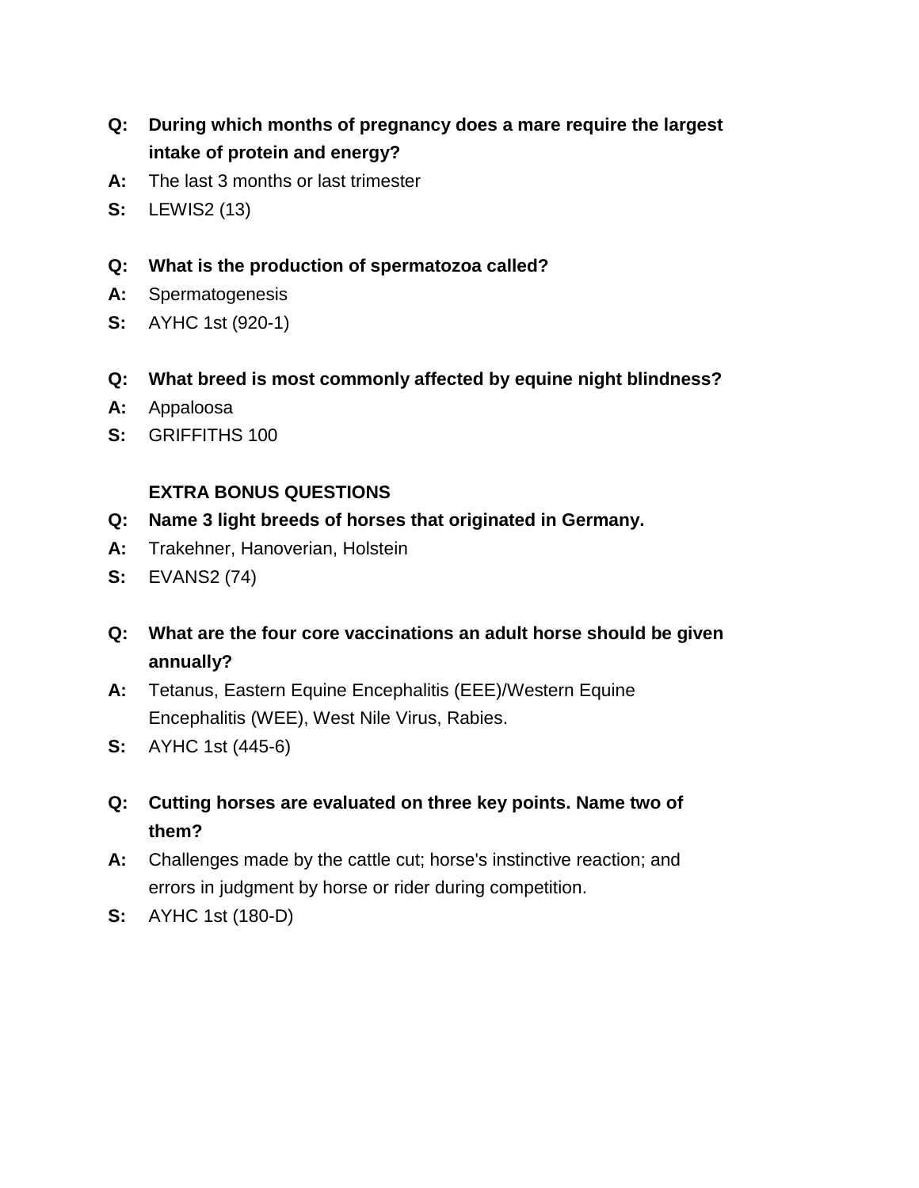**Q:** **During which months of pregnancy does a mare require the largest intake of protein and energy?**

**A:** The last 3 months or last trimester

**S:** LEWIS2 (13)

**Q:** **What is the production of spermatozoa called?**

**A:** Spermatogenesis

**S:** AYHC 1st (920-1)

**Q:** **What breed is most commonly affected by equine night blindness?**

**A:** Appaloosa

**S:** GRIFFITHS 100

**EXTRA BONUS QUESTIONS**

**Q:** **Name 3 light breeds of horses that originated in Germany.**

**A:** Trakehner, Hanoverian, Holstein

**S:** EVANS2 (74)

**Q:** **What are the four core vaccinations an adult horse should be given annually?**

**A:** Tetanus, Eastern Equine Encephalitis (EEE)/Western Equine Encephalitis (WEE), West Nile Virus, Rabies.

**S:** AYHC 1st (445-6)

**Q:** **Cutting horses are evaluated on three key points. Name two of them?**

**A:** Challenges made by the cattle cut; horse's instinctive reaction; and errors in judgment by horse or rider during competition.

**S:** AYHC 1st (180-D)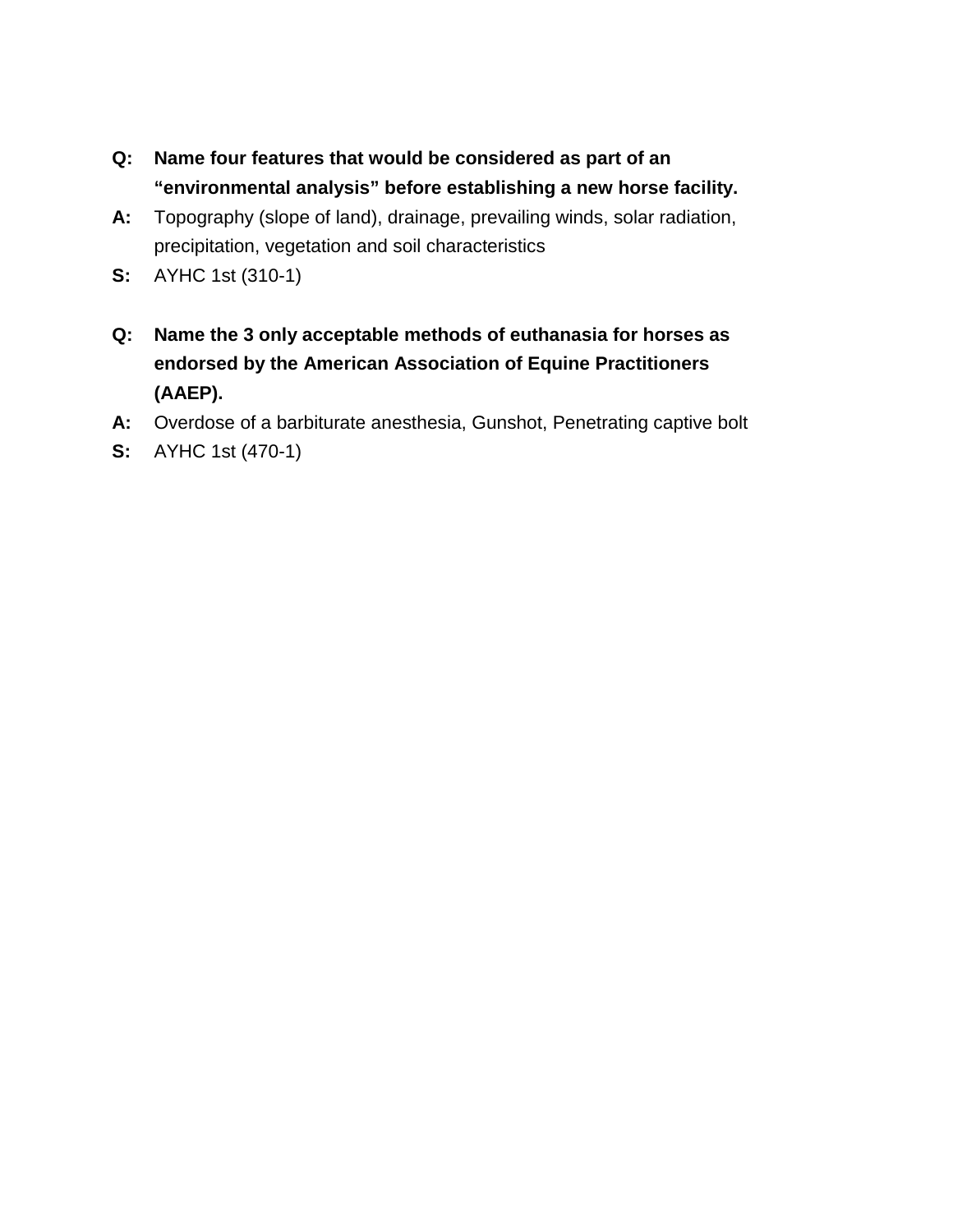**Q:** **Name four features that would be considered as part of an “environmental analysis” before establishing a new horse facility.**

**A:** Topography (slope of land), drainage, prevailing winds, solar radiation, precipitation, vegetation and soil characteristics

**S:** AYHC 1st (310-1)

**Q:** **Name the 3 only acceptable methods of euthanasia for horses as endorsed by the American Association of Equine Practitioners (AAEP).**

**A:** Overdose of a barbiturate anesthesia, Gunshot, Penetrating captive bolt

**S:** AYHC 1st (470-1)